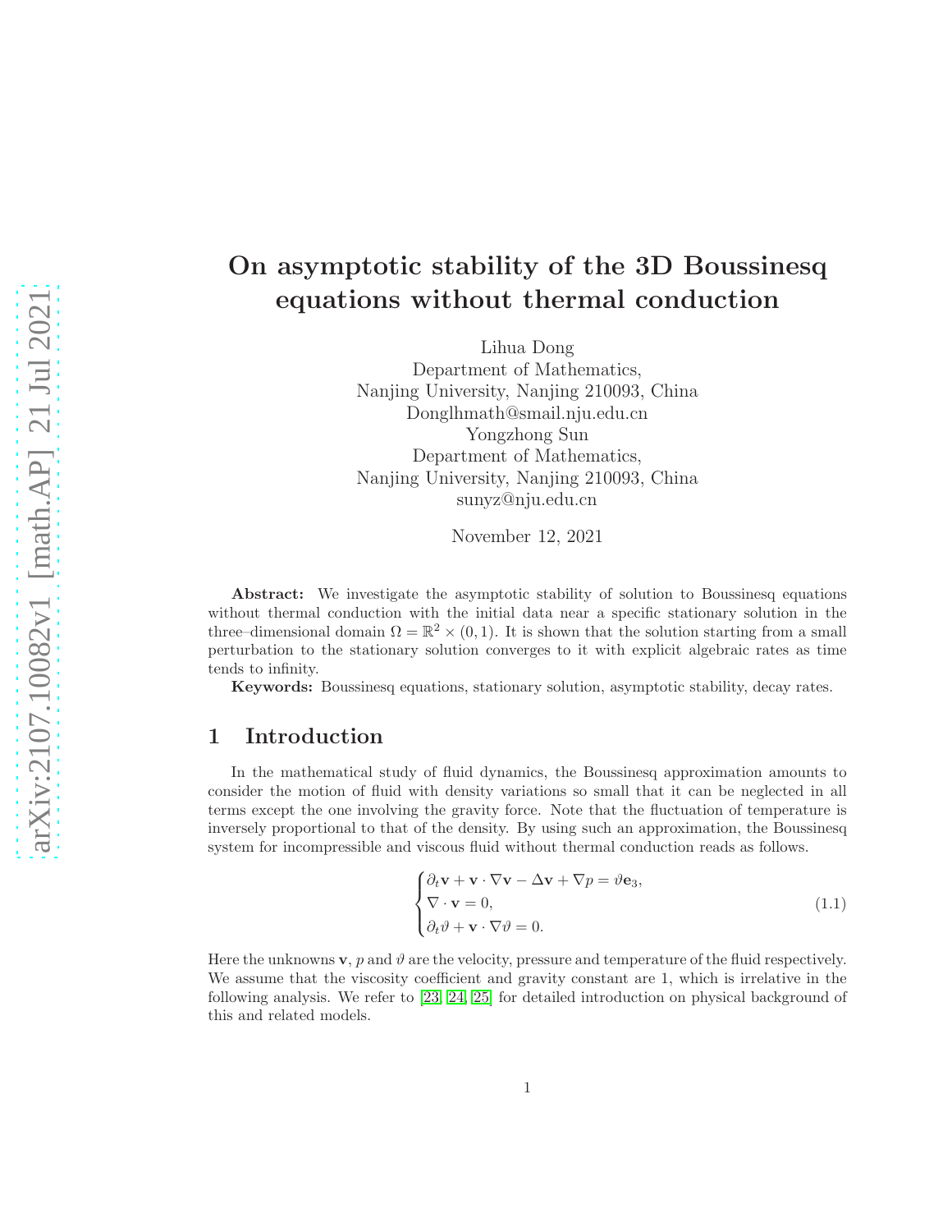# On asymptotic stability of the 3D Boussinesq equations without thermal conduction

Lihua Dong
Department of Mathematics,
Nanjing University, Nanjing 210093, China
Donglhmath@smail.nju.edu.cn

Yongzhong Sun
Department of Mathematics,
Nanjing University, Nanjing 210093, China
sunyz@nju.edu.cn

November 12, 2021

**Abstract:** We investigate the asymptotic stability of solution to Boussinesq equations without thermal conduction with the initial data near a specific stationary solution in the three–dimensional domain $\Omega = \mathbb{R}^2 \times (0, 1)$. It is shown that the solution starting from a small perturbation to the stationary solution converges to it with explicit algebraic rates as time tends to infinity.

**Keywords:** Boussinesq equations, stationary solution, asymptotic stability, decay rates.

## 1 Introduction

In the mathematical study of fluid dynamics, the Boussinesq approximation amounts to consider the motion of fluid with density variations so small that it can be neglected in all terms except the one involving the gravity force. Note that the fluctuation of temperature is inversely proportional to that of the density. By using such an approximation, the Boussinesq system for incompressible and viscous fluid without thermal conduction reads as follows.

$$
\begin{cases}
\partial_t \mathbf{v} + \mathbf{v} \cdot \nabla \mathbf{v} - \Delta \mathbf{v} + \nabla p = \vartheta \mathbf{e}_3, \\
\nabla \cdot \mathbf{v} = 0, \\
\partial_t \vartheta + \mathbf{v} \cdot \nabla \vartheta = 0.
\end{cases}
\tag{1.1}
$$

Here the unknowns $\mathbf{v}$, $p$ and $\vartheta$ are the velocity, pressure and temperature of the fluid respectively. We assume that the viscosity coefficient and gravity constant are 1, which is irrelative in the following analysis. We refer to [23, 24, 25] for detailed introduction on physical background of this and related models.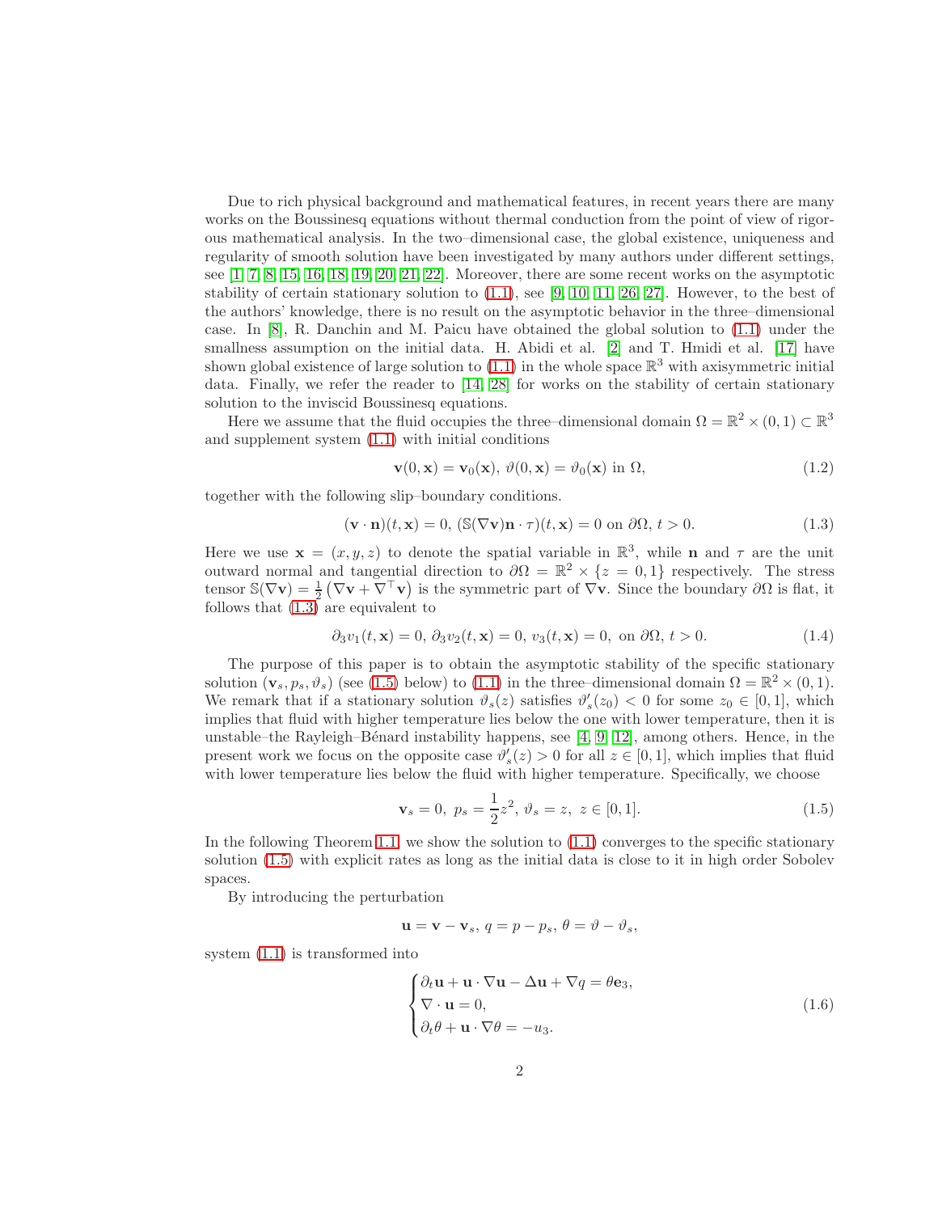Due to rich physical background and mathematical features, in recent years there are many works on the Boussinesq equations without thermal conduction from the point of view of rigorous mathematical analysis. In the two–dimensional case, the global existence, uniqueness and regularity of smooth solution have been investigated by many authors under different settings, see [1, 7, 8, 15, 16, 18, 19, 20, 21, 22]. Moreover, there are some recent works on the asymptotic stability of certain stationary solution to (1.1), see [9, 10, 11, 26, 27]. However, to the best of the authors' knowledge, there is no result on the asymptotic behavior in the three–dimensional case. In [8], R. Danchin and M. Paicu have obtained the global solution to (1.1) under the smallness assumption on the initial data. H. Abidi et al. [2] and T. Hmidi et al. [17] have shown global existence of large solution to (1.1) in the whole space $\mathbb{R}^3$ with axisymmetric initial data. Finally, we refer the reader to [14, 28] for works on the stability of certain stationary solution to the inviscid Boussinesq equations.

Here we assume that the fluid occupies the three–dimensional domain $\Omega = \mathbb{R}^2 \times (0,1) \subset \mathbb{R}^3$ and supplement system (1.1) with initial conditions

$$\mathbf{v}(0,\mathbf{x}) = \mathbf{v}_0(\mathbf{x}),\ \vartheta(0,\mathbf{x}) = \vartheta_0(\mathbf{x}) \text{ in } \Omega, \tag{1.2}$$

together with the following slip–boundary conditions.

$$(\mathbf{v}\cdot\mathbf{n})(t,\mathbf{x}) = 0,\ (\mathbb{S}(\nabla\mathbf{v})\mathbf{n}\cdot\tau)(t,\mathbf{x}) = 0 \text{ on } \partial\Omega,\ t>0. \tag{1.3}$$

Here we use $\mathbf{x} = (x,y,z)$ to denote the spatial variable in $\mathbb{R}^3$, while $\mathbf{n}$ and $\tau$ are the unit outward normal and tangential direction to $\partial\Omega = \mathbb{R}^2 \times \{z = 0,1\}$ respectively. The stress tensor $\mathbb{S}(\nabla\mathbf{v}) = \frac{1}{2}\left(\nabla\mathbf{v} + \nabla^\top\mathbf{v}\right)$ is the symmetric part of $\nabla\mathbf{v}$. Since the boundary $\partial\Omega$ is flat, it follows that (1.3) are equivalent to

$$\partial_3 v_1(t,\mathbf{x}) = 0,\ \partial_3 v_2(t,\mathbf{x}) = 0,\ v_3(t,\mathbf{x}) = 0, \text{ on } \partial\Omega,\ t>0. \tag{1.4}$$

The purpose of this paper is to obtain the asymptotic stability of the specific stationary solution $(\mathbf{v}_s, p_s, \vartheta_s)$ (see (1.5) below) to (1.1) in the three–dimensional domain $\Omega = \mathbb{R}^2 \times (0,1)$. We remark that if a stationary solution $\vartheta_s(z)$ satisfies $\vartheta_s'(z_0) < 0$ for some $z_0 \in [0,1]$, which implies that fluid with higher temperature lies below the one with lower temperature, then it is unstable–the Rayleigh–Bénard instability happens, see [4, 9, 12], among others. Hence, in the present work we focus on the opposite case $\vartheta_s'(z) > 0$ for all $z \in [0,1]$, which implies that fluid with lower temperature lies below the fluid with higher temperature. Specifically, we choose

$$\mathbf{v}_s = 0,\ p_s = \frac{1}{2}z^2,\ \vartheta_s = z,\ z \in [0,1]. \tag{1.5}$$

In the following Theorem 1.1, we show the solution to (1.1) converges to the specific stationary solution (1.5) with explicit rates as long as the initial data is close to it in high order Sobolev spaces.

By introducing the perturbation

$$\mathbf{u} = \mathbf{v} - \mathbf{v}_s,\ q = p - p_s,\ \theta = \vartheta - \vartheta_s,$$

system (1.1) is transformed into

$$\begin{cases} \partial_t\mathbf{u} + \mathbf{u}\cdot\nabla\mathbf{u} - \Delta\mathbf{u} + \nabla q = \theta\mathbf{e}_3, \\ \nabla\cdot\mathbf{u} = 0, \\ \partial_t\theta + \mathbf{u}\cdot\nabla\theta = -u_3. \end{cases} \tag{1.6}$$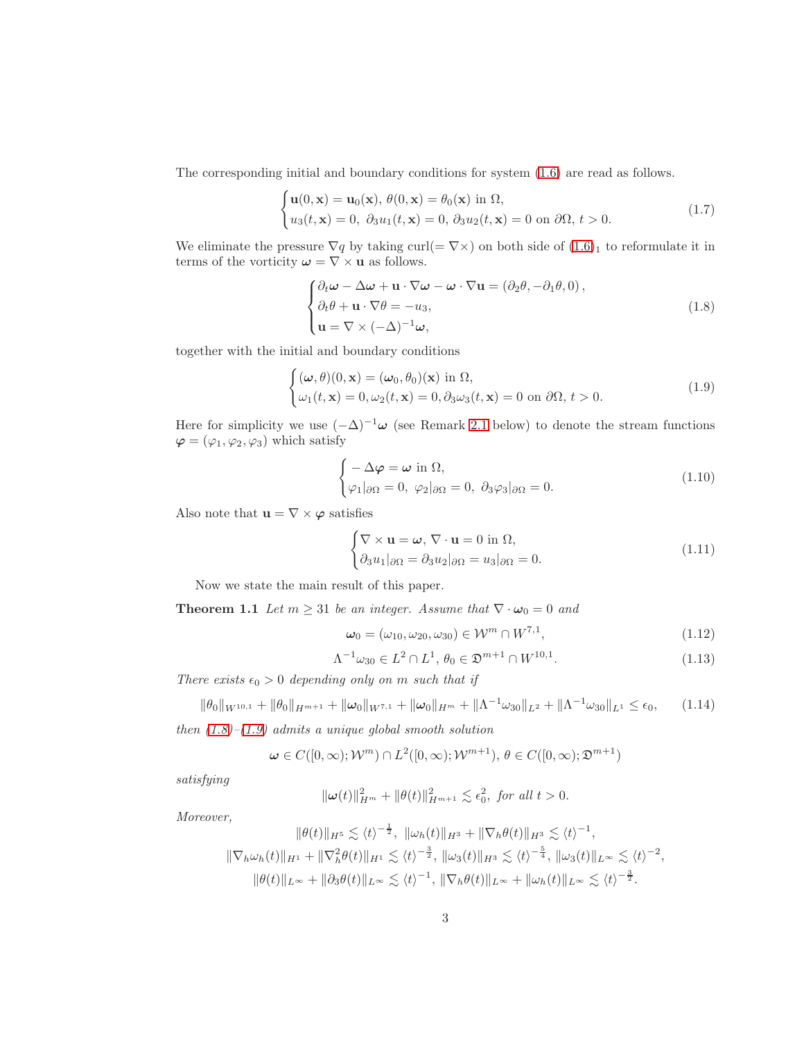The corresponding initial and boundary conditions for system (1.6) are read as follows.

$$
\begin{cases}
\mathbf{u}(0,\mathbf{x}) = \mathbf{u}_0(\mathbf{x}),\ \theta(0,\mathbf{x}) = \theta_0(\mathbf{x}) \text{ in } \Omega, \\
u_3(t,\mathbf{x}) = 0,\ \partial_3 u_1(t,\mathbf{x}) = 0,\ \partial_3 u_2(t,\mathbf{x}) = 0 \text{ on } \partial\Omega,\ t>0.
\end{cases}
\tag{1.7}
$$

We eliminate the pressure $\nabla q$ by taking curl($=\nabla\times$) on both side of $(1.6)_1$ to reformulate it in terms of the vorticity $\boldsymbol{\omega} = \nabla\times\mathbf{u}$ as follows.

$$
\begin{cases}
\partial_t \boldsymbol{\omega} - \Delta\boldsymbol{\omega} + \mathbf{u}\cdot\nabla\boldsymbol{\omega} - \boldsymbol{\omega}\cdot\nabla\mathbf{u} = \left(\partial_2\theta, -\partial_1\theta, 0\right), \\
\partial_t\theta + \mathbf{u}\cdot\nabla\theta = -u_3, \\
\mathbf{u} = \nabla\times(-\Delta)^{-1}\boldsymbol{\omega},
\end{cases}
\tag{1.8}
$$

together with the initial and boundary conditions

$$
\begin{cases}
(\boldsymbol{\omega},\theta)(0,\mathbf{x}) = (\boldsymbol{\omega}_0,\theta_0)(\mathbf{x}) \text{ in } \Omega, \\
\omega_1(t,\mathbf{x}) = 0, \omega_2(t,\mathbf{x}) = 0, \partial_3\omega_3(t,\mathbf{x}) = 0 \text{ on } \partial\Omega,\ t>0.
\end{cases}
\tag{1.9}
$$

Here for simplicity we use $(-\Delta)^{-1}\boldsymbol{\omega}$ (see Remark 2.1 below) to denote the stream functions $\boldsymbol{\varphi} = (\varphi_1,\varphi_2,\varphi_3)$ which satisfy

$$
\begin{cases}
-\Delta\boldsymbol{\varphi} = \boldsymbol{\omega} \text{ in } \Omega, \\
\varphi_1|_{\partial\Omega} = 0,\ \varphi_2|_{\partial\Omega} = 0,\ \partial_3\varphi_3|_{\partial\Omega} = 0.
\end{cases}
\tag{1.10}
$$

Also note that $\mathbf{u} = \nabla\times\boldsymbol{\varphi}$ satisfies

$$
\begin{cases}
\nabla\times\mathbf{u} = \boldsymbol{\omega},\ \nabla\cdot\mathbf{u} = 0 \text{ in } \Omega, \\
\partial_3 u_1|_{\partial\Omega} = \partial_3 u_2|_{\partial\Omega} = u_3|_{\partial\Omega} = 0.
\end{cases}
\tag{1.11}
$$

Now we state the main result of this paper.

**Theorem 1.1** *Let $m \geq 31$ be an integer. Assume that $\nabla\cdot\boldsymbol{\omega}_0 = 0$ and*

$$
\boldsymbol{\omega}_0 = (\omega_{10},\omega_{20},\omega_{30}) \in \mathcal{W}^m \cap W^{7,1},
\tag{1.12}
$$

$$
\Lambda^{-1}\omega_{30} \in L^2\cap L^1,\ \theta_0 \in \mathfrak{D}^{m+1}\cap W^{10,1}.
\tag{1.13}
$$

*There exists $\epsilon_0 > 0$ depending only on $m$ such that if*

$$
\|\theta_0\|_{W^{10,1}} + \|\theta_0\|_{H^{m+1}} + \|\boldsymbol{\omega}_0\|_{W^{7,1}} + \|\boldsymbol{\omega}_0\|_{H^m} + \|\Lambda^{-1}\omega_{30}\|_{L^2} + \|\Lambda^{-1}\omega_{30}\|_{L^1} \leq \epsilon_0,
\tag{1.14}
$$

*then (1.8)–(1.9) admits a unique global smooth solution*

$$
\boldsymbol{\omega} \in C([0,\infty);\mathcal{W}^m)\cap L^2([0,\infty);\mathcal{W}^{m+1}),\ \theta \in C([0,\infty);\mathfrak{D}^{m+1})
$$

*satisfying*

$$
\|\boldsymbol{\omega}(t)\|_{H^m}^2 + \|\theta(t)\|_{H^{m+1}}^2 \lesssim \epsilon_0^2, \text{ for all } t>0.
$$

*Moreover,*

$$
\|\theta(t)\|_{H^5} \lesssim \langle t\rangle^{-\frac{1}{2}},\ \|\omega_h(t)\|_{H^3} + \|\nabla_h\theta(t)\|_{H^3} \lesssim \langle t\rangle^{-1},
$$

$$
\|\nabla_h\omega_h(t)\|_{H^1} + \|\nabla_h^2\theta(t)\|_{H^1} \lesssim \langle t\rangle^{-\frac{3}{2}},\ \|\omega_3(t)\|_{H^3} \lesssim \langle t\rangle^{-\frac{5}{4}},\ \|\omega_3(t)\|_{L^\infty} \lesssim \langle t\rangle^{-2},
$$

$$
\|\theta(t)\|_{L^\infty} + \|\partial_3\theta(t)\|_{L^\infty} \lesssim \langle t\rangle^{-1},\ \|\nabla_h\theta(t)\|_{L^\infty} + \|\omega_h(t)\|_{L^\infty} \lesssim \langle t\rangle^{-\frac{3}{2}}.
$$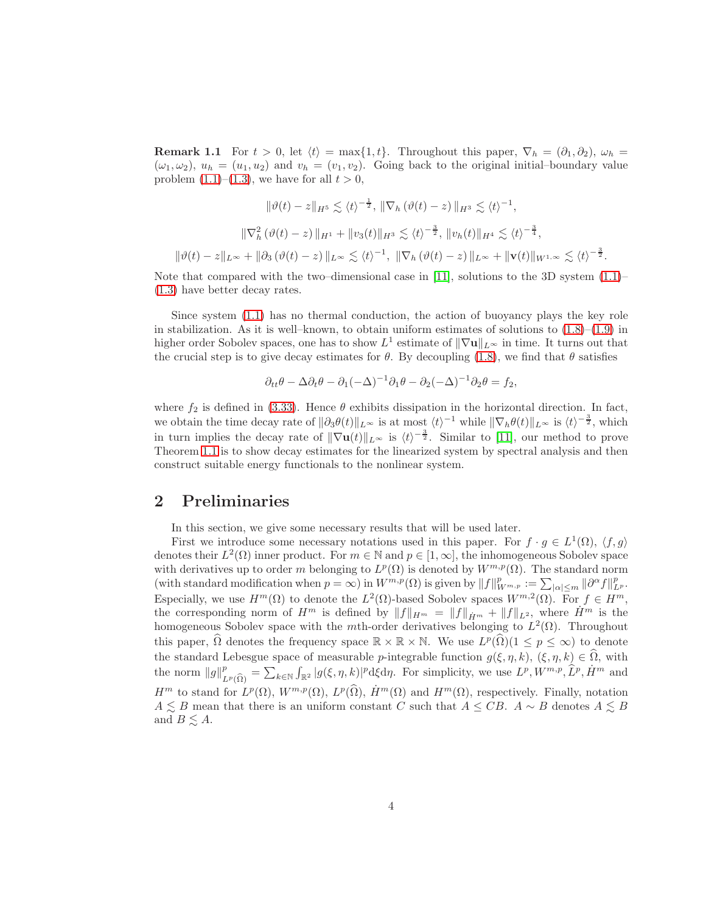**Remark 1.1** For $t > 0$, let $\langle t \rangle = \max\{1, t\}$. Throughout this paper, $\nabla_h = (\partial_1, \partial_2)$, $\omega_h = (\omega_1, \omega_2)$, $u_h = (u_1, u_2)$ and $v_h = (v_1, v_2)$. Going back to the original initial–boundary value problem (1.1)–(1.3), we have for all $t > 0$,

$$\|\vartheta(t) - z\|_{H^5} \lesssim \langle t \rangle^{-\frac{1}{2}},\ \|\nabla_h (\vartheta(t) - z)\|_{H^3} \lesssim \langle t \rangle^{-1},$$

$$\|\nabla_h^2 (\vartheta(t) - z)\|_{H^1} + \|v_3(t)\|_{H^3} \lesssim \langle t \rangle^{-\frac{3}{2}},\ \|v_h(t)\|_{H^4} \lesssim \langle t \rangle^{-\frac{3}{4}},$$

$$\|\vartheta(t) - z\|_{L^\infty} + \|\partial_3 (\vartheta(t) - z)\|_{L^\infty} \lesssim \langle t \rangle^{-1},\ \|\nabla_h (\vartheta(t) - z)\|_{L^\infty} + \|\mathbf{v}(t)\|_{W^{1,\infty}} \lesssim \langle t \rangle^{-\frac{3}{2}}.$$

Note that compared with the two–dimensional case in [11], solutions to the 3D system (1.1)–(1.3) have better decay rates.

Since system (1.1) has no thermal conduction, the action of buoyancy plays the key role in stabilization. As it is well–known, to obtain uniform estimates of solutions to (1.8)–(1.9) in higher order Sobolev spaces, one has to show $L^1$ estimate of $\|\nabla \mathbf{u}\|_{L^\infty}$ in time. It turns out that the crucial step is to give decay estimates for $\theta$. By decoupling (1.8), we find that $\theta$ satisfies

$$\partial_{tt}\theta - \Delta \partial_t \theta - \partial_1 (-\Delta)^{-1} \partial_1 \theta - \partial_2 (-\Delta)^{-1} \partial_2 \theta = f_2,$$

where $f_2$ is defined in (3.33). Hence $\theta$ exhibits dissipation in the horizontal direction. In fact, we obtain the time decay rate of $\|\partial_3 \theta(t)\|_{L^\infty}$ is at most $\langle t \rangle^{-1}$ while $\|\nabla_h \theta(t)\|_{L^\infty}$ is $\langle t \rangle^{-\frac{3}{2}}$, which in turn implies the decay rate of $\|\nabla \mathbf{u}(t)\|_{L^\infty}$ is $\langle t \rangle^{-\frac{3}{2}}$. Similar to [11], our method to prove Theorem 1.1 is to show decay estimates for the linearized system by spectral analysis and then construct suitable energy functionals to the nonlinear system.

## 2 Preliminaries

In this section, we give some necessary results that will be used later.

First we introduce some necessary notations used in this paper. For $f \cdot g \in L^1(\Omega)$, $\langle f, g \rangle$ denotes their $L^2(\Omega)$ inner product. For $m \in \mathbb{N}$ and $p \in [1, \infty]$, the inhomogeneous Sobolev space with derivatives up to order $m$ belonging to $L^p(\Omega)$ is denoted by $W^{m,p}(\Omega)$. The standard norm (with standard modification when $p = \infty$) in $W^{m,p}(\Omega)$ is given by $\|f\|_{W^{m,p}}^p := \sum_{|\alpha| \le m} \|\partial^\alpha f\|_{L^p}^p$. Especially, we use $H^m(\Omega)$ to denote the $L^2(\Omega)$-based Sobolev spaces $W^{m,2}(\Omega)$. For $f \in H^m$, the corresponding norm of $H^m$ is defined by $\|f\|_{H^m} = \|f\|_{\dot{H}^m} + \|f\|_{L^2}$, where $\dot{H}^m$ is the homogeneous Sobolev space with the $m$th-order derivatives belonging to $L^2(\Omega)$. Throughout this paper, $\widehat{\Omega}$ denotes the frequency space $\mathbb{R} \times \mathbb{R} \times \mathbb{N}$. We use $L^p(\widehat{\Omega}) (1 \le p \le \infty)$ to denote the standard Lebesgue space of measurable $p$-integrable function $g(\xi, \eta, k)$, $(\xi, \eta, k) \in \widehat{\Omega}$, with the norm $\|g\|_{L^p(\widehat{\Omega})}^p = \sum_{k \in \mathbb{N}} \int_{\mathbb{R}^2} |g(\xi, \eta, k)|^p \mathrm{d}\xi \mathrm{d}\eta$. For simplicity, we use $L^p, W^{m,p}, \widehat{L}^p, \dot{H}^m$ and $H^m$ to stand for $L^p(\Omega)$, $W^{m,p}(\Omega)$, $L^p(\widehat{\Omega})$, $\dot{H}^m(\Omega)$ and $H^m(\Omega)$, respectively. Finally, notation $A \lesssim B$ mean that there is an uniform constant $C$ such that $A \le CB$. $A \sim B$ denotes $A \lesssim B$ and $B \lesssim A$.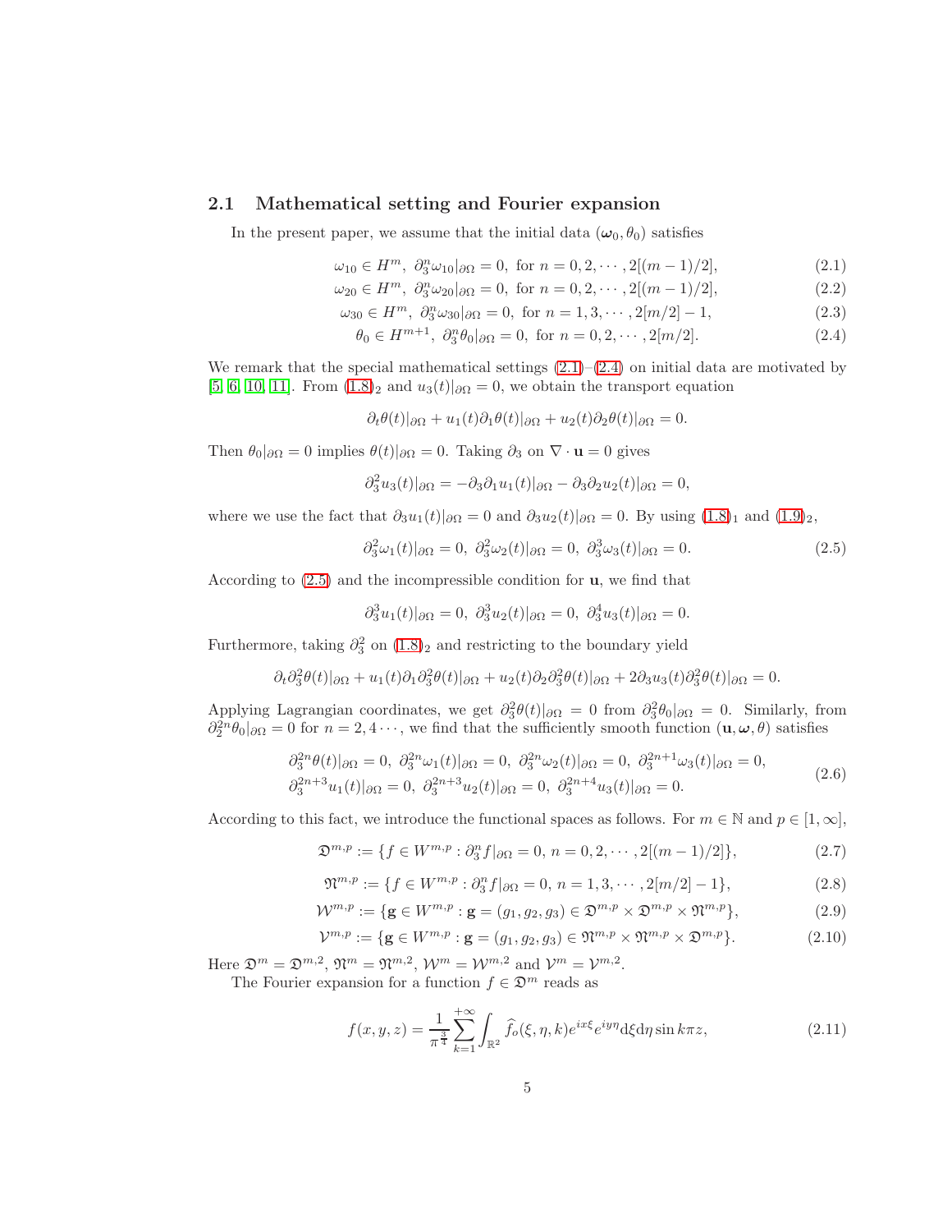### 2.1 Mathematical setting and Fourier expansion

In the present paper, we assume that the initial data $(\boldsymbol{\omega}_0, \theta_0)$ satisfies

$$
\omega_{10} \in H^m,\ \partial_3^n \omega_{10}|_{\partial\Omega} = 0,\ \text{for } n = 0, 2, \cdots, 2[(m-1)/2], \tag{2.1}
$$

$$
\omega_{20} \in H^m,\ \partial_3^n \omega_{20}|_{\partial\Omega} = 0,\ \text{for } n = 0, 2, \cdots, 2[(m-1)/2], \tag{2.2}
$$

$$
\omega_{30} \in H^m,\ \partial_3^n \omega_{30}|_{\partial\Omega} = 0,\ \text{for } n = 1, 3, \cdots, 2[m/2] - 1, \tag{2.3}
$$

$$
\theta_0 \in H^{m+1},\ \partial_3^n \theta_0|_{\partial\Omega} = 0,\ \text{for } n = 0, 2, \cdots, 2[m/2]. \tag{2.4}
$$

We remark that the special mathematical settings (2.1)–(2.4) on initial data are motivated by [5, 6, 10, 11]. From $(1.8)_2$ and $u_3(t)|_{\partial\Omega} = 0$, we obtain the transport equation

$$
\partial_t \theta(t)|_{\partial\Omega} + u_1(t)\partial_1 \theta(t)|_{\partial\Omega} + u_2(t)\partial_2 \theta(t)|_{\partial\Omega} = 0.
$$

Then $\theta_0|_{\partial\Omega} = 0$ implies $\theta(t)|_{\partial\Omega} = 0$. Taking $\partial_3$ on $\nabla \cdot \mathbf{u} = 0$ gives

$$
\partial_3^2 u_3(t)|_{\partial\Omega} = -\partial_3\partial_1 u_1(t)|_{\partial\Omega} - \partial_3\partial_2 u_2(t)|_{\partial\Omega} = 0,
$$

where we use the fact that $\partial_3 u_1(t)|_{\partial\Omega} = 0$ and $\partial_3 u_2(t)|_{\partial\Omega} = 0$. By using $(1.8)_1$ and $(1.9)_2$,

$$
\partial_3^2 \omega_1(t)|_{\partial\Omega} = 0,\ \partial_3^2 \omega_2(t)|_{\partial\Omega} = 0,\ \partial_3^3 \omega_3(t)|_{\partial\Omega} = 0. \tag{2.5}
$$

According to (2.5) and the incompressible condition for $\mathbf{u}$, we find that

$$
\partial_3^3 u_1(t)|_{\partial\Omega} = 0,\ \partial_3^3 u_2(t)|_{\partial\Omega} = 0,\ \partial_3^4 u_3(t)|_{\partial\Omega} = 0.
$$

Furthermore, taking $\partial_3^2$ on $(1.8)_2$ and restricting to the boundary yield

$$
\partial_t \partial_3^2 \theta(t)|_{\partial\Omega} + u_1(t)\partial_1 \partial_3^2 \theta(t)|_{\partial\Omega} + u_2(t)\partial_2 \partial_3^2 \theta(t)|_{\partial\Omega} + 2\partial_3 u_3(t)\partial_3^2 \theta(t)|_{\partial\Omega} = 0.
$$

Applying Lagrangian coordinates, we get $\partial_3^2 \theta(t)|_{\partial\Omega} = 0$ from $\partial_3^2 \theta_0|_{\partial\Omega} = 0$. Similarly, from $\partial_2^{2n} \theta_0|_{\partial\Omega} = 0$ for $n = 2, 4 \cdots$, we find that the sufficiently smooth function $(\mathbf{u}, \boldsymbol{\omega}, \theta)$ satisfies

$$
\begin{aligned}
&\partial_3^{2n} \theta(t)|_{\partial\Omega} = 0,\ \partial_3^{2n} \omega_1(t)|_{\partial\Omega} = 0,\ \partial_3^{2n} \omega_2(t)|_{\partial\Omega} = 0,\ \partial_3^{2n+1} \omega_3(t)|_{\partial\Omega} = 0,\\
&\partial_3^{2n+3} u_1(t)|_{\partial\Omega} = 0,\ \partial_3^{2n+3} u_2(t)|_{\partial\Omega} = 0,\ \partial_3^{2n+4} u_3(t)|_{\partial\Omega} = 0.
\end{aligned} \tag{2.6}
$$

According to this fact, we introduce the functional spaces as follows. For $m \in \mathbb{N}$ and $p \in [1, \infty]$,

$$
\mathfrak{D}^{m,p} := \{ f \in W^{m,p} : \partial_3^n f|_{\partial\Omega} = 0,\ n = 0, 2, \cdots, 2[(m-1)/2] \}, \tag{2.7}
$$

$$
\mathfrak{N}^{m,p} := \{ f \in W^{m,p} : \partial_3^n f|_{\partial\Omega} = 0,\ n = 1, 3, \cdots, 2[m/2] - 1 \}, \tag{2.8}
$$

$$
\mathcal{W}^{m,p} := \{ \mathbf{g} \in W^{m,p} : \mathbf{g} = (g_1, g_2, g_3) \in \mathfrak{D}^{m,p} \times \mathfrak{D}^{m,p} \times \mathfrak{N}^{m,p} \}, \tag{2.9}
$$

$$
\mathcal{V}^{m,p} := \{ \mathbf{g} \in W^{m,p} : \mathbf{g} = (g_1, g_2, g_3) \in \mathfrak{N}^{m,p} \times \mathfrak{N}^{m,p} \times \mathfrak{D}^{m,p} \}. \tag{2.10}
$$

Here $\mathfrak{D}^m = \mathfrak{D}^{m,2}$, $\mathfrak{N}^m = \mathfrak{N}^{m,2}$, $\mathcal{W}^m = \mathcal{W}^{m,2}$ and $\mathcal{V}^m = \mathcal{V}^{m,2}$.

The Fourier expansion for a function $f \in \mathfrak{D}^m$ reads as

$$
f(x, y, z) = \frac{1}{\pi^{\frac{3}{4}}} \sum_{k=1}^{+\infty} \int_{\mathbb{R}^2} \widehat{f}_o(\xi, \eta, k) e^{ix\xi} e^{iy\eta} \mathrm{d}\xi \mathrm{d}\eta \sin k\pi z, \tag{2.11}
$$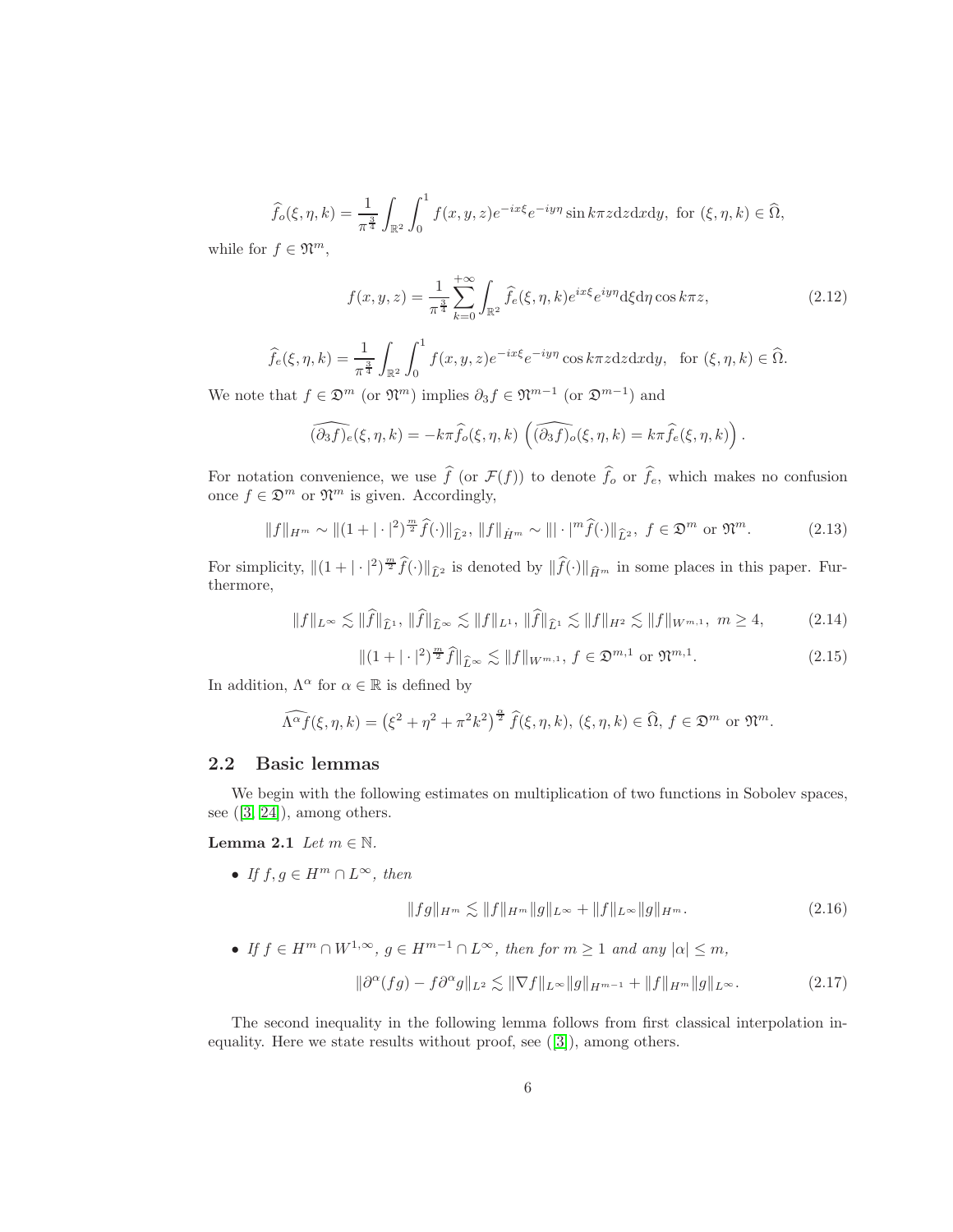$$\widehat{f}_o(\xi,\eta,k) = \frac{1}{\pi^{\frac{3}{4}}}\int_{\mathbb{R}^2}\int_0^1 f(x,y,z)e^{-ix\xi}e^{-iy\eta}\sin k\pi z \mathrm{d}z\mathrm{d}x\mathrm{d}y, \text{ for } (\xi,\eta,k)\in\widehat{\Omega},$$

while for $f\in\mathfrak{N}^m$,

$$f(x,y,z) = \frac{1}{\pi^{\frac{3}{4}}}\sum_{k=0}^{+\infty}\int_{\mathbb{R}^2}\widehat{f}_e(\xi,\eta,k)e^{ix\xi}e^{iy\eta}\mathrm{d}\xi\mathrm{d}\eta\cos k\pi z, \tag{2.12}$$

$$\widehat{f}_e(\xi,\eta,k) = \frac{1}{\pi^{\frac{3}{4}}}\int_{\mathbb{R}^2}\int_0^1 f(x,y,z)e^{-ix\xi}e^{-iy\eta}\cos k\pi z \mathrm{d}z\mathrm{d}x\mathrm{d}y, \quad \text{for } (\xi,\eta,k)\in\widehat{\Omega}.$$

We note that $f\in\mathfrak{D}^m$ (or $\mathfrak{N}^m$) implies $\partial_3 f\in\mathfrak{N}^{m-1}$ (or $\mathfrak{D}^{m-1}$) and

$$\widehat{(\partial_3 f)_e}(\xi,\eta,k) = -k\pi\widehat{f}_o(\xi,\eta,k)\ \left(\widehat{(\partial_3 f)_o}(\xi,\eta,k) = k\pi\widehat{f}_e(\xi,\eta,k)\right).$$

For notation convenience, we use $\widehat{f}$ (or $\mathcal{F}(f)$) to denote $\widehat{f}_o$ or $\widehat{f}_e$, which makes no confusion once $f\in\mathfrak{D}^m$ or $\mathfrak{N}^m$ is given. Accordingly,

$$\|f\|_{H^m}\sim\|(1+|\cdot|^2)^{\frac{m}{2}}\widehat{f}(\cdot)\|_{\widehat{L}^2},\ \|f\|_{\dot{H}^m}\sim\||\cdot|^m\widehat{f}(\cdot)\|_{\widehat{L}^2},\ f\in\mathfrak{D}^m \text{ or } \mathfrak{N}^m. \tag{2.13}$$

For simplicity, $\|(1+|\cdot|^2)^{\frac{m}{2}}\widehat{f}(\cdot)\|_{\widehat{L}^2}$ is denoted by $\|\widehat{f}(\cdot)\|_{\widehat{H}^m}$ in some places in this paper. Furthermore,

$$\|f\|_{L^\infty}\lesssim\|\widehat{f}\|_{\widehat{L}^1},\ \|\widehat{f}\|_{\widehat{L}^\infty}\lesssim\|f\|_{L^1},\ \|\widehat{f}\|_{\widehat{L}^1}\lesssim\|f\|_{H^2}\lesssim\|f\|_{W^{m,1}},\ m\geq 4, \tag{2.14}$$

$$\|(1+|\cdot|^2)^{\frac{m}{2}}\widehat{f}\|_{\widehat{L}^\infty}\lesssim\|f\|_{W^{m,1}},\ f\in\mathfrak{D}^{m,1} \text{ or } \mathfrak{N}^{m,1}. \tag{2.15}$$

In addition, $\Lambda^\alpha$ for $\alpha\in\mathbb{R}$ is defined by

$$\widehat{\Lambda^\alpha f}(\xi,\eta,k) = \left(\xi^2+\eta^2+\pi^2k^2\right)^{\frac{\alpha}{2}}\widehat{f}(\xi,\eta,k),\ (\xi,\eta,k)\in\widehat{\Omega},\ f\in\mathfrak{D}^m \text{ or } \mathfrak{N}^m.$$

## 2.2 Basic lemmas

We begin with the following estimates on multiplication of two functions in Sobolev spaces, see ([3, 24]), among others.

**Lemma 2.1** *Let $m\in\mathbb{N}$.*

- *If $f,g\in H^m\cap L^\infty$, then*

$$\|fg\|_{H^m}\lesssim\|f\|_{H^m}\|g\|_{L^\infty}+\|f\|_{L^\infty}\|g\|_{H^m}. \tag{2.16}$$

- *If $f\in H^m\cap W^{1,\infty}$, $g\in H^{m-1}\cap L^\infty$, then for $m\geq 1$ and any $|\alpha|\leq m$,*

$$\|\partial^\alpha(fg)-f\partial^\alpha g\|_{L^2}\lesssim\|\nabla f\|_{L^\infty}\|g\|_{H^{m-1}}+\|f\|_{H^m}\|g\|_{L^\infty}. \tag{2.17}$$

The second inequality in the following lemma follows from first classical interpolation inequality. Here we state results without proof, see ([3]), among others.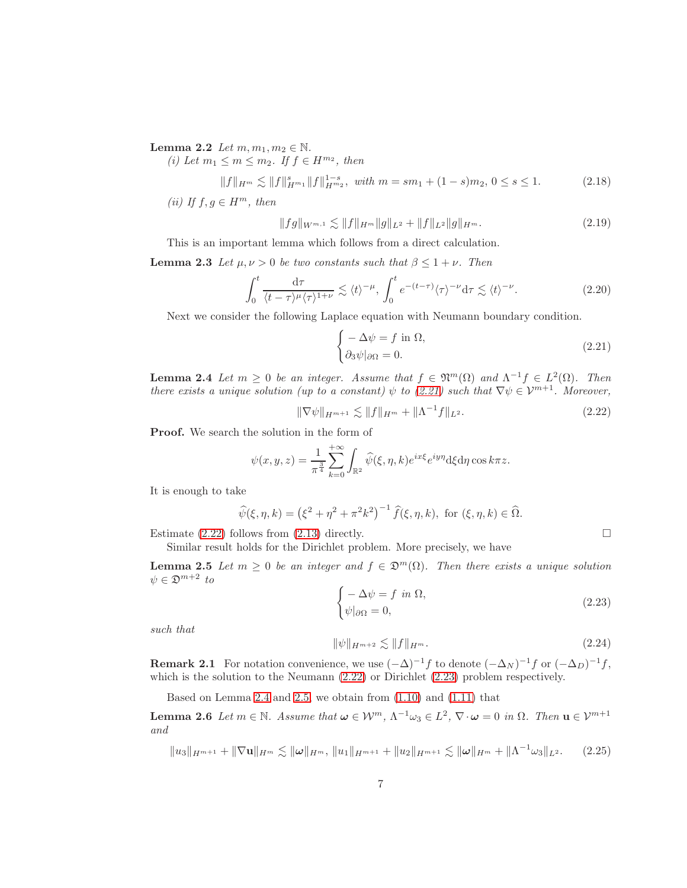**Lemma 2.2** *Let $m, m_1, m_2 \in \mathbb{N}$.*

*(i) Let $m_1 \le m \le m_2$. If $f \in H^{m_2}$, then*

$$\|f\|_{H^m} \lesssim \|f\|_{H^{m_1}}^s \|f\|_{H^{m_2}}^{1-s}, \text{ with } m = sm_1 + (1-s)m_2, \, 0 \le s \le 1. \tag{2.18}$$

*(ii) If $f, g \in H^m$, then*

$$\|fg\|_{W^{m,1}} \lesssim \|f\|_{H^m}\|g\|_{L^2} + \|f\|_{L^2}\|g\|_{H^m}. \tag{2.19}$$

This is an important lemma which follows from a direct calculation.

**Lemma 2.3** *Let $\mu, \nu > 0$ be two constants such that $\beta \le 1 + \nu$. Then*

$$\int_0^t \frac{\mathrm{d}\tau}{\langle t-\tau\rangle^{\mu}\langle \tau\rangle^{1+\nu}} \lesssim \langle t\rangle^{-\mu}, \; \int_0^t e^{-(t-\tau)}\langle \tau\rangle^{-\nu}\mathrm{d}\tau \lesssim \langle t\rangle^{-\nu}. \tag{2.20}$$

Next we consider the following Laplace equation with Neumann boundary condition.

$$\begin{cases} -\Delta\psi = f \text{ in } \Omega, \\ \partial_3\psi|_{\partial\Omega} = 0. \end{cases} \tag{2.21}$$

**Lemma 2.4** *Let $m \ge 0$ be an integer. Assume that $f \in \mathfrak{N}^m(\Omega)$ and $\Lambda^{-1}f \in L^2(\Omega)$. Then there exists a unique solution (up to a constant) $\psi$ to (2.21) such that $\nabla\psi \in \mathcal{V}^{m+1}$. Moreover,*

$$\|\nabla\psi\|_{H^{m+1}} \lesssim \|f\|_{H^m} + \|\Lambda^{-1}f\|_{L^2}. \tag{2.22}$$

**Proof.** We search the solution in the form of

$$\psi(x,y,z) = \frac{1}{\pi^{\frac{3}{4}}}\sum_{k=0}^{+\infty}\int_{\mathbb{R}^2}\widehat{\psi}(\xi,\eta,k)e^{ix\xi}e^{iy\eta}\mathrm{d}\xi\mathrm{d}\eta\cos k\pi z.$$

It is enough to take

$$\widehat{\psi}(\xi,\eta,k) = \left(\xi^2+\eta^2+\pi^2k^2\right)^{-1}\widehat{f}(\xi,\eta,k), \text{ for } (\xi,\eta,k) \in \widehat{\Omega}.$$

Estimate (2.22) follows from (2.13) directly. $\square$

Similar result holds for the Dirichlet problem. More precisely, we have

**Lemma 2.5** *Let $m \ge 0$ be an integer and $f \in \mathfrak{D}^m(\Omega)$. Then there exists a unique solution $\psi \in \mathfrak{D}^{m+2}$ to*

$$\begin{cases} -\Delta\psi = f \text{ in } \Omega, \\ \psi|_{\partial\Omega} = 0, \end{cases} \tag{2.23}$$

*such that*

$$\|\psi\|_{H^{m+2}} \lesssim \|f\|_{H^m}. \tag{2.24}$$

**Remark 2.1** For notation convenience, we use $(-\Delta)^{-1}f$ to denote $(-\Delta_N)^{-1}f$ or $(-\Delta_D)^{-1}f$, which is the solution to the Neumann (2.22) or Dirichlet (2.23) problem respectively.

Based on Lemma 2.4 and 2.5, we obtain from (1.10) and (1.11) that

**Lemma 2.6** *Let $m \in \mathbb{N}$. Assume that $\boldsymbol{\omega} \in \mathcal{W}^m$, $\Lambda^{-1}\omega_3 \in L^2$, $\nabla\cdot\boldsymbol{\omega} = 0$ in $\Omega$. Then $\mathbf{u} \in \mathcal{V}^{m+1}$ and*

$$\|u_3\|_{H^{m+1}} + \|\nabla\mathbf{u}\|_{H^m} \lesssim \|\boldsymbol{\omega}\|_{H^m}, \; \|u_1\|_{H^{m+1}} + \|u_2\|_{H^{m+1}} \lesssim \|\boldsymbol{\omega}\|_{H^m} + \|\Lambda^{-1}\omega_3\|_{L^2}. \tag{2.25}$$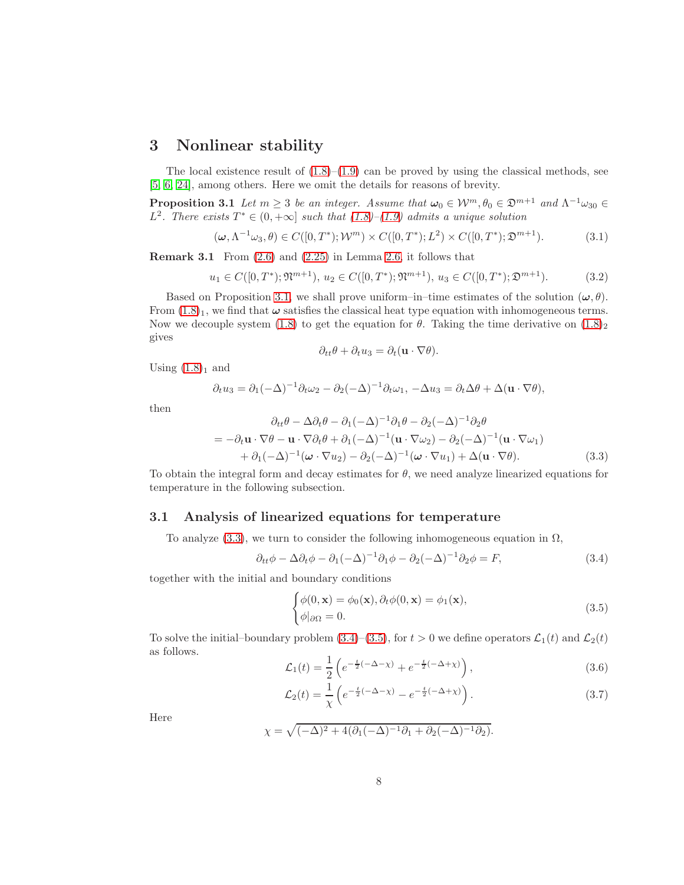# 3 Nonlinear stability

The local existence result of (1.8)–(1.9) can be proved by using the classical methods, see [5, 6, 24], among others. Here we omit the details for reasons of brevity.

**Proposition 3.1** *Let $m \geq 3$ be an integer. Assume that $\boldsymbol{\omega}_0 \in \mathcal{W}^m, \theta_0 \in \mathfrak{D}^{m+1}$ and $\Lambda^{-1}\omega_{30} \in L^2$. There exists $T^* \in (0, +\infty]$ such that (1.8)–(1.9) admits a unique solution*

$$(\boldsymbol{\omega}, \Lambda^{-1}\omega_3, \theta) \in C([0, T^*); \mathcal{W}^m) \times C([0, T^*); L^2) \times C([0, T^*); \mathfrak{D}^{m+1}). \tag{3.1}$$

**Remark 3.1** From (2.6) and (2.25) in Lemma 2.6, it follows that

$$u_1 \in C([0, T^*); \mathfrak{N}^{m+1}),\ u_2 \in C([0, T^*); \mathfrak{N}^{m+1}),\ u_3 \in C([0, T^*); \mathfrak{D}^{m+1}). \tag{3.2}$$

Based on Proposition 3.1, we shall prove uniform–in–time estimates of the solution $(\boldsymbol{\omega}, \theta)$. From $(1.8)_1$, we find that $\boldsymbol{\omega}$ satisfies the classical heat type equation with inhomogeneous terms. Now we decouple system (1.8) to get the equation for $\theta$. Taking the time derivative on $(1.8)_2$ gives

$$\partial_{tt}\theta + \partial_t u_3 = \partial_t(\mathbf{u} \cdot \nabla\theta).$$

Using $(1.8)_1$ and

$$\partial_t u_3 = \partial_1(-\Delta)^{-1}\partial_t\omega_2 - \partial_2(-\Delta)^{-1}\partial_t\omega_1,\ -\Delta u_3 = \partial_t\Delta\theta + \Delta(\mathbf{u} \cdot \nabla\theta),$$

then

$$\begin{aligned}
&\partial_{tt}\theta - \Delta\partial_t\theta - \partial_1(-\Delta)^{-1}\partial_1\theta - \partial_2(-\Delta)^{-1}\partial_2\theta \\
&= -\partial_t\mathbf{u} \cdot \nabla\theta - \mathbf{u} \cdot \nabla\partial_t\theta + \partial_1(-\Delta)^{-1}(\mathbf{u} \cdot \nabla\omega_2) - \partial_2(-\Delta)^{-1}(\mathbf{u} \cdot \nabla\omega_1) \\
&\quad + \partial_1(-\Delta)^{-1}(\boldsymbol{\omega} \cdot \nabla u_2) - \partial_2(-\Delta)^{-1}(\boldsymbol{\omega} \cdot \nabla u_1) + \Delta(\mathbf{u} \cdot \nabla\theta).
\end{aligned} \tag{3.3}$$

To obtain the integral form and decay estimates for $\theta$, we need analyze linearized equations for temperature in the following subsection.

## 3.1 Analysis of linearized equations for temperature

To analyze (3.3), we turn to consider the following inhomogeneous equation in $\Omega$,

$$\partial_{tt}\phi - \Delta\partial_t\phi - \partial_1(-\Delta)^{-1}\partial_1\phi - \partial_2(-\Delta)^{-1}\partial_2\phi = F, \tag{3.4}$$

together with the initial and boundary conditions

$$\begin{cases} \phi(0, \mathbf{x}) = \phi_0(\mathbf{x}), \partial_t\phi(0, \mathbf{x}) = \phi_1(\mathbf{x}), \\ \phi|_{\partial\Omega} = 0. \end{cases} \tag{3.5}$$

To solve the initial–boundary problem (3.4)–(3.5), for $t > 0$ we define operators $\mathcal{L}_1(t)$ and $\mathcal{L}_2(t)$ as follows.

$$\mathcal{L}_1(t) = \frac{1}{2}\left(e^{-\frac{t}{2}(-\Delta - \chi)} + e^{-\frac{t}{2}(-\Delta + \chi)}\right), \tag{3.6}$$

$$\mathcal{L}_2(t) = \frac{1}{\chi}\left(e^{-\frac{t}{2}(-\Delta - \chi)} - e^{-\frac{t}{2}(-\Delta + \chi)}\right). \tag{3.7}$$

Here

$$\chi = \sqrt{(-\Delta)^2 + 4(\partial_1(-\Delta)^{-1}\partial_1 + \partial_2(-\Delta)^{-1}\partial_2)}.$$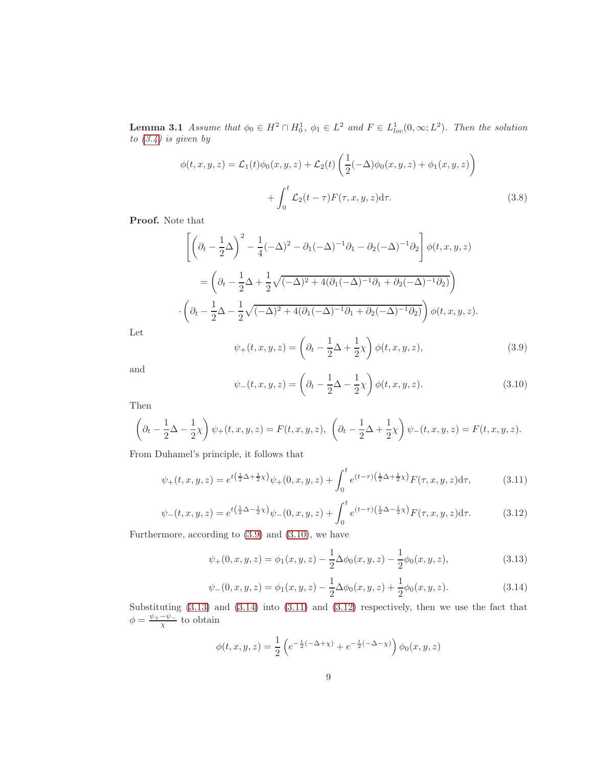**Lemma 3.1** *Assume that $\phi_0 \in H^2 \cap H_0^1$, $\phi_1 \in L^2$ and $F \in L^1_{loc}(0,\infty; L^2)$. Then the solution to (3.4) is given by*

$$
\phi(t,x,y,z) = \mathcal{L}_1(t)\phi_0(x,y,z) + \mathcal{L}_2(t)\left(\frac{1}{2}(-\Delta)\phi_0(x,y,z) + \phi_1(x,y,z)\right)
$$
$$
+ \int_0^t \mathcal{L}_2(t-\tau)F(\tau,x,y,z)\mathrm{d}\tau. \tag{3.8}
$$

**Proof.** Note that

$$
\left[\left(\partial_t - \frac{1}{2}\Delta\right)^2 - \frac{1}{4}(-\Delta)^2 - \partial_1(-\Delta)^{-1}\partial_1 - \partial_2(-\Delta)^{-1}\partial_2\right]\phi(t,x,y,z)
$$
$$
= \left(\partial_t - \frac{1}{2}\Delta + \frac{1}{2}\sqrt{(-\Delta)^2 + 4(\partial_1(-\Delta)^{-1}\partial_1 + \partial_2(-\Delta)^{-1}\partial_2)}\right)
$$
$$
\cdot \left(\partial_t - \frac{1}{2}\Delta - \frac{1}{2}\sqrt{(-\Delta)^2 + 4(\partial_1(-\Delta)^{-1}\partial_1 + \partial_2(-\Delta)^{-1}\partial_2)}\right)\phi(t,x,y,z).
$$

Let

$$
\psi_+(t,x,y,z) = \left(\partial_t - \frac{1}{2}\Delta + \frac{1}{2}\chi\right)\phi(t,x,y,z), \tag{3.9}
$$

and

$$
\psi_-(t,x,y,z) = \left(\partial_t - \frac{1}{2}\Delta - \frac{1}{2}\chi\right)\phi(t,x,y,z). \tag{3.10}
$$

Then

$$
\left(\partial_t - \frac{1}{2}\Delta - \frac{1}{2}\chi\right)\psi_+(t,x,y,z) = F(t,x,y,z),\ \left(\partial_t - \frac{1}{2}\Delta + \frac{1}{2}\chi\right)\psi_-(t,x,y,z) = F(t,x,y,z).
$$

From Duhamel's principle, it follows that

$$
\psi_+(t,x,y,z) = e^{t\left(\frac{1}{2}\Delta + \frac{1}{2}\chi\right)}\psi_+(0,x,y,z) + \int_0^t e^{(t-\tau)\left(\frac{1}{2}\Delta + \frac{1}{2}\chi\right)}F(\tau,x,y,z)\mathrm{d}\tau, \tag{3.11}
$$

$$
\psi_-(t,x,y,z) = e^{t\left(\frac{1}{2}\Delta - \frac{1}{2}\chi\right)}\psi_-(0,x,y,z) + \int_0^t e^{(t-\tau)\left(\frac{1}{2}\Delta - \frac{1}{2}\chi\right)}F(\tau,x,y,z)\mathrm{d}\tau. \tag{3.12}
$$

Furthermore, according to (3.9) and (3.10), we have

$$
\psi_+(0,x,y,z) = \phi_1(x,y,z) - \frac{1}{2}\Delta\phi_0(x,y,z) - \frac{1}{2}\phi_0(x,y,z), \tag{3.13}
$$

$$
\psi_-(0,x,y,z) = \phi_1(x,y,z) - \frac{1}{2}\Delta\phi_0(x,y,z) + \frac{1}{2}\phi_0(x,y,z). \tag{3.14}
$$

Substituting (3.13) and (3.14) into (3.11) and (3.12) respectively, then we use the fact that $\phi = \frac{\psi_+ - \psi_-}{\chi}$ to obtain

$$
\phi(t,x,y,z) = \frac{1}{2}\left(e^{-\frac{t}{2}(-\Delta+\chi)} + e^{-\frac{t}{2}(-\Delta-\chi)}\right)\phi_0(x,y,z)
$$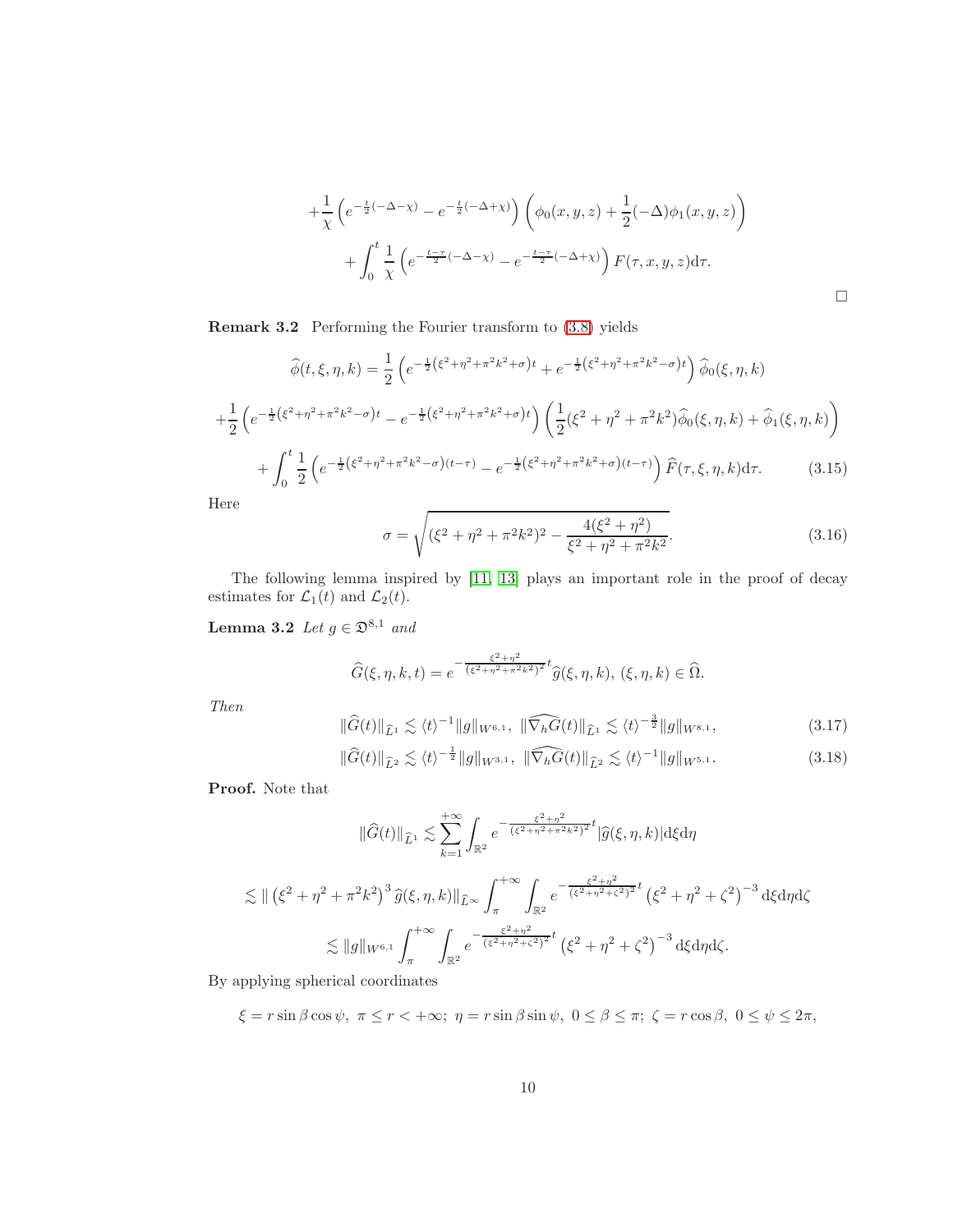$$
+\frac{1}{\chi}\left(e^{-\frac{t}{2}(-\Delta-\chi)}-e^{-\frac{t}{2}(-\Delta+\chi)}\right)\left(\phi_0(x,y,z)+\frac{1}{2}(-\Delta)\phi_1(x,y,z)\right)
$$

$$
+\int_0^t \frac{1}{\chi}\left(e^{-\frac{t-\tau}{2}(-\Delta-\chi)}-e^{-\frac{t-\tau}{2}(-\Delta+\chi)}\right)F(\tau,x,y,z)\mathrm{d}\tau.
$$

□

**Remark 3.2** Performing the Fourier transform to (3.8) yields

$$
\widehat{\phi}(t,\xi,\eta,k)=\frac{1}{2}\left(e^{-\frac{1}{2}\left(\xi^2+\eta^2+\pi^2k^2+\sigma\right)t}+e^{-\frac{1}{2}\left(\xi^2+\eta^2+\pi^2k^2-\sigma\right)t}\right)\widehat{\phi}_0(\xi,\eta,k)
$$

$$
+\frac{1}{2}\left(e^{-\frac{1}{2}\left(\xi^2+\eta^2+\pi^2k^2-\sigma\right)t}-e^{-\frac{1}{2}\left(\xi^2+\eta^2+\pi^2k^2+\sigma\right)t}\right)\left(\frac{1}{2}(\xi^2+\eta^2+\pi^2k^2)\widehat{\phi}_0(\xi,\eta,k)+\widehat{\phi}_1(\xi,\eta,k)\right)
$$

$$
+\int_0^t \frac{1}{2}\left(e^{-\frac{1}{2}\left(\xi^2+\eta^2+\pi^2k^2-\sigma\right)(t-\tau)}-e^{-\frac{1}{2}\left(\xi^2+\eta^2+\pi^2k^2+\sigma\right)(t-\tau)}\right)\widehat{F}(\tau,\xi,\eta,k)\mathrm{d}\tau. \tag{3.15}
$$

Here

$$
\sigma=\sqrt{(\xi^2+\eta^2+\pi^2k^2)^2-\frac{4(\xi^2+\eta^2)}{\xi^2+\eta^2+\pi^2k^2}}. \tag{3.16}
$$

The following lemma inspired by [11, 13] plays an important role in the proof of decay estimates for $\mathcal{L}_1(t)$ and $\mathcal{L}_2(t)$.

**Lemma 3.2** *Let* $g\in\mathfrak{D}^{8,1}$ *and*

$$
\widehat{G}(\xi,\eta,k,t)=e^{-\frac{\xi^2+\eta^2}{(\xi^2+\eta^2+\pi^2k^2)^2}t}\widehat{g}(\xi,\eta,k),\ (\xi,\eta,k)\in\widehat{\Omega}.
$$

*Then*

$$
\|\widehat{G}(t)\|_{\widehat{L}^1}\lesssim\langle t\rangle^{-1}\|g\|_{W^{6,1}},\ \|\widehat{\nabla_h G}(t)\|_{\widehat{L}^1}\lesssim\langle t\rangle^{-\frac{3}{2}}\|g\|_{W^{8,1}}, \tag{3.17}
$$

$$
\|\widehat{G}(t)\|_{\widehat{L}^2}\lesssim\langle t\rangle^{-\frac{1}{2}}\|g\|_{W^{3,1}},\ \|\widehat{\nabla_h G}(t)\|_{\widehat{L}^2}\lesssim\langle t\rangle^{-1}\|g\|_{W^{5,1}}. \tag{3.18}
$$

**Proof.** Note that

$$
\|\widehat{G}(t)\|_{\widehat{L}^1}\lesssim\sum_{k=1}^{+\infty}\int_{\mathbb{R}^2}e^{-\frac{\xi^2+\eta^2}{(\xi^2+\eta^2+\pi^2k^2)^2}t}|\widehat{g}(\xi,\eta,k)|\mathrm{d}\xi\mathrm{d}\eta
$$

$$
\lesssim\|\left(\xi^2+\eta^2+\pi^2k^2\right)^3\widehat{g}(\xi,\eta,k)\|_{\widehat{L}^\infty}\int_\pi^{+\infty}\int_{\mathbb{R}^2}e^{-\frac{\xi^2+\eta^2}{(\xi^2+\eta^2+\zeta^2)^2}t}\left(\xi^2+\eta^2+\zeta^2\right)^{-3}\mathrm{d}\xi\mathrm{d}\eta\mathrm{d}\zeta
$$

$$
\lesssim\|g\|_{W^{6,1}}\int_\pi^{+\infty}\int_{\mathbb{R}^2}e^{-\frac{\xi^2+\eta^2}{(\xi^2+\eta^2+\zeta^2)^2}t}\left(\xi^2+\eta^2+\zeta^2\right)^{-3}\mathrm{d}\xi\mathrm{d}\eta\mathrm{d}\zeta.
$$

By applying spherical coordinates

$$
\xi=r\sin\beta\cos\psi,\ \pi\le r<+\infty;\ \eta=r\sin\beta\sin\psi,\ 0\le\beta\le\pi;\ \zeta=r\cos\beta,\ 0\le\psi\le 2\pi,
$$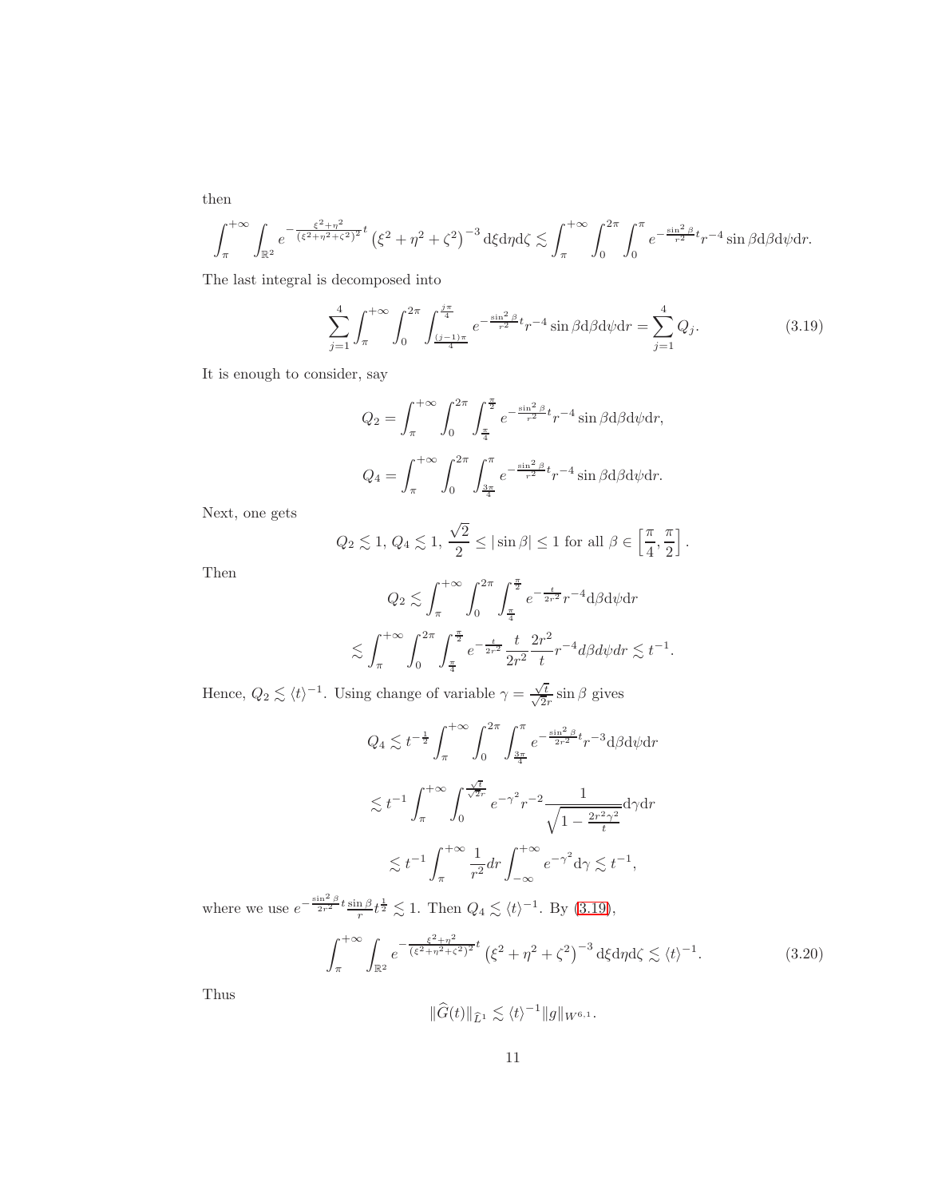then

$$\int_{\pi}^{+\infty}\int_{\mathbb{R}^2} e^{-\frac{\xi^2+\eta^2}{(\xi^2+\eta^2+\zeta^2)^2}t}\left(\xi^2+\eta^2+\zeta^2\right)^{-3}\mathrm{d}\xi\mathrm{d}\eta\mathrm{d}\zeta \lesssim \int_{\pi}^{+\infty}\int_0^{2\pi}\int_0^{\pi} e^{-\frac{\sin^2\beta}{r^2}t} r^{-4}\sin\beta\mathrm{d}\beta\mathrm{d}\psi\mathrm{d}r.$$

The last integral is decomposed into

$$\sum_{j=1}^{4}\int_{\pi}^{+\infty}\int_0^{2\pi}\int_{\frac{(j-1)\pi}{4}}^{\frac{j\pi}{4}} e^{-\frac{\sin^2\beta}{r^2}t} r^{-4}\sin\beta\mathrm{d}\beta\mathrm{d}\psi\mathrm{d}r = \sum_{j=1}^{4} Q_j. \tag{3.19}$$

It is enough to consider, say

$$Q_2 = \int_{\pi}^{+\infty}\int_0^{2\pi}\int_{\frac{\pi}{4}}^{\frac{\pi}{2}} e^{-\frac{\sin^2\beta}{r^2}t} r^{-4}\sin\beta\mathrm{d}\beta\mathrm{d}\psi\mathrm{d}r,$$

$$Q_4 = \int_{\pi}^{+\infty}\int_0^{2\pi}\int_{\frac{3\pi}{4}}^{\pi} e^{-\frac{\sin^2\beta}{r^2}t} r^{-4}\sin\beta\mathrm{d}\beta\mathrm{d}\psi\mathrm{d}r.$$

Next, one gets

$$Q_2 \lesssim 1,\ Q_4 \lesssim 1,\ \frac{\sqrt{2}}{2} \le |\sin\beta| \le 1 \text{ for all } \beta \in \left[\frac{\pi}{4}, \frac{\pi}{2}\right].$$

Then

$$Q_2 \lesssim \int_{\pi}^{+\infty}\int_0^{2\pi}\int_{\frac{\pi}{4}}^{\frac{\pi}{2}} e^{-\frac{t}{2r^2}} r^{-4}\mathrm{d}\beta\mathrm{d}\psi\mathrm{d}r$$

$$\lesssim \int_{\pi}^{+\infty}\int_0^{2\pi}\int_{\frac{\pi}{4}}^{\frac{\pi}{2}} e^{-\frac{t}{2r^2}}\frac{t}{2r^2}\frac{2r^2}{t} r^{-4} d\beta d\psi dr \lesssim t^{-1}.$$

Hence, $Q_2 \lesssim \langle t\rangle^{-1}$. Using change of variable $\gamma = \frac{\sqrt{t}}{\sqrt{2}r}\sin\beta$ gives

$$Q_4 \lesssim t^{-\frac{1}{2}}\int_{\pi}^{+\infty}\int_0^{2\pi}\int_{\frac{3\pi}{4}}^{\pi} e^{-\frac{\sin^2\beta}{2r^2}t} r^{-3}\mathrm{d}\beta\mathrm{d}\psi\mathrm{d}r$$

$$\lesssim t^{-1}\int_{\pi}^{+\infty}\int_0^{\frac{\sqrt{t}}{\sqrt{2}r}} e^{-\gamma^2} r^{-2}\frac{1}{\sqrt{1-\frac{2r^2\gamma^2}{t}}}\mathrm{d}\gamma\mathrm{d}r$$

$$\lesssim t^{-1}\int_{\pi}^{+\infty}\frac{1}{r^2}dr\int_{-\infty}^{+\infty} e^{-\gamma^2}\mathrm{d}\gamma \lesssim t^{-1},$$

where we use $e^{-\frac{\sin^2\beta}{2r^2}t}\frac{\sin\beta}{r}t^{\frac{1}{2}} \lesssim 1$. Then $Q_4 \lesssim \langle t\rangle^{-1}$. By (3.19),

$$\int_{\pi}^{+\infty}\int_{\mathbb{R}^2} e^{-\frac{\xi^2+\eta^2}{(\xi^2+\eta^2+\zeta^2)^2}t}\left(\xi^2+\eta^2+\zeta^2\right)^{-3}\mathrm{d}\xi\mathrm{d}\eta\mathrm{d}\zeta \lesssim \langle t\rangle^{-1}. \tag{3.20}$$

Thus

$$\|\widehat{G}(t)\|_{\widehat{L}^1} \lesssim \langle t\rangle^{-1}\|g\|_{W^{6,1}}.$$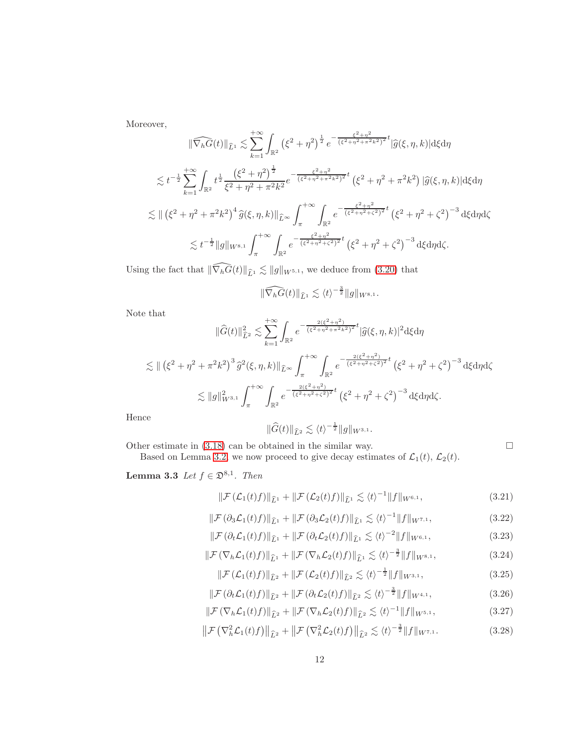Moreover,

$$
\|\widehat{\nabla_h G}(t)\|_{\widehat{L}^1} \lesssim \sum_{k=1}^{+\infty} \int_{\mathbb{R}^2} \left(\xi^2+\eta^2\right)^{\frac{1}{2}} e^{-\frac{\xi^2+\eta^2}{(\xi^2+\eta^2+\pi^2k^2)^2}t} |\widehat{g}(\xi,\eta,k)| \mathrm{d}\xi \mathrm{d}\eta
$$

$$
\lesssim t^{-\frac{1}{2}} \sum_{k=1}^{+\infty} \int_{\mathbb{R}^2} t^{\frac{1}{2}} \frac{\left(\xi^2+\eta^2\right)^{\frac{1}{2}}}{\xi^2+\eta^2+\pi^2k^2} e^{-\frac{\xi^2+\eta^2}{(\xi^2+\eta^2+\pi^2k^2)^2}t} \left(\xi^2+\eta^2+\pi^2k^2\right) |\widehat{g}(\xi,\eta,k)| \mathrm{d}\xi \mathrm{d}\eta
$$

$$
\lesssim \| \left(\xi^2+\eta^2+\pi^2k^2\right)^4 \widehat{g}(\xi,\eta,k)\|_{\widehat{L}^\infty} \int_\pi^{+\infty} \int_{\mathbb{R}^2} e^{-\frac{\xi^2+\eta^2}{(\xi^2+\eta^2+\zeta^2)^2}t} \left(\xi^2+\eta^2+\zeta^2\right)^{-3} \mathrm{d}\xi \mathrm{d}\eta \mathrm{d}\zeta
$$

$$
\lesssim t^{-\frac{1}{2}} \|g\|_{W^{8,1}} \int_\pi^{+\infty} \int_{\mathbb{R}^2} e^{-\frac{\xi^2+\eta^2}{(\xi^2+\eta^2+\zeta^2)^2}t} \left(\xi^2+\eta^2+\zeta^2\right)^{-3} \mathrm{d}\xi \mathrm{d}\eta \mathrm{d}\zeta.
$$

Using the fact that $\|\widehat{\nabla_h G}(t)\|_{\widehat{L}^1} \lesssim \|g\|_{W^{5,1}}$, we deduce from (3.20) that

$$
\|\widehat{\nabla_h G}(t)\|_{\widehat{L}^1} \lesssim \langle t\rangle^{-\frac{3}{2}} \|g\|_{W^{8,1}}.
$$

Note that

$$
\|\widehat{G}(t)\|_{\widehat{L}^2}^2 \lesssim \sum_{k=1}^{+\infty} \int_{\mathbb{R}^2} e^{-\frac{2(\xi^2+\eta^2)}{(\xi^2+\eta^2+\pi^2k^2)^2}t} |\widehat{g}(\xi,\eta,k)|^2 \mathrm{d}\xi \mathrm{d}\eta
$$

$$
\lesssim \| \left(\xi^2+\eta^2+\pi^2k^2\right)^3 \widehat{g}^2(\xi,\eta,k)\|_{\widehat{L}^\infty} \int_\pi^{+\infty} \int_{\mathbb{R}^2} e^{-\frac{2(\xi^2+\eta^2)}{(\xi^2+\eta^2+\zeta^2)^2}t} \left(\xi^2+\eta^2+\zeta^2\right)^{-3} \mathrm{d}\xi \mathrm{d}\eta \mathrm{d}\zeta
$$

$$
\lesssim \|g\|_{W^{3,1}}^2 \int_\pi^{+\infty} \int_{\mathbb{R}^2} e^{-\frac{2(\xi^2+\eta^2)}{(\xi^2+\eta^2+\zeta^2)^2}t} \left(\xi^2+\eta^2+\zeta^2\right)^{-3} \mathrm{d}\xi \mathrm{d}\eta \mathrm{d}\zeta.
$$

Hence

$$
\|\widehat{G}(t)\|_{\widehat{L}^2} \lesssim \langle t\rangle^{-\frac{1}{2}} \|g\|_{W^{3,1}}.
$$

Other estimate in (3.18) can be obtained in the similar way. □

Based on Lemma 3.2, we now proceed to give decay estimates of $\mathcal{L}_1(t)$, $\mathcal{L}_2(t)$.

**Lemma 3.3** *Let $f \in \mathfrak{D}^{8,1}$. Then*

$$
\|\mathcal{F}\left(\mathcal{L}_1(t)f\right)\|_{\widehat{L}^1} + \|\mathcal{F}\left(\mathcal{L}_2(t)f\right)\|_{\widehat{L}^1} \lesssim \langle t\rangle^{-1} \|f\|_{W^{6,1}}, \tag{3.21}
$$

$$
\|\mathcal{F}\left(\partial_3\mathcal{L}_1(t)f\right)\|_{\widehat{L}^1} + \|\mathcal{F}\left(\partial_3\mathcal{L}_2(t)f\right)\|_{\widehat{L}^1} \lesssim \langle t\rangle^{-1} \|f\|_{W^{7,1}}, \tag{3.22}
$$

$$
\|\mathcal{F}\left(\partial_t\mathcal{L}_1(t)f\right)\|_{\widehat{L}^1} + \|\mathcal{F}\left(\partial_t\mathcal{L}_2(t)f\right)\|_{\widehat{L}^1} \lesssim \langle t\rangle^{-2} \|f\|_{W^{6,1}}, \tag{3.23}
$$

$$
\|\mathcal{F}\left(\nabla_h\mathcal{L}_1(t)f\right)\|_{\widehat{L}^1} + \|\mathcal{F}\left(\nabla_h\mathcal{L}_2(t)f\right)\|_{\widehat{L}^1} \lesssim \langle t\rangle^{-\frac{3}{2}} \|f\|_{W^{8,1}}, \tag{3.24}
$$

$$
\|\mathcal{F}\left(\mathcal{L}_1(t)f\right)\|_{\widehat{L}^2} + \|\mathcal{F}\left(\mathcal{L}_2(t)f\right)\|_{\widehat{L}^2} \lesssim \langle t\rangle^{-\frac{1}{2}} \|f\|_{W^{3,1}}, \tag{3.25}
$$

$$
\|\mathcal{F}\left(\partial_t\mathcal{L}_1(t)f\right)\|_{\widehat{L}^2} + \|\mathcal{F}\left(\partial_t\mathcal{L}_2(t)f\right)\|_{\widehat{L}^2} \lesssim \langle t\rangle^{-\frac{3}{2}} \|f\|_{W^{4,1}}, \tag{3.26}
$$

$$
\|\mathcal{F}\left(\nabla_h\mathcal{L}_1(t)f\right)\|_{\widehat{L}^2} + \|\mathcal{F}\left(\nabla_h\mathcal{L}_2(t)f\right)\|_{\widehat{L}^2} \lesssim \langle t\rangle^{-1} \|f\|_{W^{5,1}}, \tag{3.27}
$$

$$
\left\|\mathcal{F}\left(\nabla_h^2\mathcal{L}_1(t)f\right)\right\|_{\widehat{L}^2} + \left\|\mathcal{F}\left(\nabla_h^2\mathcal{L}_2(t)f\right)\right\|_{\widehat{L}^2} \lesssim \langle t\rangle^{-\frac{3}{2}} \|f\|_{W^{7,1}}. \tag{3.28}
$$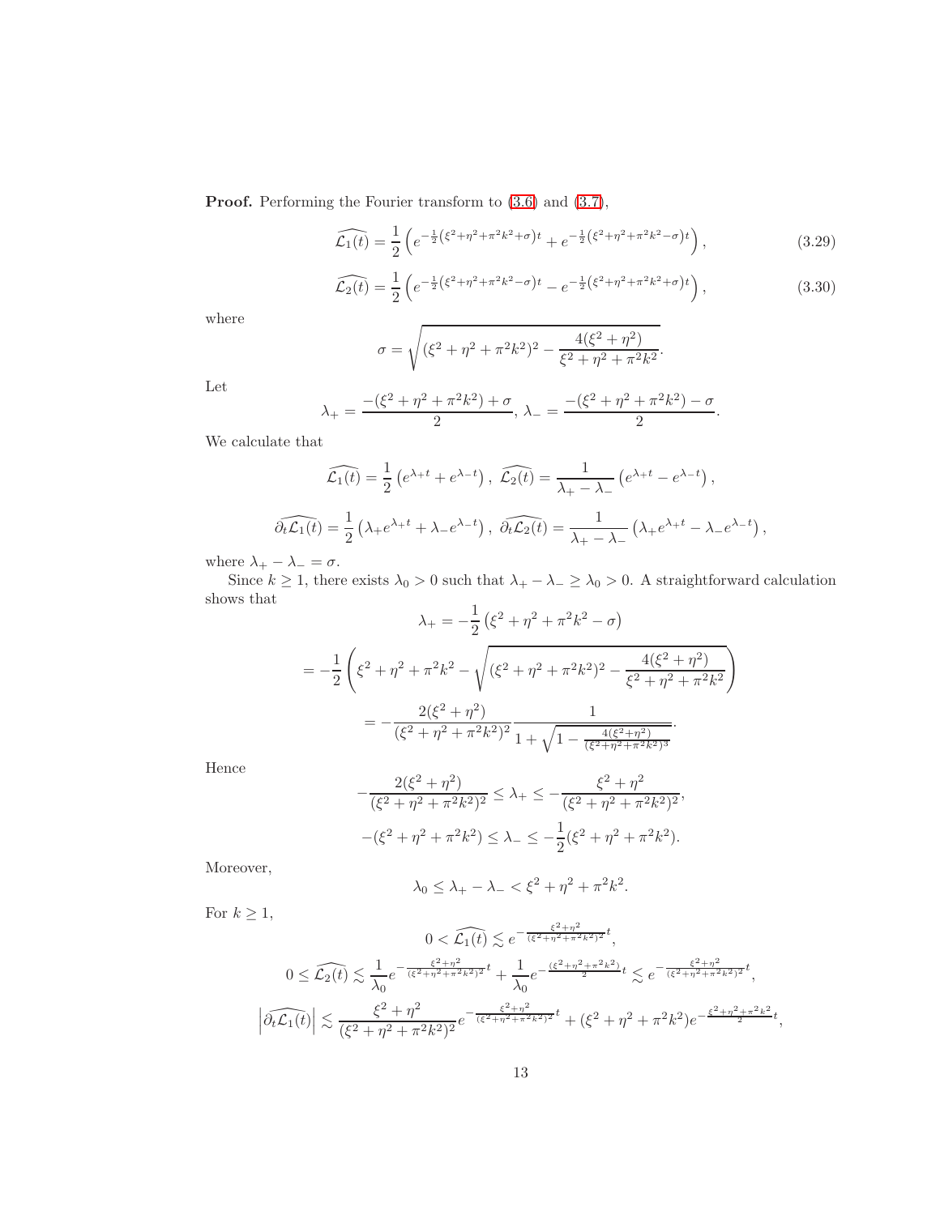**Proof.** Performing the Fourier transform to (3.6) and (3.7),

$$\widehat{\mathcal{L}_1(t)} = \frac{1}{2}\left(e^{-\frac{1}{2}\left(\xi^2+\eta^2+\pi^2k^2+\sigma\right)t} + e^{-\frac{1}{2}\left(\xi^2+\eta^2+\pi^2k^2-\sigma\right)t}\right), \tag{3.29}$$

$$\widehat{\mathcal{L}_2(t)} = \frac{1}{2}\left(e^{-\frac{1}{2}\left(\xi^2+\eta^2+\pi^2k^2-\sigma\right)t} - e^{-\frac{1}{2}\left(\xi^2+\eta^2+\pi^2k^2+\sigma\right)t}\right), \tag{3.30}$$

where

$$\sigma = \sqrt{(\xi^2+\eta^2+\pi^2k^2)^2 - \frac{4(\xi^2+\eta^2)}{\xi^2+\eta^2+\pi^2k^2}}.$$

Let

$$\lambda_+ = \frac{-(\xi^2+\eta^2+\pi^2k^2)+\sigma}{2},\ \lambda_- = \frac{-(\xi^2+\eta^2+\pi^2k^2)-\sigma}{2}.$$

We calculate that

$$\widehat{\mathcal{L}_1(t)} = \frac{1}{2}\left(e^{\lambda_+ t} + e^{\lambda_- t}\right),\ \widehat{\mathcal{L}_2(t)} = \frac{1}{\lambda_+ - \lambda_-}\left(e^{\lambda_+ t} - e^{\lambda_- t}\right),$$

$$\widehat{\partial_t \mathcal{L}_1(t)} = \frac{1}{2}\left(\lambda_+ e^{\lambda_+ t} + \lambda_- e^{\lambda_- t}\right),\ \widehat{\partial_t \mathcal{L}_2(t)} = \frac{1}{\lambda_+ - \lambda_-}\left(\lambda_+ e^{\lambda_+ t} - \lambda_- e^{\lambda_- t}\right),$$

where $\lambda_+ - \lambda_- = \sigma$.

Since $k \geq 1$, there exists $\lambda_0 > 0$ such that $\lambda_+ - \lambda_- \geq \lambda_0 > 0$. A straightforward calculation shows that

$$\lambda_+ = -\frac{1}{2}\left(\xi^2+\eta^2+\pi^2k^2-\sigma\right)$$

$$= -\frac{1}{2}\left(\xi^2+\eta^2+\pi^2k^2 - \sqrt{(\xi^2+\eta^2+\pi^2k^2)^2 - \frac{4(\xi^2+\eta^2)}{\xi^2+\eta^2+\pi^2k^2}}\right)$$

$$= -\frac{2(\xi^2+\eta^2)}{(\xi^2+\eta^2+\pi^2k^2)^2}\frac{1}{1+\sqrt{1-\frac{4(\xi^2+\eta^2)}{(\xi^2+\eta^2+\pi^2k^2)^3}}}.$$

Hence

$$-\frac{2(\xi^2+\eta^2)}{(\xi^2+\eta^2+\pi^2k^2)^2} \leq \lambda_+ \leq -\frac{\xi^2+\eta^2}{(\xi^2+\eta^2+\pi^2k^2)^2},$$

$$-(\xi^2+\eta^2+\pi^2k^2) \leq \lambda_- \leq -\frac{1}{2}(\xi^2+\eta^2+\pi^2k^2).$$

Moreover,

$$\lambda_0 \leq \lambda_+ - \lambda_- < \xi^2+\eta^2+\pi^2k^2.$$

For $k \geq 1$,

$$0 < \widehat{\mathcal{L}_1(t)} \lesssim e^{-\frac{\xi^2+\eta^2}{(\xi^2+\eta^2+\pi^2k^2)^2}t},$$

$$0 \leq \widehat{\mathcal{L}_2(t)} \lesssim \frac{1}{\lambda_0}e^{-\frac{\xi^2+\eta^2}{(\xi^2+\eta^2+\pi^2k^2)^2}t} + \frac{1}{\lambda_0}e^{-\frac{(\xi^2+\eta^2+\pi^2k^2)}{2}t} \lesssim e^{-\frac{\xi^2+\eta^2}{(\xi^2+\eta^2+\pi^2k^2)^2}t},$$

$$\left|\widehat{\partial_t \mathcal{L}_1(t)}\right| \lesssim \frac{\xi^2+\eta^2}{(\xi^2+\eta^2+\pi^2k^2)^2}e^{-\frac{\xi^2+\eta^2}{(\xi^2+\eta^2+\pi^2k^2)^2}t} + (\xi^2+\eta^2+\pi^2k^2)e^{-\frac{\xi^2+\eta^2+\pi^2k^2}{2}t},$$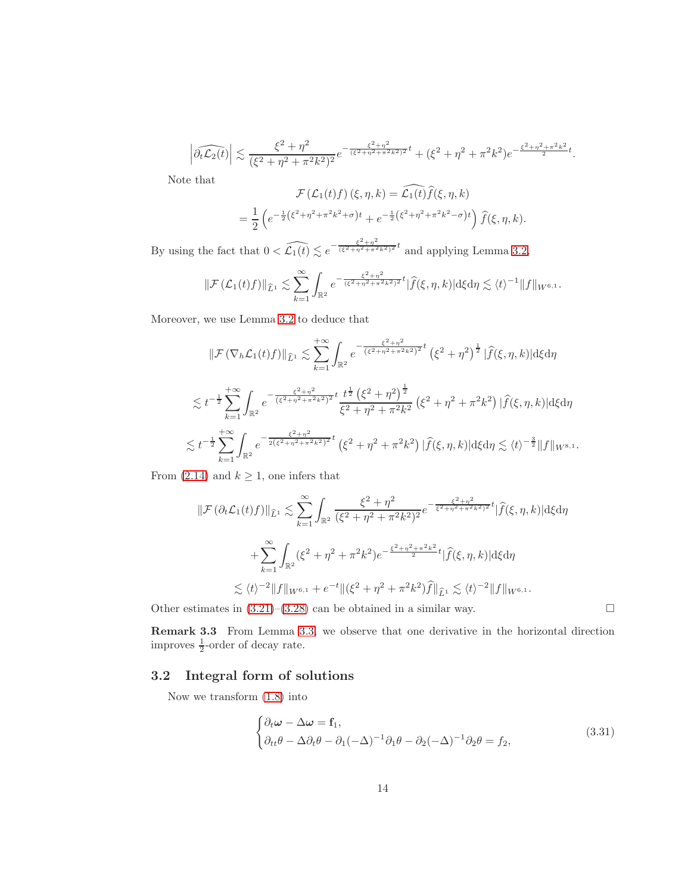$$\left|\widehat{\partial_t \mathcal{L}_2(t)}\right| \lesssim \frac{\xi^2+\eta^2}{(\xi^2+\eta^2+\pi^2k^2)^2} e^{-\frac{\xi^2+\eta^2}{(\xi^2+\eta^2+\pi^2k^2)^2}t} + (\xi^2+\eta^2+\pi^2k^2) e^{-\frac{\xi^2+\eta^2+\pi^2k^2}{2}t}.$$

Note that

$$\begin{aligned}
\mathcal{F}\left(\mathcal{L}_1(t)f\right)(\xi,\eta,k) &= \widehat{\mathcal{L}_1(t)}\widehat{f}(\xi,\eta,k) \\
&= \frac{1}{2}\left(e^{-\frac{1}{2}(\xi^2+\eta^2+\pi^2k^2+\sigma)t} + e^{-\frac{1}{2}(\xi^2+\eta^2+\pi^2k^2-\sigma)t}\right)\widehat{f}(\xi,\eta,k).
\end{aligned}$$

By using the fact that $0 < \widehat{\mathcal{L}_1(t)} \lesssim e^{-\frac{\xi^2+\eta^2}{(\xi^2+\eta^2+\pi^2k^2)^2}t}$ and applying Lemma 3.2,

$$\|\mathcal{F}\left(\mathcal{L}_1(t)f\right)\|_{\widehat{L}^1} \lesssim \sum_{k=1}^{\infty}\int_{\mathbb{R}^2} e^{-\frac{\xi^2+\eta^2}{(\xi^2+\eta^2+\pi^2k^2)^2}t}|\widehat{f}(\xi,\eta,k)|\mathrm{d}\xi\mathrm{d}\eta \lesssim \langle t\rangle^{-1}\|f\|_{W^{6,1}}.$$

Moreover, we use Lemma 3.2 to deduce that

$$\begin{aligned}
\|\mathcal{F}\left(\nabla_h\mathcal{L}_1(t)f\right)\|_{\widehat{L}^1} &\lesssim \sum_{k=1}^{+\infty}\int_{\mathbb{R}^2} e^{-\frac{\xi^2+\eta^2}{(\xi^2+\eta^2+\pi^2k^2)^2}t}\left(\xi^2+\eta^2\right)^{\frac{1}{2}}|\widehat{f}(\xi,\eta,k)|\mathrm{d}\xi\mathrm{d}\eta \\
&\lesssim t^{-\frac{1}{2}}\sum_{k=1}^{+\infty}\int_{\mathbb{R}^2} e^{-\frac{\xi^2+\eta^2}{(\xi^2+\eta^2+\pi^2k^2)^2}t}\frac{t^{\frac{1}{2}}\left(\xi^2+\eta^2\right)^{\frac{1}{2}}}{\xi^2+\eta^2+\pi^2k^2}\left(\xi^2+\eta^2+\pi^2k^2\right)|\widehat{f}(\xi,\eta,k)|\mathrm{d}\xi\mathrm{d}\eta \\
&\lesssim t^{-\frac{1}{2}}\sum_{k=1}^{+\infty}\int_{\mathbb{R}^2} e^{-\frac{\xi^2+\eta^2}{2(\xi^2+\eta^2+\pi^2k^2)^2}t}\left(\xi^2+\eta^2+\pi^2k^2\right)|\widehat{f}(\xi,\eta,k)|\mathrm{d}\xi\mathrm{d}\eta \lesssim \langle t\rangle^{-\frac{3}{2}}\|f\|_{W^{8,1}}.
\end{aligned}$$

From (2.14) and $k \geq 1$, one infers that

$$\begin{aligned}
\|\mathcal{F}\left(\partial_t\mathcal{L}_1(t)f\right)\|_{\widehat{L}^1} &\lesssim \sum_{k=1}^{\infty}\int_{\mathbb{R}^2}\frac{\xi^2+\eta^2}{(\xi^2+\eta^2+\pi^2k^2)^2}e^{-\frac{\xi^2+\eta^2}{\xi^2+\eta^2+\pi^2k^2)^2}t}|\widehat{f}(\xi,\eta,k)|\mathrm{d}\xi\mathrm{d}\eta \\
&\quad+\sum_{k=1}^{\infty}\int_{\mathbb{R}^2}(\xi^2+\eta^2+\pi^2k^2)e^{-\frac{\xi^2+\eta^2+\pi^2k^2}{2}t}|\widehat{f}(\xi,\eta,k)|\mathrm{d}\xi\mathrm{d}\eta \\
&\lesssim \langle t\rangle^{-2}\|f\|_{W^{6,1}} + e^{-t}\|(\xi^2+\eta^2+\pi^2k^2)\widehat{f}\|_{\widehat{L}^1} \lesssim \langle t\rangle^{-2}\|f\|_{W^{6,1}}.
\end{aligned}$$

Other estimates in (3.21)–(3.28) can be obtained in a similar way. □

**Remark 3.3** From Lemma 3.3, we observe that one derivative in the horizontal direction improves $\frac{1}{2}$-order of decay rate.

## 3.2 Integral form of solutions

Now we transform (1.8) into

$$\begin{cases}
\partial_t\boldsymbol{\omega} - \Delta\boldsymbol{\omega} = \mathbf{f}_1, \\
\partial_{tt}\theta - \Delta\partial_t\theta - \partial_1(-\Delta)^{-1}\partial_1\theta - \partial_2(-\Delta)^{-1}\partial_2\theta = f_2,
\end{cases} \tag{3.31}$$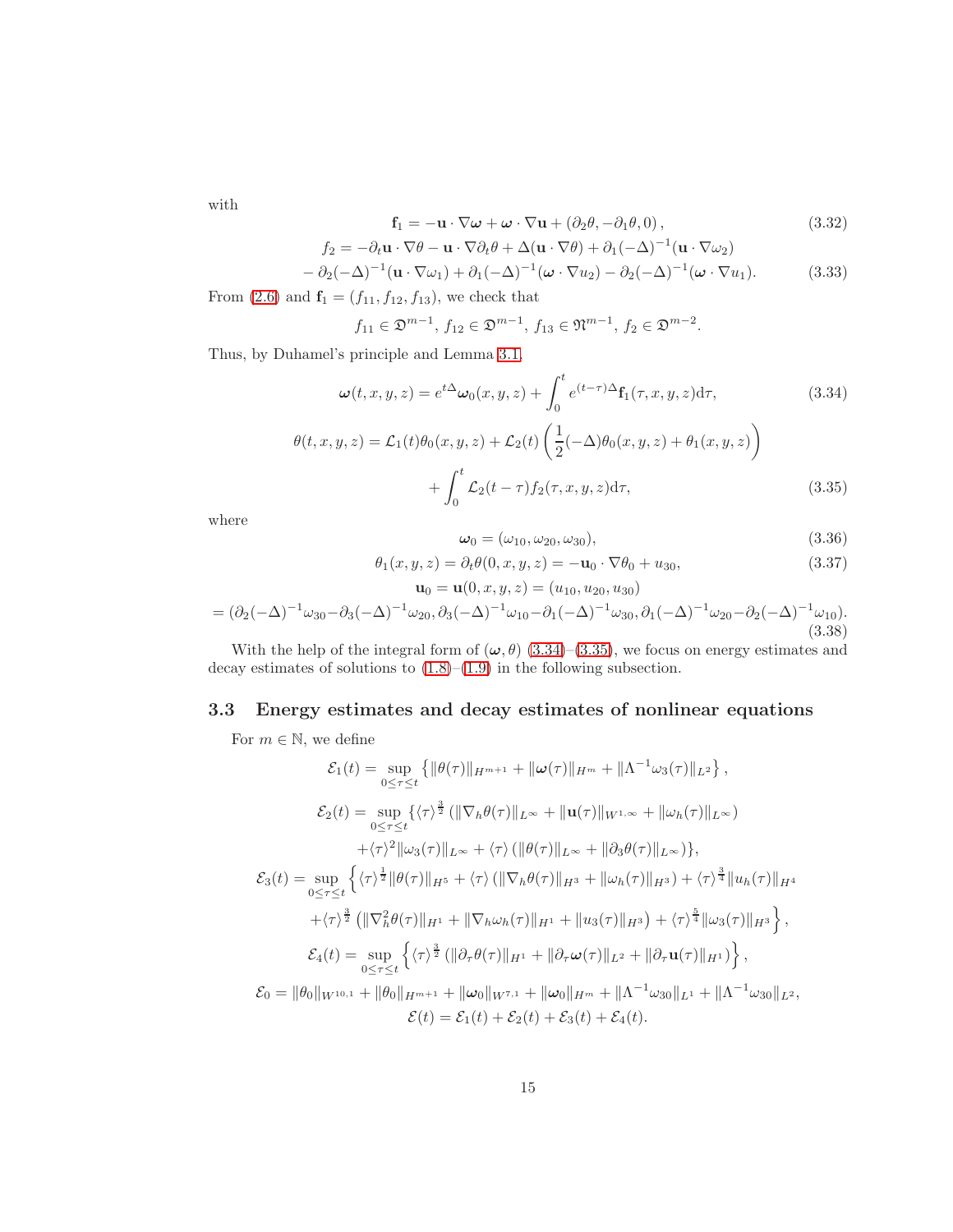with

$$\mathbf{f}_1 = -\mathbf{u}\cdot\nabla\boldsymbol{\omega} + \boldsymbol{\omega}\cdot\nabla\mathbf{u} + (\partial_2\theta, -\partial_1\theta, 0)\,, \tag{3.32}$$

$$\begin{aligned} f_2 = &-\partial_t\mathbf{u}\cdot\nabla\theta - \mathbf{u}\cdot\nabla\partial_t\theta + \Delta(\mathbf{u}\cdot\nabla\theta) + \partial_1(-\Delta)^{-1}(\mathbf{u}\cdot\nabla\omega_2) \\ &- \partial_2(-\Delta)^{-1}(\mathbf{u}\cdot\nabla\omega_1) + \partial_1(-\Delta)^{-1}(\boldsymbol{\omega}\cdot\nabla u_2) - \partial_2(-\Delta)^{-1}(\boldsymbol{\omega}\cdot\nabla u_1). \end{aligned} \tag{3.33}$$

From (2.6) and $\mathbf{f}_1 = (f_{11}, f_{12}, f_{13})$, we check that

$$f_{11}\in\mathfrak{D}^{m-1},\ f_{12}\in\mathfrak{D}^{m-1},\ f_{13}\in\mathfrak{N}^{m-1},\ f_2\in\mathfrak{D}^{m-2}.$$

Thus, by Duhamel's principle and Lemma 3.1,

$$\boldsymbol{\omega}(t,x,y,z) = e^{t\Delta}\boldsymbol{\omega}_0(x,y,z) + \int_0^t e^{(t-\tau)\Delta}\mathbf{f}_1(\tau,x,y,z)\mathrm{d}\tau, \tag{3.34}$$

$$\begin{aligned} \theta(t,x,y,z) = &\,\mathcal{L}_1(t)\theta_0(x,y,z) + \mathcal{L}_2(t)\left(\frac{1}{2}(-\Delta)\theta_0(x,y,z) + \theta_1(x,y,z)\right) \\ &+ \int_0^t \mathcal{L}_2(t-\tau)f_2(\tau,x,y,z)\mathrm{d}\tau, \end{aligned} \tag{3.35}$$

where

$$\boldsymbol{\omega}_0 = (\omega_{10}, \omega_{20}, \omega_{30}), \tag{3.36}$$

$$\theta_1(x,y,z) = \partial_t\theta(0,x,y,z) = -\mathbf{u}_0\cdot\nabla\theta_0 + u_{30}, \tag{3.37}$$

$$\begin{aligned} &\mathbf{u}_0 = \mathbf{u}(0,x,y,z) = (u_{10}, u_{20}, u_{30}) \\ &= (\partial_2(-\Delta)^{-1}\omega_{30} - \partial_3(-\Delta)^{-1}\omega_{20}, \partial_3(-\Delta)^{-1}\omega_{10} - \partial_1(-\Delta)^{-1}\omega_{30}, \partial_1(-\Delta)^{-1}\omega_{20} - \partial_2(-\Delta)^{-1}\omega_{10}). \end{aligned} \tag{3.38}$$

With the help of the integral form of $(\boldsymbol{\omega}, \theta)$ (3.34)–(3.35), we focus on energy estimates and decay estimates of solutions to (1.8)–(1.9) in the following subsection.

### 3.3 Energy estimates and decay estimates of nonlinear equations

For $m\in\mathbb{N}$, we define

$$\mathcal{E}_1(t) = \sup_{0\le\tau\le t}\left\{\|\theta(\tau)\|_{H^{m+1}} + \|\boldsymbol{\omega}(\tau)\|_{H^m} + \|\Lambda^{-1}\omega_3(\tau)\|_{L^2}\right\},$$

$$\begin{aligned} \mathcal{E}_2(t) = \sup_{0\le\tau\le t}\{&\langle\tau\rangle^{\frac{3}{2}}\left(\|\nabla_h\theta(\tau)\|_{L^\infty} + \|\mathbf{u}(\tau)\|_{W^{1,\infty}} + \|\omega_h(\tau)\|_{L^\infty}\right) \\ &+\langle\tau\rangle^2\|\omega_3(\tau)\|_{L^\infty} + \langle\tau\rangle\left(\|\theta(\tau)\|_{L^\infty} + \|\partial_3\theta(\tau)\|_{L^\infty}\right)\}, \end{aligned}$$

$$\begin{aligned} \mathcal{E}_3(t) = \sup_{0\le\tau\le t}\Big\{&\langle\tau\rangle^{\frac{1}{2}}\|\theta(\tau)\|_{H^5} + \langle\tau\rangle\left(\|\nabla_h\theta(\tau)\|_{H^3} + \|\omega_h(\tau)\|_{H^3}\right) + \langle\tau\rangle^{\frac{3}{4}}\|u_h(\tau)\|_{H^4} \\ &+\langle\tau\rangle^{\frac{3}{2}}\left(\|\nabla_h^2\theta(\tau)\|_{H^1} + \|\nabla_h\omega_h(\tau)\|_{H^1} + \|u_3(\tau)\|_{H^3}\right) + \langle\tau\rangle^{\frac{5}{4}}\|\omega_3(\tau)\|_{H^3}\Big\}, \end{aligned}$$

$$\mathcal{E}_4(t) = \sup_{0\le\tau\le t}\left\{\langle\tau\rangle^{\frac{3}{2}}\left(\|\partial_\tau\theta(\tau)\|_{H^1} + \|\partial_\tau\boldsymbol{\omega}(\tau)\|_{L^2} + \|\partial_\tau\mathbf{u}(\tau)\|_{H^1}\right)\right\},$$

$$\mathcal{E}_0 = \|\theta_0\|_{W^{10,1}} + \|\theta_0\|_{H^{m+1}} + \|\boldsymbol{\omega}_0\|_{W^{7,1}} + \|\boldsymbol{\omega}_0\|_{H^m} + \|\Lambda^{-1}\omega_{30}\|_{L^1} + \|\Lambda^{-1}\omega_{30}\|_{L^2},$$

$$\mathcal{E}(t) = \mathcal{E}_1(t) + \mathcal{E}_2(t) + \mathcal{E}_3(t) + \mathcal{E}_4(t).$$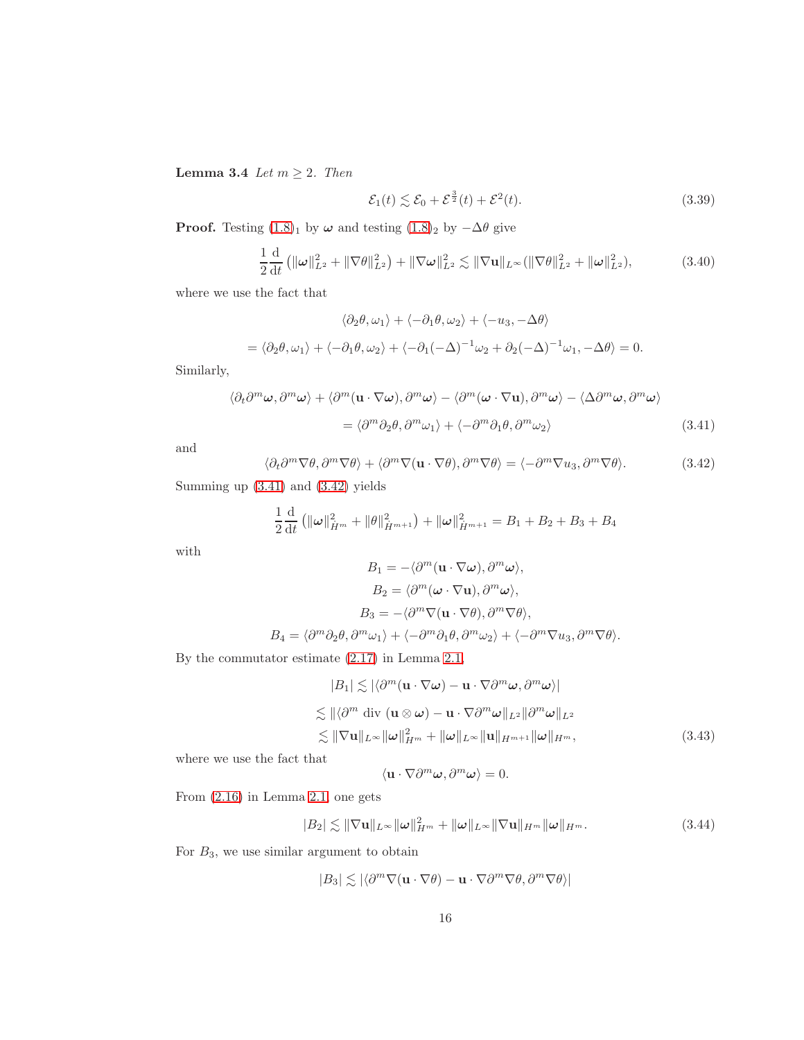**Lemma 3.4** *Let $m \geq 2$. Then*

$$\mathcal{E}_1(t) \lesssim \mathcal{E}_0 + \mathcal{E}^{\frac{3}{2}}(t) + \mathcal{E}^2(t). \tag{3.39}$$

**Proof.** Testing (1.8)$_1$ by $\boldsymbol{\omega}$ and testing (1.8)$_2$ by $-\Delta\theta$ give

$$\frac{1}{2}\frac{\mathrm{d}}{\mathrm{d}t}\left(\|\boldsymbol{\omega}\|_{L^2}^2 + \|\nabla\theta\|_{L^2}^2\right) + \|\nabla\boldsymbol{\omega}\|_{L^2}^2 \lesssim \|\nabla\mathbf{u}\|_{L^\infty}(\|\nabla\theta\|_{L^2}^2 + \|\boldsymbol{\omega}\|_{L^2}^2), \tag{3.40}$$

where we use the fact that

$$\langle\partial_2\theta, \omega_1\rangle + \langle-\partial_1\theta, \omega_2\rangle + \langle-u_3, -\Delta\theta\rangle$$

$$= \langle\partial_2\theta, \omega_1\rangle + \langle-\partial_1\theta, \omega_2\rangle + \langle-\partial_1(-\Delta)^{-1}\omega_2 + \partial_2(-\Delta)^{-1}\omega_1, -\Delta\theta\rangle = 0.$$

Similarly,

$$\begin{aligned}\langle\partial_t\partial^m\boldsymbol{\omega}, \partial^m\boldsymbol{\omega}\rangle + \langle\partial^m(\mathbf{u}\cdot\nabla\boldsymbol{\omega}), \partial^m\boldsymbol{\omega}\rangle - \langle\partial^m(\boldsymbol{\omega}\cdot\nabla\mathbf{u}), \partial^m\boldsymbol{\omega}\rangle - \langle\Delta\partial^m\boldsymbol{\omega}, \partial^m\boldsymbol{\omega}\rangle \\ = \langle\partial^m\partial_2\theta, \partial^m\omega_1\rangle + \langle-\partial^m\partial_1\theta, \partial^m\omega_2\rangle\end{aligned} \tag{3.41}$$

and

$$\langle\partial_t\partial^m\nabla\theta, \partial^m\nabla\theta\rangle + \langle\partial^m\nabla(\mathbf{u}\cdot\nabla\theta), \partial^m\nabla\theta\rangle = \langle-\partial^m\nabla u_3, \partial^m\nabla\theta\rangle. \tag{3.42}$$

Summing up (3.41) and (3.42) yields

$$\frac{1}{2}\frac{\mathrm{d}}{\mathrm{d}t}\left(\|\boldsymbol{\omega}\|_{\dot{H}^m}^2 + \|\theta\|_{\dot{H}^{m+1}}^2\right) + \|\boldsymbol{\omega}\|_{\dot{H}^{m+1}}^2 = B_1 + B_2 + B_3 + B_4$$

with

$$B_1 = -\langle\partial^m(\mathbf{u}\cdot\nabla\boldsymbol{\omega}), \partial^m\boldsymbol{\omega}\rangle,$$

$$B_2 = \langle\partial^m(\boldsymbol{\omega}\cdot\nabla\mathbf{u}), \partial^m\boldsymbol{\omega}\rangle,$$

$$B_3 = -\langle\partial^m\nabla(\mathbf{u}\cdot\nabla\theta), \partial^m\nabla\theta\rangle,$$

$$B_4 = \langle\partial^m\partial_2\theta, \partial^m\omega_1\rangle + \langle-\partial^m\partial_1\theta, \partial^m\omega_2\rangle + \langle-\partial^m\nabla u_3, \partial^m\nabla\theta\rangle.$$

By the commutator estimate (2.17) in Lemma 2.1,

$$\begin{aligned}|B_1| &\lesssim |\langle\partial^m(\mathbf{u}\cdot\nabla\boldsymbol{\omega}) - \mathbf{u}\cdot\nabla\partial^m\boldsymbol{\omega}, \partial^m\boldsymbol{\omega}\rangle| \\ &\lesssim \|\langle\partial^m \text{ div } (\mathbf{u}\otimes\boldsymbol{\omega}) - \mathbf{u}\cdot\nabla\partial^m\boldsymbol{\omega}\|_{L^2}\|\partial^m\boldsymbol{\omega}\|_{L^2} \\ &\lesssim \|\nabla\mathbf{u}\|_{L^\infty}\|\boldsymbol{\omega}\|_{H^m}^2 + \|\boldsymbol{\omega}\|_{L^\infty}\|\mathbf{u}\|_{H^{m+1}}\|\boldsymbol{\omega}\|_{H^m},\end{aligned} \tag{3.43}$$

where we use the fact that

$$\langle\mathbf{u}\cdot\nabla\partial^m\boldsymbol{\omega}, \partial^m\boldsymbol{\omega}\rangle = 0.$$

From (2.16) in Lemma 2.1, one gets

$$|B_2| \lesssim \|\nabla\mathbf{u}\|_{L^\infty}\|\boldsymbol{\omega}\|_{H^m}^2 + \|\boldsymbol{\omega}\|_{L^\infty}\|\nabla\mathbf{u}\|_{H^m}\|\boldsymbol{\omega}\|_{H^m}. \tag{3.44}$$

For $B_3$, we use similar argument to obtain

$$|B_3| \lesssim |\langle\partial^m\nabla(\mathbf{u}\cdot\nabla\theta) - \mathbf{u}\cdot\nabla\partial^m\nabla\theta, \partial^m\nabla\theta\rangle|$$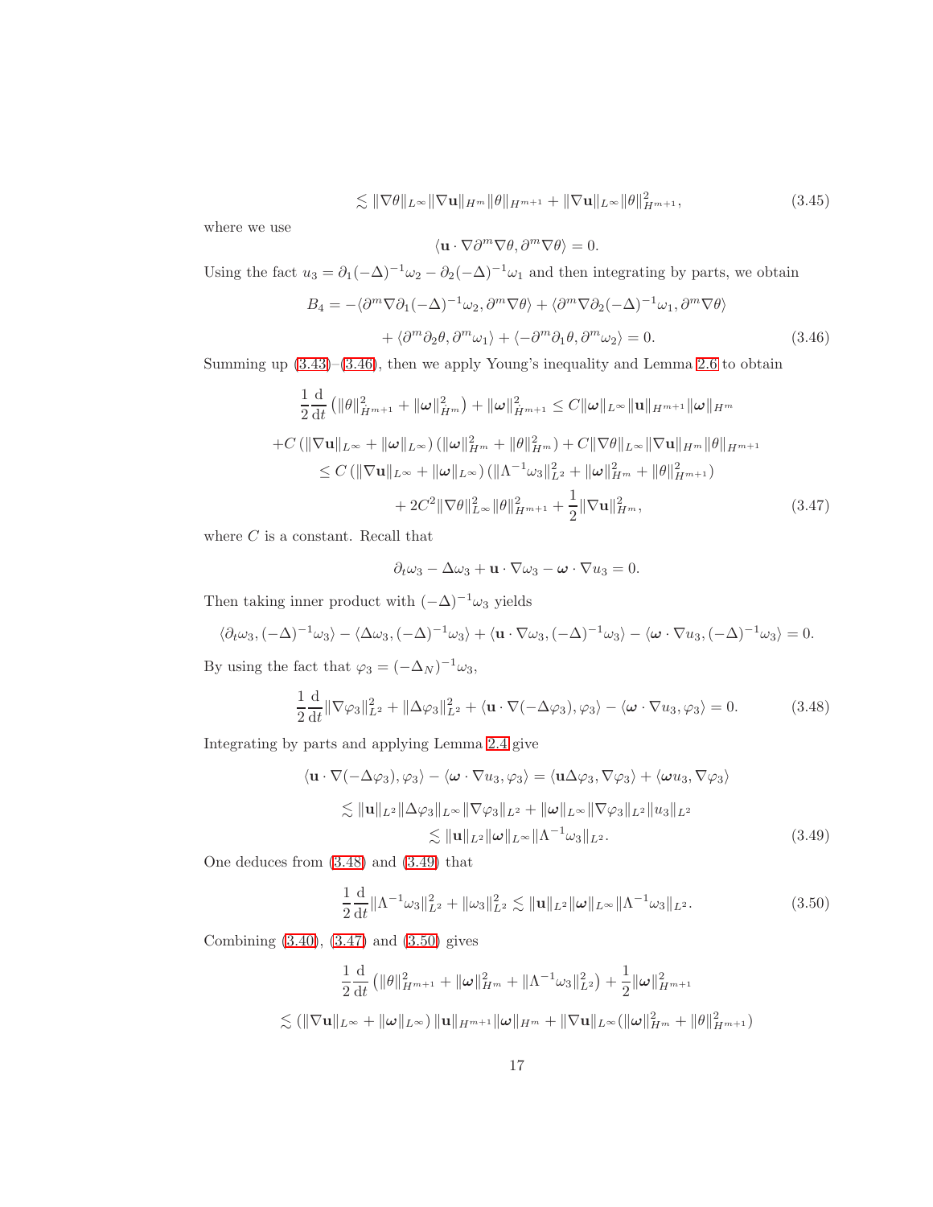$$\lesssim \|\nabla\theta\|_{L^\infty}\|\nabla \mathbf{u}\|_{H^m}\|\theta\|_{H^{m+1}} + \|\nabla \mathbf{u}\|_{L^\infty}\|\theta\|_{H^{m+1}}^2, \tag{3.45}$$

where we use

$$\langle \mathbf{u}\cdot\nabla\partial^m\nabla\theta, \partial^m\nabla\theta\rangle = 0.$$

Using the fact $u_3 = \partial_1(-\Delta)^{-1}\omega_2 - \partial_2(-\Delta)^{-1}\omega_1$ and then integrating by parts, we obtain

$$\begin{aligned} B_4 = &-\langle \partial^m\nabla\partial_1(-\Delta)^{-1}\omega_2, \partial^m\nabla\theta\rangle + \langle \partial^m\nabla\partial_2(-\Delta)^{-1}\omega_1, \partial^m\nabla\theta\rangle \\ &+ \langle \partial^m\partial_2\theta, \partial^m\omega_1\rangle + \langle -\partial^m\partial_1\theta, \partial^m\omega_2\rangle = 0. \end{aligned} \tag{3.46}$$

Summing up (3.43)–(3.46), then we apply Young's inequality and Lemma 2.6 to obtain

$$\begin{aligned} &\frac{1}{2}\frac{\mathrm{d}}{\mathrm{d}t}\left(\|\theta\|_{H^{m+1}}^2 + \|\boldsymbol{\omega}\|_{H^m}^2\right) + \|\boldsymbol{\omega}\|_{H^{m+1}}^2 \le C\|\boldsymbol{\omega}\|_{L^\infty}\|\mathbf{u}\|_{H^{m+1}}\|\boldsymbol{\omega}\|_{H^m} \\ &+C\left(\|\nabla\mathbf{u}\|_{L^\infty} + \|\boldsymbol{\omega}\|_{L^\infty}\right)\left(\|\boldsymbol{\omega}\|_{H^m}^2 + \|\theta\|_{H^m}^2\right) + C\|\nabla\theta\|_{L^\infty}\|\nabla\mathbf{u}\|_{H^m}\|\theta\|_{H^{m+1}} \\ &\le C\left(\|\nabla\mathbf{u}\|_{L^\infty} + \|\boldsymbol{\omega}\|_{L^\infty}\right)\left(\|\Lambda^{-1}\omega_3\|_{L^2}^2 + \|\boldsymbol{\omega}\|_{H^m}^2 + \|\theta\|_{H^{m+1}}^2\right) \\ &\quad + 2C^2\|\nabla\theta\|_{L^\infty}^2\|\theta\|_{H^{m+1}}^2 + \frac{1}{2}\|\nabla\mathbf{u}\|_{H^m}^2, \end{aligned} \tag{3.47}$$

where $C$ is a constant. Recall that

$$\partial_t\omega_3 - \Delta\omega_3 + \mathbf{u}\cdot\nabla\omega_3 - \boldsymbol{\omega}\cdot\nabla u_3 = 0.$$

Then taking inner product with $(-\Delta)^{-1}\omega_3$ yields

$$\langle \partial_t\omega_3, (-\Delta)^{-1}\omega_3\rangle - \langle \Delta\omega_3, (-\Delta)^{-1}\omega_3\rangle + \langle \mathbf{u}\cdot\nabla\omega_3, (-\Delta)^{-1}\omega_3\rangle - \langle \boldsymbol{\omega}\cdot\nabla u_3, (-\Delta)^{-1}\omega_3\rangle = 0.$$

By using the fact that $\varphi_3 = (-\Delta_N)^{-1}\omega_3$,

$$\frac{1}{2}\frac{\mathrm{d}}{\mathrm{d}t}\|\nabla\varphi_3\|_{L^2}^2 + \|\Delta\varphi_3\|_{L^2}^2 + \langle \mathbf{u}\cdot\nabla(-\Delta\varphi_3), \varphi_3\rangle - \langle \boldsymbol{\omega}\cdot\nabla u_3, \varphi_3\rangle = 0. \tag{3.48}$$

Integrating by parts and applying Lemma 2.4 give

$$\begin{aligned} \langle \mathbf{u}\cdot\nabla(-\Delta\varphi_3), \varphi_3\rangle - \langle \boldsymbol{\omega}\cdot\nabla u_3, \varphi_3\rangle &= \langle \mathbf{u}\Delta\varphi_3, \nabla\varphi_3\rangle + \langle \boldsymbol{\omega}u_3, \nabla\varphi_3\rangle \\ &\lesssim \|\mathbf{u}\|_{L^2}\|\Delta\varphi_3\|_{L^\infty}\|\nabla\varphi_3\|_{L^2} + \|\boldsymbol{\omega}\|_{L^\infty}\|\nabla\varphi_3\|_{L^2}\|u_3\|_{L^2} \\ &\lesssim \|\mathbf{u}\|_{L^2}\|\boldsymbol{\omega}\|_{L^\infty}\|\Lambda^{-1}\omega_3\|_{L^2}. \end{aligned} \tag{3.49}$$

One deduces from (3.48) and (3.49) that

$$\frac{1}{2}\frac{\mathrm{d}}{\mathrm{d}t}\|\Lambda^{-1}\omega_3\|_{L^2}^2 + \|\omega_3\|_{L^2}^2 \lesssim \|\mathbf{u}\|_{L^2}\|\boldsymbol{\omega}\|_{L^\infty}\|\Lambda^{-1}\omega_3\|_{L^2}. \tag{3.50}$$

Combining (3.40), (3.47) and (3.50) gives

$$\begin{aligned} &\frac{1}{2}\frac{\mathrm{d}}{\mathrm{d}t}\left(\|\theta\|_{H^{m+1}}^2 + \|\boldsymbol{\omega}\|_{H^m}^2 + \|\Lambda^{-1}\omega_3\|_{L^2}^2\right) + \frac{1}{2}\|\boldsymbol{\omega}\|_{H^{m+1}}^2 \\ &\lesssim \left(\|\nabla\mathbf{u}\|_{L^\infty} + \|\boldsymbol{\omega}\|_{L^\infty}\right)\|\mathbf{u}\|_{H^{m+1}}\|\boldsymbol{\omega}\|_{H^m} + \|\nabla\mathbf{u}\|_{L^\infty}(\|\boldsymbol{\omega}\|_{H^m}^2 + \|\theta\|_{H^{m+1}}^2) \end{aligned}$$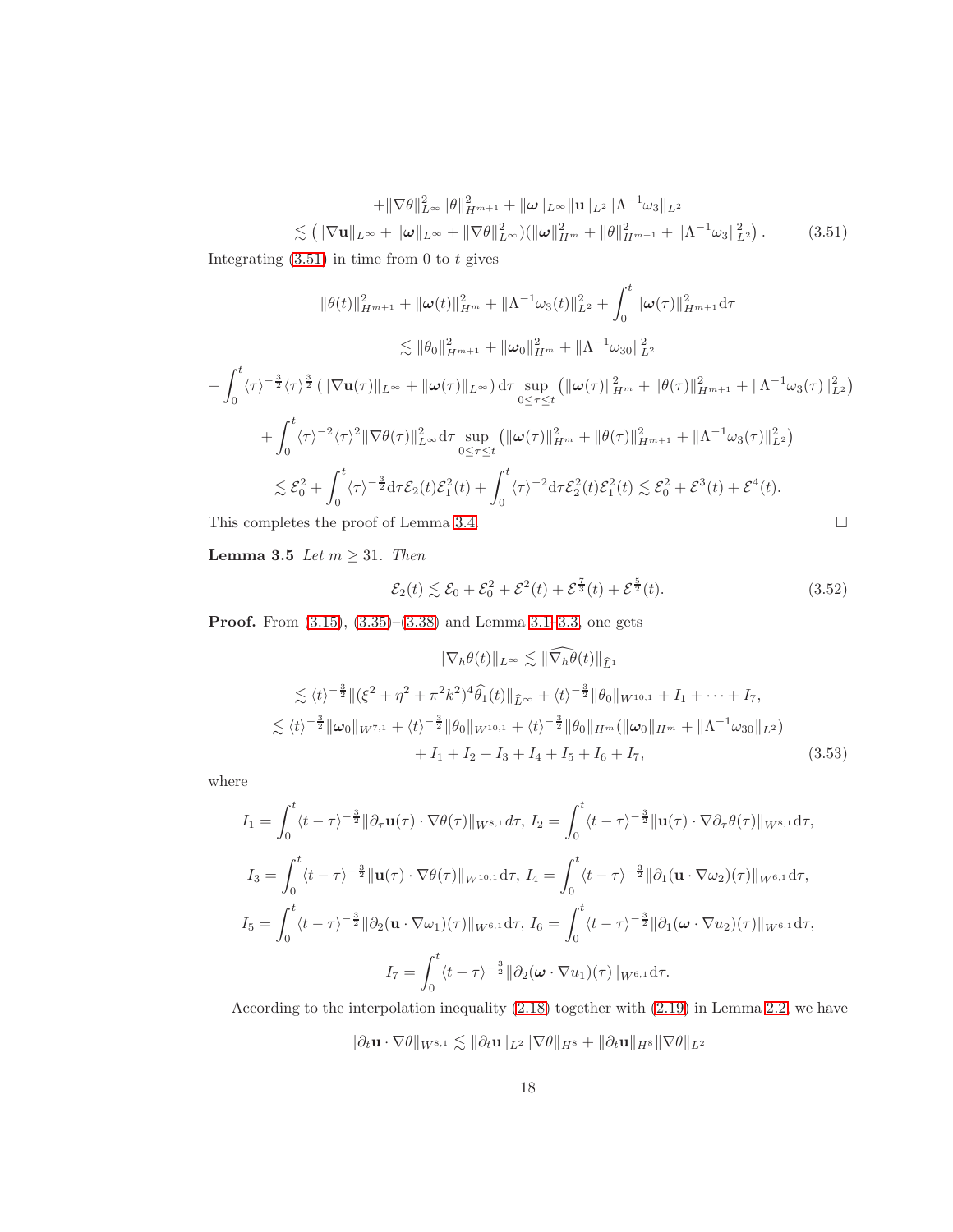$$
\begin{aligned}
&+\|\nabla\theta\|_{L^\infty}^2\|\theta\|_{H^{m+1}}^2+\|\boldsymbol{\omega}\|_{L^\infty}\|\mathbf{u}\|_{L^2}\|\Lambda^{-1}\omega_3\|_{L^2}\\
&\lesssim \left(\|\nabla \mathbf{u}\|_{L^\infty}+\|\boldsymbol{\omega}\|_{L^\infty}+\|\nabla\theta\|_{L^\infty}^2\right)\left(\|\boldsymbol{\omega}\|_{H^m}^2+\|\theta\|_{H^{m+1}}^2+\|\Lambda^{-1}\omega_3\|_{L^2}^2\right). \qquad (3.51)
\end{aligned}
$$

Integrating (3.51) in time from 0 to $t$ gives

$$
\begin{aligned}
&\|\theta(t)\|_{H^{m+1}}^2+\|\boldsymbol{\omega}(t)\|_{H^m}^2+\|\Lambda^{-1}\omega_3(t)\|_{L^2}^2+\int_0^t\|\boldsymbol{\omega}(\tau)\|_{H^{m+1}}^2\mathrm{d}\tau\\
&\lesssim \|\theta_0\|_{H^{m+1}}^2+\|\boldsymbol{\omega}_0\|_{H^m}^2+\|\Lambda^{-1}\omega_{30}\|_{L^2}^2\\
&+\int_0^t\langle\tau\rangle^{-\frac32}\langle\tau\rangle^{\frac32}\left(\|\nabla\mathbf{u}(\tau)\|_{L^\infty}+\|\boldsymbol{\omega}(\tau)\|_{L^\infty}\right)\mathrm{d}\tau\sup_{0\le\tau\le t}\left(\|\boldsymbol{\omega}(\tau)\|_{H^m}^2+\|\theta(\tau)\|_{H^{m+1}}^2+\|\Lambda^{-1}\omega_3(\tau)\|_{L^2}^2\right)\\
&+\int_0^t\langle\tau\rangle^{-2}\langle\tau\rangle^{2}\|\nabla\theta(\tau)\|_{L^\infty}^2\mathrm{d}\tau\sup_{0\le\tau\le t}\left(\|\boldsymbol{\omega}(\tau)\|_{H^m}^2+\|\theta(\tau)\|_{H^{m+1}}^2+\|\Lambda^{-1}\omega_3(\tau)\|_{L^2}^2\right)\\
&\lesssim \mathcal{E}_0^2+\int_0^t\langle\tau\rangle^{-\frac32}\mathrm{d}\tau\,\mathcal{E}_2(t)\mathcal{E}_1^2(t)+\int_0^t\langle\tau\rangle^{-2}\mathrm{d}\tau\,\mathcal{E}_2^2(t)\mathcal{E}_1^2(t)\lesssim \mathcal{E}_0^2+\mathcal{E}^3(t)+\mathcal{E}^4(t).
\end{aligned}
$$

This completes the proof of Lemma 3.4. $\square$

**Lemma 3.5** *Let $m\ge 31$. Then*

$$
\mathcal{E}_2(t)\lesssim \mathcal{E}_0+\mathcal{E}_0^2+\mathcal{E}^2(t)+\mathcal{E}^{\frac73}(t)+\mathcal{E}^{\frac52}(t). \qquad (3.52)
$$

**Proof.** From (3.15), (3.35)–(3.38) and Lemma 3.1–3.3, one gets

$$
\begin{aligned}
&\|\nabla_h\theta(t)\|_{L^\infty}\lesssim \|\widehat{\nabla_h\theta}(t)\|_{\widehat{L}^1}\\
&\lesssim \langle t\rangle^{-\frac32}\|(\xi^2+\eta^2+\pi^2k^2)^4\widehat{\theta}_1(t)\|_{\widehat{L}^\infty}+\langle t\rangle^{-\frac32}\|\theta_0\|_{W^{10,1}}+I_1+\cdots+I_7,\\
&\lesssim \langle t\rangle^{-\frac32}\|\boldsymbol{\omega}_0\|_{W^{7,1}}+\langle t\rangle^{-\frac32}\|\theta_0\|_{W^{10,1}}+\langle t\rangle^{-\frac32}\|\theta_0\|_{H^m}(\|\boldsymbol{\omega}_0\|_{H^m}+\|\Lambda^{-1}\omega_{30}\|_{L^2})\\
&\qquad +I_1+I_2+I_3+I_4+I_5+I_6+I_7, \qquad (3.53)
\end{aligned}
$$

where

$$
I_1=\int_0^t\langle t-\tau\rangle^{-\frac32}\|\partial_\tau\mathbf{u}(\tau)\cdot\nabla\theta(\tau)\|_{W^{8,1}}d\tau,\ I_2=\int_0^t\langle t-\tau\rangle^{-\frac32}\|\mathbf{u}(\tau)\cdot\nabla\partial_\tau\theta(\tau)\|_{W^{8,1}}\mathrm{d}\tau,
$$

$$
I_3=\int_0^t\langle t-\tau\rangle^{-\frac32}\|\mathbf{u}(\tau)\cdot\nabla\theta(\tau)\|_{W^{10,1}}\mathrm{d}\tau,\ I_4=\int_0^t\langle t-\tau\rangle^{-\frac32}\|\partial_1(\mathbf{u}\cdot\nabla\omega_2)(\tau)\|_{W^{6,1}}\mathrm{d}\tau,
$$

$$
I_5=\int_0^t\langle t-\tau\rangle^{-\frac32}\|\partial_2(\mathbf{u}\cdot\nabla\omega_1)(\tau)\|_{W^{6,1}}\mathrm{d}\tau,\ I_6=\int_0^t\langle t-\tau\rangle^{-\frac32}\|\partial_1(\boldsymbol{\omega}\cdot\nabla u_2)(\tau)\|_{W^{6,1}}\mathrm{d}\tau,
$$

$$
I_7=\int_0^t\langle t-\tau\rangle^{-\frac32}\|\partial_2(\boldsymbol{\omega}\cdot\nabla u_1)(\tau)\|_{W^{6,1}}\mathrm{d}\tau.
$$

According to the interpolation inequality (2.18) together with (2.19) in Lemma 2.2, we have

$$
\|\partial_t\mathbf{u}\cdot\nabla\theta\|_{W^{8,1}}\lesssim \|\partial_t\mathbf{u}\|_{L^2}\|\nabla\theta\|_{H^8}+\|\partial_t\mathbf{u}\|_{H^8}\|\nabla\theta\|_{L^2}
$$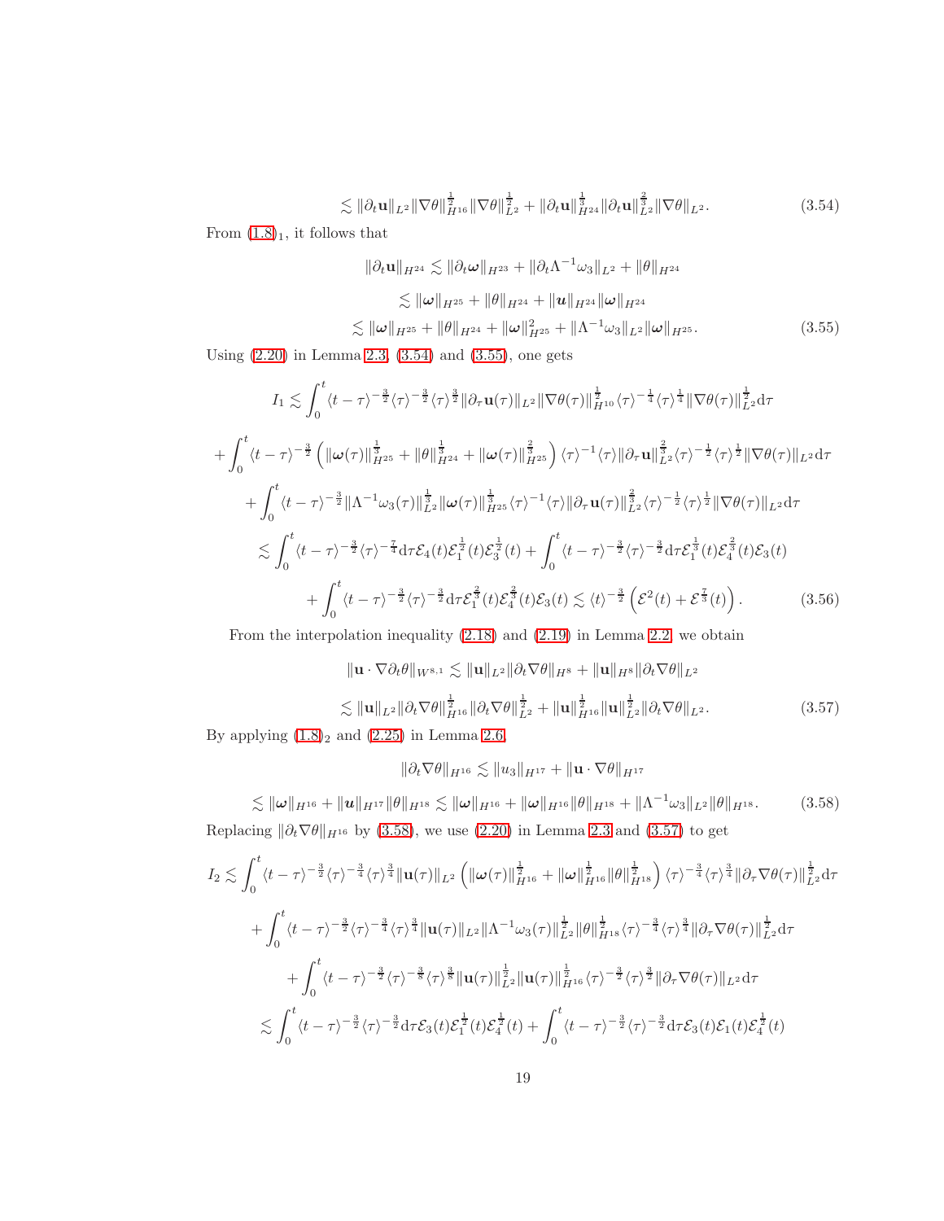$$\lesssim \|\partial_t \mathbf{u}\|_{L^2}\|\nabla\theta\|_{H^{16}}^{\frac{1}{2}}\|\nabla\theta\|_{L^2}^{\frac{1}{2}} + \|\partial_t \mathbf{u}\|_{H^{24}}^{\frac{1}{3}}\|\partial_t \mathbf{u}\|_{L^2}^{\frac{2}{3}}\|\nabla\theta\|_{L^2}. \tag{3.54}$$

From (1.8)$_1$, it follows that

$$\begin{aligned}
\|\partial_t \mathbf{u}\|_{H^{24}} &\lesssim \|\partial_t \boldsymbol{\omega}\|_{H^{23}} + \|\partial_t \Lambda^{-1}\omega_3\|_{L^2} + \|\theta\|_{H^{24}} \\
&\lesssim \|\boldsymbol{\omega}\|_{H^{25}} + \|\theta\|_{H^{24}} + \|\boldsymbol{u}\|_{H^{24}}\|\boldsymbol{\omega}\|_{H^{24}} \\
&\lesssim \|\boldsymbol{\omega}\|_{H^{25}} + \|\theta\|_{H^{24}} + \|\boldsymbol{\omega}\|_{H^{25}}^2 + \|\Lambda^{-1}\omega_3\|_{L^2}\|\boldsymbol{\omega}\|_{H^{25}}.
\end{aligned} \tag{3.55}$$

Using (2.20) in Lemma 2.3, (3.54) and (3.55), one gets

$$\begin{aligned}
I_1 &\lesssim \int_0^t \langle t-\tau\rangle^{-\frac{3}{2}}\langle\tau\rangle^{-\frac{3}{2}}\langle\tau\rangle^{\frac{3}{2}}\|\partial_\tau \mathbf{u}(\tau)\|_{L^2}\|\nabla\theta(\tau)\|_{H^{10}}^{\frac{1}{2}}\langle\tau\rangle^{-\frac{1}{4}}\langle\tau\rangle^{\frac{1}{4}}\|\nabla\theta(\tau)\|_{L^2}^{\frac{1}{2}}\mathrm{d}\tau \\
&+ \int_0^t \langle t-\tau\rangle^{-\frac{3}{2}}\left(\|\boldsymbol{\omega}(\tau)\|_{H^{25}}^{\frac{1}{3}} + \|\theta\|_{H^{24}}^{\frac{1}{3}} + \|\boldsymbol{\omega}(\tau)\|_{H^{25}}^{\frac{2}{3}}\right)\langle\tau\rangle^{-1}\langle\tau\rangle\|\partial_\tau \mathbf{u}\|_{L^2}^{\frac{2}{3}}\langle\tau\rangle^{-\frac{1}{2}}\langle\tau\rangle^{\frac{1}{2}}\|\nabla\theta(\tau)\|_{L^2}\mathrm{d}\tau \\
&+ \int_0^t \langle t-\tau\rangle^{-\frac{3}{2}}\|\Lambda^{-1}\omega_3(\tau)\|_{L^2}^{\frac{1}{3}}\|\boldsymbol{\omega}(\tau)\|_{H^{25}}^{\frac{1}{3}}\langle\tau\rangle^{-1}\langle\tau\rangle\|\partial_\tau \mathbf{u}(\tau)\|_{L^2}^{\frac{2}{3}}\langle\tau\rangle^{-\frac{1}{2}}\langle\tau\rangle^{\frac{1}{2}}\|\nabla\theta(\tau)\|_{L^2}\mathrm{d}\tau \\
&\lesssim \int_0^t \langle t-\tau\rangle^{-\frac{3}{2}}\langle\tau\rangle^{-\frac{7}{4}}\mathrm{d}\tau\,\mathcal{E}_4(t)\mathcal{E}_1^{\frac{1}{2}}(t)\mathcal{E}_3^{\frac{1}{2}}(t) + \int_0^t \langle t-\tau\rangle^{-\frac{3}{2}}\langle\tau\rangle^{-\frac{3}{2}}\mathrm{d}\tau\,\mathcal{E}_1^{\frac{1}{3}}(t)\mathcal{E}_4^{\frac{2}{3}}(t)\mathcal{E}_3(t) \\
&+ \int_0^t \langle t-\tau\rangle^{-\frac{3}{2}}\langle\tau\rangle^{-\frac{3}{2}}\mathrm{d}\tau\,\mathcal{E}_1^{\frac{2}{3}}(t)\mathcal{E}_4^{\frac{2}{3}}(t)\mathcal{E}_3(t) \lesssim \langle t\rangle^{-\frac{3}{2}}\left(\mathcal{E}^2(t) + \mathcal{E}^{\frac{7}{3}}(t)\right).
\end{aligned} \tag{3.56}$$

From the interpolation inequality (2.18) and (2.19) in Lemma 2.2, we obtain

$$\begin{aligned}
\|\mathbf{u}\cdot\nabla\partial_t\theta\|_{W^{8,1}} &\lesssim \|\mathbf{u}\|_{L^2}\|\partial_t\nabla\theta\|_{H^8} + \|\mathbf{u}\|_{H^8}\|\partial_t\nabla\theta\|_{L^2} \\
&\lesssim \|\mathbf{u}\|_{L^2}\|\partial_t\nabla\theta\|_{H^{16}}^{\frac{1}{2}}\|\partial_t\nabla\theta\|_{L^2}^{\frac{1}{2}} + \|\mathbf{u}\|_{H^{16}}^{\frac{1}{2}}\|\mathbf{u}\|_{L^2}^{\frac{1}{2}}\|\partial_t\nabla\theta\|_{L^2}.
\end{aligned} \tag{3.57}$$

By applying (1.8)$_2$ and (2.25) in Lemma 2.6,

$$\|\partial_t\nabla\theta\|_{H^{16}} \lesssim \|u_3\|_{H^{17}} + \|\mathbf{u}\cdot\nabla\theta\|_{H^{17}}$$

$$\lesssim \|\boldsymbol{\omega}\|_{H^{16}} + \|\boldsymbol{u}\|_{H^{17}}\|\theta\|_{H^{18}} \lesssim \|\boldsymbol{\omega}\|_{H^{16}} + \|\boldsymbol{\omega}\|_{H^{16}}\|\theta\|_{H^{18}} + \|\Lambda^{-1}\omega_3\|_{L^2}\|\theta\|_{H^{18}}. \tag{3.58}$$

Replacing $\|\partial_t\nabla\theta\|_{H^{16}}$ by (3.58), we use (2.20) in Lemma 2.3 and (3.57) to get

$$\begin{aligned}
I_2 &\lesssim \int_0^t \langle t-\tau\rangle^{-\frac{3}{2}}\langle\tau\rangle^{-\frac{3}{4}}\langle\tau\rangle^{\frac{3}{4}}\|\mathbf{u}(\tau)\|_{L^2}\left(\|\boldsymbol{\omega}(\tau)\|_{H^{16}}^{\frac{1}{2}} + \|\boldsymbol{\omega}\|_{H^{16}}^{\frac{1}{2}}\|\theta\|_{H^{18}}^{\frac{1}{2}}\right)\langle\tau\rangle^{-\frac{3}{4}}\langle\tau\rangle^{\frac{3}{4}}\|\partial_\tau\nabla\theta(\tau)\|_{L^2}^{\frac{1}{2}}\mathrm{d}\tau \\
&+ \int_0^t \langle t-\tau\rangle^{-\frac{3}{2}}\langle\tau\rangle^{-\frac{3}{4}}\langle\tau\rangle^{\frac{3}{4}}\|\mathbf{u}(\tau)\|_{L^2}\|\Lambda^{-1}\omega_3(\tau)\|_{L^2}^{\frac{1}{2}}\|\theta\|_{H^{18}}^{\frac{1}{2}}\langle\tau\rangle^{-\frac{3}{4}}\langle\tau\rangle^{\frac{3}{4}}\|\partial_\tau\nabla\theta(\tau)\|_{L^2}^{\frac{1}{2}}\mathrm{d}\tau \\
&+ \int_0^t \langle t-\tau\rangle^{-\frac{3}{2}}\langle\tau\rangle^{-\frac{3}{8}}\langle\tau\rangle^{\frac{3}{8}}\|\mathbf{u}(\tau)\|_{L^2}^{\frac{1}{2}}\|\mathbf{u}(\tau)\|_{H^{16}}^{\frac{1}{2}}\langle\tau\rangle^{-\frac{3}{2}}\langle\tau\rangle^{\frac{3}{2}}\|\partial_\tau\nabla\theta(\tau)\|_{L^2}\mathrm{d}\tau \\
&\lesssim \int_0^t \langle t-\tau\rangle^{-\frac{3}{2}}\langle\tau\rangle^{-\frac{3}{2}}\mathrm{d}\tau\,\mathcal{E}_3(t)\mathcal{E}_1^{\frac{1}{2}}(t)\mathcal{E}_4^{\frac{1}{2}}(t) + \int_0^t \langle t-\tau\rangle^{-\frac{3}{2}}\langle\tau\rangle^{-\frac{3}{2}}\mathrm{d}\tau\,\mathcal{E}_3(t)\mathcal{E}_1(t)\mathcal{E}_4^{\frac{1}{2}}(t)
\end{aligned}$$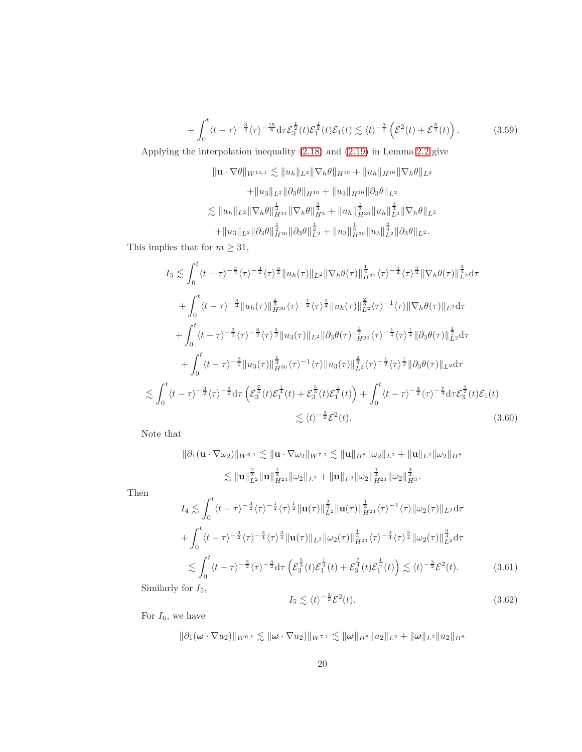$$
+\int_0^t \langle t-\tau\rangle^{-\frac{3}{2}}\langle\tau\rangle^{-\frac{15}{8}}\mathrm{d}\tau\,\mathcal{E}_3^{\frac{1}{2}}(t)\mathcal{E}_1^{\frac{1}{2}}(t)\mathcal{E}_4(t) \lesssim \langle t\rangle^{-\frac{3}{2}}\left(\mathcal{E}^2(t)+\mathcal{E}^{\frac{5}{2}}(t)\right). \tag{3.59}
$$

Applying the interpolation inequality (2.18) and (2.19) in Lemma 2.2 give

$$
\begin{aligned}
\|\mathbf{u}\cdot\nabla\theta\|_{W^{10,1}} &\lesssim \|u_h\|_{L^2}\|\nabla_h\theta\|_{H^{10}} + \|u_h\|_{H^{10}}\|\nabla_h\theta\|_{L^2} \\
&\quad + \|u_3\|_{L^2}\|\partial_3\theta\|_{H^{10}} + \|u_3\|_{H^{10}}\|\partial_3\theta\|_{L^2} \\
&\lesssim \|u_h\|_{L^2}\|\nabla_h\theta\|_{H^{31}}^{\frac{1}{4}}\|\nabla_h\theta\|_{H^3}^{\frac{3}{4}} + \|u_h\|_{H^{30}}^{\frac{1}{3}}\|u_h\|_{L^2}^{\frac{2}{3}}\|\nabla_h\theta\|_{L^2} \\
&\quad + \|u_3\|_{L^2}\|\partial_3\theta\|_{H^{20}}^{\frac{1}{2}}\|\partial_3\theta\|_{L^2}^{\frac{1}{2}} + \|u_3\|_{H^{30}}^{\frac{1}{3}}\|u_3\|_{L^2}^{\frac{2}{3}}\|\partial_3\theta\|_{L^2}.
\end{aligned}
$$

This implies that for $m \geq 31$,

$$
\begin{aligned}
I_3 &\lesssim \int_0^t \langle t-\tau\rangle^{-\frac{3}{2}}\langle\tau\rangle^{-\frac{3}{4}}\langle\tau\rangle^{\frac{3}{4}}\|u_h(\tau)\|_{L^2}\|\nabla_h\theta(\tau)\|_{H^{31}}^{\frac{1}{4}}\langle\tau\rangle^{-\frac{3}{4}}\langle\tau\rangle^{\frac{3}{4}}\|\nabla_h\theta(\tau)\|_{L^2}^{\frac{3}{4}}\mathrm{d}\tau \\
&\quad + \int_0^t \langle t-\tau\rangle^{-\frac{3}{2}}\|u_h(\tau)\|_{H^{30}}^{\frac{1}{3}}\langle\tau\rangle^{-\frac{1}{2}}\langle\tau\rangle^{\frac{1}{2}}\|u_h(\tau)\|_{L^2}^{\frac{2}{3}}\langle\tau\rangle^{-1}\langle\tau\rangle\|\nabla_h\theta(\tau)\|_{L^2}\mathrm{d}\tau \\
&\quad + \int_0^t \langle t-\tau\rangle^{-\frac{3}{2}}\langle\tau\rangle^{-\frac{3}{2}}\langle\tau\rangle^{\frac{3}{2}}\|u_3(\tau)\|_{L^2}\|\partial_3\theta(\tau)\|_{H^{20}}^{\frac{1}{2}}\langle\tau\rangle^{-\frac{1}{4}}\langle\tau\rangle^{\frac{1}{4}}\|\partial_3\theta(\tau)\|_{L^2}^{\frac{1}{2}}\mathrm{d}\tau \\
&\quad + \int_0^t \langle t-\tau\rangle^{-\frac{3}{2}}\|u_3(\tau)\|_{H^{30}}^{\frac{1}{3}}\langle\tau\rangle^{-1}\langle\tau\rangle\|u_3(\tau)\|_{L^2}^{\frac{2}{3}}\langle\tau\rangle^{-\frac{1}{2}}\langle\tau\rangle^{\frac{1}{2}}\|\partial_3\theta(\tau)\|_{L^2}\mathrm{d}\tau \\
&\lesssim \int_0^t \langle t-\tau\rangle^{-\frac{3}{2}}\langle\tau\rangle^{-\frac{3}{2}}\mathrm{d}\tau\left(\mathcal{E}_3^{\frac{7}{4}}(t)\mathcal{E}_1^{\frac{1}{4}}(t)+\mathcal{E}_3^{\frac{5}{3}}(t)\mathcal{E}_1^{\frac{1}{3}}(t)\right) + \int_0^t \langle t-\tau\rangle^{-\frac{3}{2}}\langle\tau\rangle^{-\frac{7}{4}}\mathrm{d}\tau\,\mathcal{E}_3^{\frac{3}{2}}(t)\mathcal{E}_1(t) \\
&\lesssim \langle t\rangle^{-\frac{3}{2}}\mathcal{E}^2(t).
\end{aligned} \tag{3.60}
$$

Note that

$$
\begin{aligned}
\|\partial_1(\mathbf{u}\cdot\nabla\omega_2)\|_{W^{6,1}} &\lesssim \|\mathbf{u}\cdot\nabla\omega_2\|_{W^{7,1}} \lesssim \|\mathbf{u}\|_{H^8}\|\omega_2\|_{L^2} + \|\mathbf{u}\|_{L^2}\|\omega_2\|_{H^8} \\
&\lesssim \|\mathbf{u}\|_{L^2}^{\frac{2}{3}}\|\mathbf{u}\|_{H^{24}}^{\frac{1}{3}}\|\omega_2\|_{L^2} + \|\mathbf{u}\|_{L^2}\|\omega_2\|_{H^{23}}^{\frac{1}{4}}\|\omega_2\|_{H^3}^{\frac{3}{4}}.
\end{aligned}
$$

Then

$$
\begin{aligned}
I_4 &\lesssim \int_0^t \langle t-\tau\rangle^{-\frac{3}{2}}\langle\tau\rangle^{-\frac{1}{2}}\langle\tau\rangle^{\frac{1}{2}}\|\mathbf{u}(\tau)\|_{L^2}^{\frac{2}{3}}\|\mathbf{u}(\tau)\|_{H^{24}}^{\frac{1}{3}}\langle\tau\rangle^{-1}\langle\tau\rangle\|\omega_2(\tau)\|_{L^2}\mathrm{d}\tau \\
&\quad + \int_0^t \langle t-\tau\rangle^{-\frac{3}{2}}\langle\tau\rangle^{-\frac{3}{4}}\langle\tau\rangle^{\frac{3}{4}}\|\mathbf{u}(\tau)\|_{L^2}\|\omega_2(\tau)\|_{H^{23}}^{\frac{1}{4}}\langle\tau\rangle^{-\frac{3}{4}}\langle\tau\rangle^{\frac{3}{4}}\|\omega_2(\tau)\|_{L^2}^{\frac{3}{4}}\mathrm{d}\tau \\
&\lesssim \int_0^t \langle t-\tau\rangle^{-\frac{3}{2}}\langle\tau\rangle^{-\frac{3}{2}}\mathrm{d}\tau\left(\mathcal{E}_3^{\frac{5}{3}}(t)\mathcal{E}_1^{\frac{1}{3}}(t)+\mathcal{E}_3^{\frac{7}{4}}(t)\mathcal{E}_1^{\frac{1}{4}}(t)\right) \lesssim \langle t\rangle^{-\frac{3}{2}}\mathcal{E}^2(t).
\end{aligned} \tag{3.61}
$$

Similarly for $I_5$,

$$
I_5 \lesssim \langle t\rangle^{-\frac{3}{2}}\mathcal{E}^2(t). \tag{3.62}
$$

For $I_6$, we have

$$
\|\partial_1(\boldsymbol{\omega}\cdot\nabla u_2)\|_{W^{6,1}} \lesssim \|\boldsymbol{\omega}\cdot\nabla u_2)\|_{W^{7,1}} \lesssim \|\boldsymbol{\omega}\|_{H^8}\|u_2\|_{L^2} + \|\boldsymbol{\omega}\|_{L^2}\|u_2\|_{H^8}
$$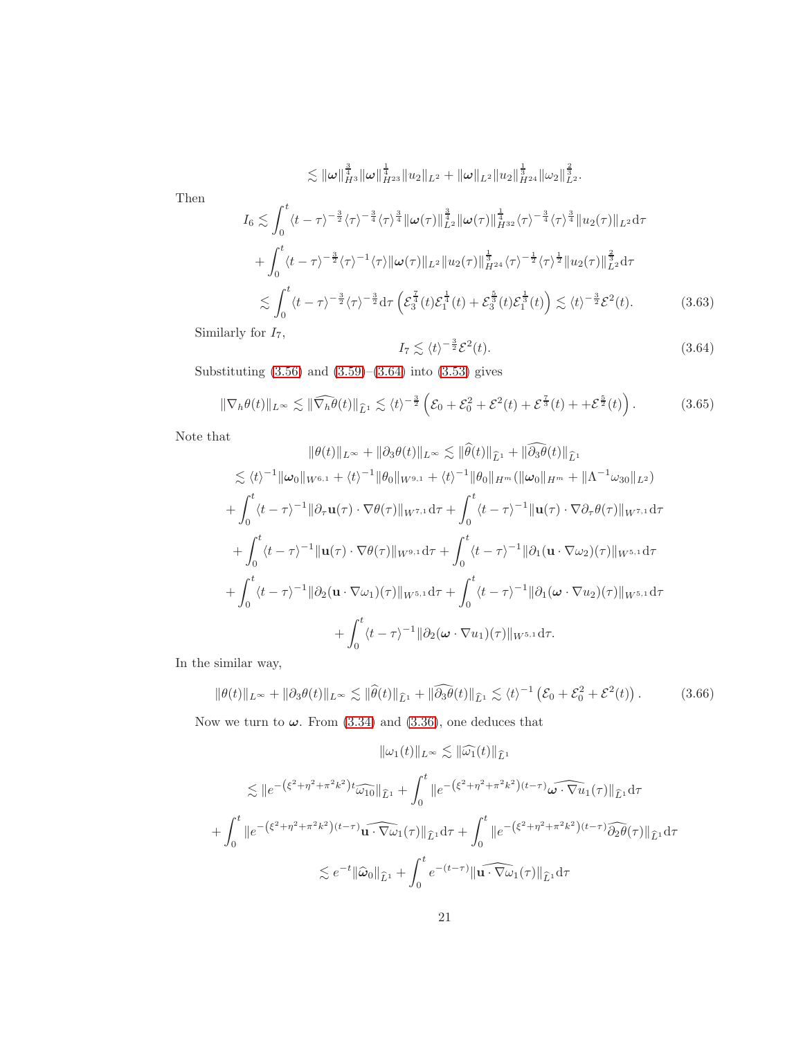$$
\lesssim \|\boldsymbol{\omega}\|_{H^3}^{\frac{3}{4}}\|\boldsymbol{\omega}\|_{H^{23}}^{\frac{1}{4}}\|u_2\|_{L^2} + \|\boldsymbol{\omega}\|_{L^2}\|u_2\|_{H^{24}}^{\frac{1}{3}}\|\omega_2\|_{L^2}^{\frac{2}{3}}.
$$

Then

$$
\begin{aligned}
I_6 \lesssim & \int_0^t \langle t-\tau\rangle^{-\frac{3}{2}}\langle\tau\rangle^{-\frac{3}{4}}\langle\tau\rangle^{\frac{3}{4}}\|\boldsymbol{\omega}(\tau)\|_{L^2}^{\frac{3}{4}}\|\boldsymbol{\omega}(\tau)\|_{H^{32}}^{\frac{1}{4}}\langle\tau\rangle^{-\frac{3}{4}}\langle\tau\rangle^{\frac{3}{4}}\|u_2(\tau)\|_{L^2}\mathrm{d}\tau \\
& + \int_0^t \langle t-\tau\rangle^{-\frac{3}{2}}\langle\tau\rangle^{-1}\langle\tau\rangle\|\boldsymbol{\omega}(\tau)\|_{L^2}\|u_2(\tau)\|_{H^{24}}^{\frac{1}{3}}\langle\tau\rangle^{-\frac{1}{2}}\langle\tau\rangle^{\frac{1}{2}}\|u_2(\tau)\|_{L^2}^{\frac{2}{3}}\mathrm{d}\tau \\
\lesssim & \int_0^t \langle t-\tau\rangle^{-\frac{3}{2}}\langle\tau\rangle^{-\frac{3}{2}}\mathrm{d}\tau\left(\mathcal{E}_3^{\frac{7}{4}}(t)\mathcal{E}_1^{\frac{1}{4}}(t) + \mathcal{E}_3^{\frac{5}{3}}(t)\mathcal{E}_1^{\frac{1}{3}}(t)\right) \lesssim \langle t\rangle^{-\frac{3}{2}}\mathcal{E}^2(t).
\end{aligned}
\tag{3.63}
$$

Similarly for $I_7$,

$$
I_7 \lesssim \langle t\rangle^{-\frac{3}{2}}\mathcal{E}^2(t). \tag{3.64}
$$

Substituting (3.56) and (3.59)–(3.64) into (3.53) gives

$$
\|\nabla_h\theta(t)\|_{L^\infty} \lesssim \|\widehat{\nabla_h\theta}(t)\|_{\widehat{L}^1} \lesssim \langle t\rangle^{-\frac{3}{2}}\left(\mathcal{E}_0 + \mathcal{E}_0^2 + \mathcal{E}^2(t) + \mathcal{E}^{\frac{7}{3}}(t) + +\mathcal{E}^{\frac{5}{2}}(t)\right). \tag{3.65}
$$

Note that

$$
\begin{aligned}
& \|\theta(t)\|_{L^\infty} + \|\partial_3\theta(t)\|_{L^\infty} \lesssim \|\widehat{\theta}(t)\|_{\widehat{L}^1} + \|\widehat{\partial_3\theta}(t)\|_{\widehat{L}^1} \\
\lesssim & \langle t\rangle^{-1}\|\boldsymbol{\omega}_0\|_{W^{6,1}} + \langle t\rangle^{-1}\|\theta_0\|_{W^{9,1}} + \langle t\rangle^{-1}\|\theta_0\|_{H^m}(\|\boldsymbol{\omega}_0\|_{H^m} + \|\Lambda^{-1}\omega_{30}\|_{L^2}) \\
& + \int_0^t \langle t-\tau\rangle^{-1}\|\partial_\tau\mathbf{u}(\tau)\cdot\nabla\theta(\tau)\|_{W^{7,1}}\mathrm{d}\tau + \int_0^t \langle t-\tau\rangle^{-1}\|\mathbf{u}(\tau)\cdot\nabla\partial_\tau\theta(\tau)\|_{W^{7,1}}\mathrm{d}\tau \\
& + \int_0^t \langle t-\tau\rangle^{-1}\|\mathbf{u}(\tau)\cdot\nabla\theta(\tau)\|_{W^{9,1}}\mathrm{d}\tau + \int_0^t \langle t-\tau\rangle^{-1}\|\partial_1(\mathbf{u}\cdot\nabla\omega_2)(\tau)\|_{W^{5,1}}\mathrm{d}\tau \\
& + \int_0^t \langle t-\tau\rangle^{-1}\|\partial_2(\mathbf{u}\cdot\nabla\omega_1)(\tau)\|_{W^{5,1}}\mathrm{d}\tau + \int_0^t \langle t-\tau\rangle^{-1}\|\partial_1(\boldsymbol{\omega}\cdot\nabla u_2)(\tau)\|_{W^{5,1}}\mathrm{d}\tau \\
& + \int_0^t \langle t-\tau\rangle^{-1}\|\partial_2(\boldsymbol{\omega}\cdot\nabla u_1)(\tau)\|_{W^{5,1}}\mathrm{d}\tau.
\end{aligned}
$$

In the similar way,

$$
\|\theta(t)\|_{L^\infty} + \|\partial_3\theta(t)\|_{L^\infty} \lesssim \|\widehat{\theta}(t)\|_{\widehat{L}^1} + \|\widehat{\partial_3\theta}(t)\|_{\widehat{L}^1} \lesssim \langle t\rangle^{-1}\left(\mathcal{E}_0 + \mathcal{E}_0^2 + \mathcal{E}^2(t)\right). \tag{3.66}
$$

Now we turn to $\boldsymbol{\omega}$. From (3.34) and (3.36), one deduces that

$$
\begin{aligned}
& \|\omega_1(t)\|_{L^\infty} \lesssim \|\widehat{\omega_1}(t)\|_{\widehat{L}^1} \\
\lesssim & \|e^{-(\xi^2+\eta^2+\pi^2k^2)t}\widehat{\omega_{10}}\|_{\widehat{L}^1} + \int_0^t \|e^{-(\xi^2+\eta^2+\pi^2k^2)(t-\tau)}\widehat{\boldsymbol{\omega}\cdot\nabla u_1}(\tau)\|_{\widehat{L}^1}\mathrm{d}\tau \\
& + \int_0^t \|e^{-(\xi^2+\eta^2+\pi^2k^2)(t-\tau)}\widehat{\mathbf{u}\cdot\nabla\omega_1}(\tau)\|_{\widehat{L}^1}\mathrm{d}\tau + \int_0^t \|e^{-(\xi^2+\eta^2+\pi^2k^2)(t-\tau)}\widehat{\partial_2\theta}(\tau)\|_{\widehat{L}^1}\mathrm{d}\tau \\
\lesssim & e^{-t}\|\widehat{\boldsymbol{\omega}}_0\|_{\widehat{L}^1} + \int_0^t e^{-(t-\tau)}\|\widehat{\mathbf{u}\cdot\nabla\omega_1}(\tau)\|_{\widehat{L}^1}\mathrm{d}\tau
\end{aligned}
$$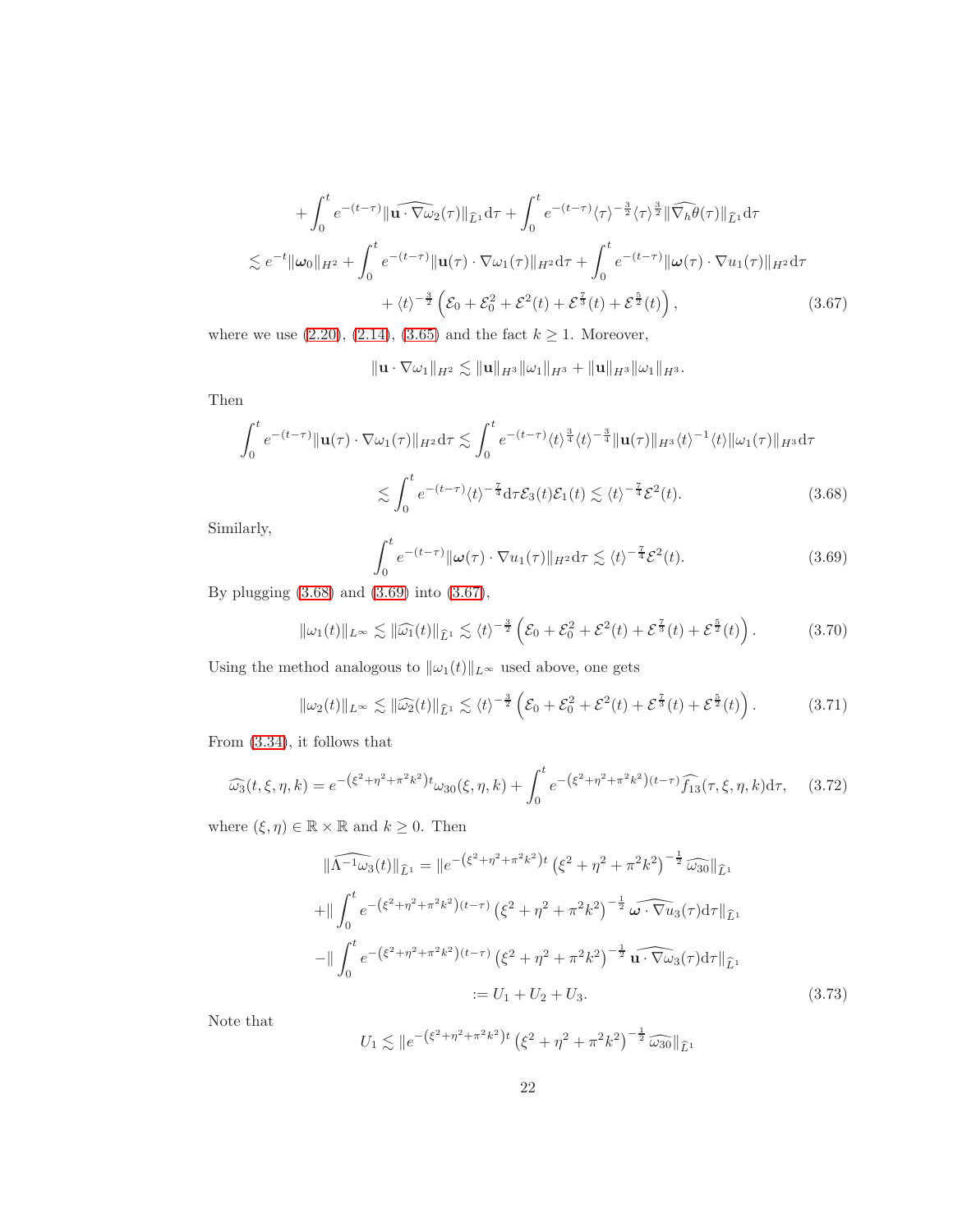$$
\begin{aligned}
&+\int_0^t e^{-(t-\tau)}\|\widehat{\mathbf{u}\cdot\nabla\omega_2}(\tau)\|_{\widehat{L}^1}\mathrm{d}\tau+\int_0^t e^{-(t-\tau)}\langle\tau\rangle^{-\frac{3}{2}}\langle\tau\rangle^{\frac{3}{2}}\|\widehat{\nabla_h\theta}(\tau)\|_{\widehat{L}^1}\mathrm{d}\tau\\
\lesssim\ & e^{-t}\|\boldsymbol{\omega}_0\|_{H^2}+\int_0^t e^{-(t-\tau)}\|\mathbf{u}(\tau)\cdot\nabla\omega_1(\tau)\|_{H^2}\mathrm{d}\tau+\int_0^t e^{-(t-\tau)}\|\boldsymbol{\omega}(\tau)\cdot\nabla u_1(\tau)\|_{H^2}\mathrm{d}\tau\\
&+\langle t\rangle^{-\frac{3}{2}}\left(\mathcal{E}_0+\mathcal{E}_0^2+\mathcal{E}^2(t)+\mathcal{E}^{\frac{7}{3}}(t)+\mathcal{E}^{\frac{5}{2}}(t)\right),
\end{aligned}\tag{3.67}
$$

where we use (2.20), (2.14), (3.65) and the fact $k\geq 1$. Moreover,

$$
\|\mathbf{u}\cdot\nabla\omega_1\|_{H^2}\lesssim\|\mathbf{u}\|_{H^3}\|\omega_1\|_{H^3}+\|\mathbf{u}\|_{H^3}\|\omega_1\|_{H^3}.
$$

Then

$$
\begin{aligned}
\int_0^t e^{-(t-\tau)}\|\mathbf{u}(\tau)\cdot\nabla\omega_1(\tau)\|_{H^2}\mathrm{d}\tau&\lesssim\int_0^t e^{-(t-\tau)}\langle t\rangle^{\frac{3}{4}}\langle t\rangle^{-\frac{3}{4}}\|\mathbf{u}(\tau)\|_{H^3}\langle t\rangle^{-1}\langle t\rangle\|\omega_1(\tau)\|_{H^3}\mathrm{d}\tau\\
&\lesssim\int_0^t e^{-(t-\tau)}\langle t\rangle^{-\frac{7}{4}}\mathrm{d}\tau\mathcal{E}_3(t)\mathcal{E}_1(t)\lesssim\langle t\rangle^{-\frac{7}{4}}\mathcal{E}^2(t).
\end{aligned}\tag{3.68}
$$

Similarly,

$$
\int_0^t e^{-(t-\tau)}\|\boldsymbol{\omega}(\tau)\cdot\nabla u_1(\tau)\|_{H^2}\mathrm{d}\tau\lesssim\langle t\rangle^{-\frac{7}{4}}\mathcal{E}^2(t).\tag{3.69}
$$

By plugging (3.68) and (3.69) into (3.67),

$$
\|\omega_1(t)\|_{L^\infty}\lesssim\|\widehat{\omega_1}(t)\|_{\widehat{L}^1}\lesssim\langle t\rangle^{-\frac{3}{2}}\left(\mathcal{E}_0+\mathcal{E}_0^2+\mathcal{E}^2(t)+\mathcal{E}^{\frac{7}{3}}(t)+\mathcal{E}^{\frac{5}{2}}(t)\right).\tag{3.70}
$$

Using the method analogous to $\|\omega_1(t)\|_{L^\infty}$ used above, one gets

$$
\|\omega_2(t)\|_{L^\infty}\lesssim\|\widehat{\omega_2}(t)\|_{\widehat{L}^1}\lesssim\langle t\rangle^{-\frac{3}{2}}\left(\mathcal{E}_0+\mathcal{E}_0^2+\mathcal{E}^2(t)+\mathcal{E}^{\frac{7}{3}}(t)+\mathcal{E}^{\frac{5}{2}}(t)\right).\tag{3.71}
$$

From (3.34), it follows that

$$
\widehat{\omega_3}(t,\xi,\eta,k)=e^{-\left(\xi^2+\eta^2+\pi^2k^2\right)t}\omega_{30}(\xi,\eta,k)+\int_0^t e^{-\left(\xi^2+\eta^2+\pi^2k^2\right)(t-\tau)}\widehat{f_{13}}(\tau,\xi,\eta,k)\mathrm{d}\tau,\tag{3.72}
$$

where $(\xi,\eta)\in\mathbb{R}\times\mathbb{R}$ and $k\geq 0$. Then

$$
\begin{aligned}
\|\widehat{\Lambda^{-1}\omega_3}(t)\|_{\widehat{L}^1}&=\|e^{-\left(\xi^2+\eta^2+\pi^2k^2\right)t}\left(\xi^2+\eta^2+\pi^2k^2\right)^{-\frac{1}{2}}\widehat{\omega_{30}}\|_{\widehat{L}^1}\\
&+\left\|\int_0^t e^{-\left(\xi^2+\eta^2+\pi^2k^2\right)(t-\tau)}\left(\xi^2+\eta^2+\pi^2k^2\right)^{-\frac{1}{2}}\widehat{\boldsymbol{\omega}\cdot\nabla u_3}(\tau)\mathrm{d}\tau\right\|_{\widehat{L}^1}\\
&-\left\|\int_0^t e^{-\left(\xi^2+\eta^2+\pi^2k^2\right)(t-\tau)}\left(\xi^2+\eta^2+\pi^2k^2\right)^{-\frac{1}{2}}\widehat{\mathbf{u}\cdot\nabla\omega_3}(\tau)\mathrm{d}\tau\right\|_{\widehat{L}^1}\\
&:=U_1+U_2+U_3.
\end{aligned}\tag{3.73}
$$

Note that

$$
U_1\lesssim\|e^{-\left(\xi^2+\eta^2+\pi^2k^2\right)t}\left(\xi^2+\eta^2+\pi^2k^2\right)^{-\frac{1}{2}}\widehat{\omega_{30}}\|_{\widehat{L}^1}
$$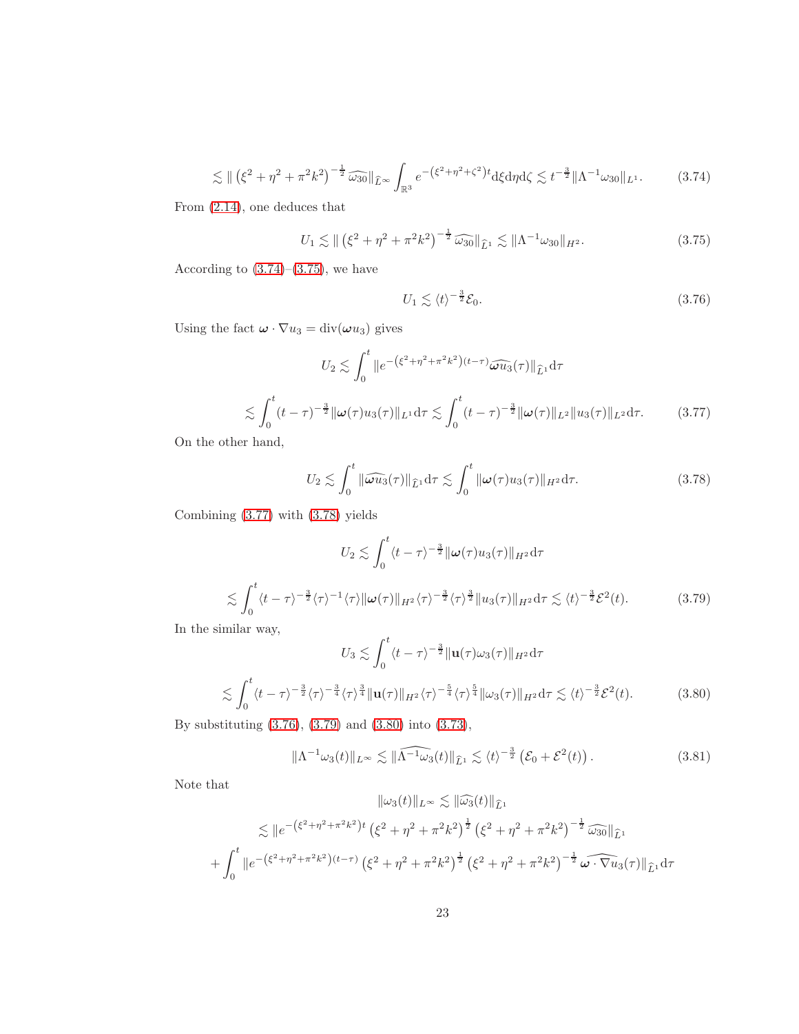$$\lesssim \| \left(\xi^2+\eta^2+\pi^2k^2\right)^{-\frac{1}{2}}\widehat{\omega_{30}}\|_{\widehat{L}^\infty}\int_{\mathbb{R}^3} e^{-\left(\xi^2+\eta^2+\zeta^2\right)t}\mathrm{d}\xi\mathrm{d}\eta\mathrm{d}\zeta \lesssim t^{-\frac{3}{2}}\|\Lambda^{-1}\omega_{30}\|_{L^1}. \tag{3.74}$$

From (2.14), one deduces that

$$U_1 \lesssim \| \left(\xi^2+\eta^2+\pi^2k^2\right)^{-\frac{1}{2}}\widehat{\omega_{30}}\|_{\widehat{L}^1} \lesssim \|\Lambda^{-1}\omega_{30}\|_{H^2}. \tag{3.75}$$

According to (3.74)–(3.75), we have

$$U_1 \lesssim \langle t\rangle^{-\frac{3}{2}}\mathcal{E}_0. \tag{3.76}$$

Using the fact $\boldsymbol{\omega}\cdot\nabla u_3 = \operatorname{div}(\boldsymbol{\omega}u_3)$ gives

$$U_2 \lesssim \int_0^t \|e^{-\left(\xi^2+\eta^2+\pi^2k^2\right)(t-\tau)}\widehat{\boldsymbol{\omega}u_3}(\tau)\|_{\widehat{L}^1}\mathrm{d}\tau$$

$$\lesssim \int_0^t (t-\tau)^{-\frac{3}{2}}\|\boldsymbol{\omega}(\tau)u_3(\tau)\|_{L^1}\mathrm{d}\tau \lesssim \int_0^t (t-\tau)^{-\frac{3}{2}}\|\boldsymbol{\omega}(\tau)\|_{L^2}\|u_3(\tau)\|_{L^2}\mathrm{d}\tau. \tag{3.77}$$

On the other hand,

$$U_2 \lesssim \int_0^t \|\widehat{\boldsymbol{\omega}u_3}(\tau)\|_{\widehat{L}^1}\mathrm{d}\tau \lesssim \int_0^t \|\boldsymbol{\omega}(\tau)u_3(\tau)\|_{H^2}\mathrm{d}\tau. \tag{3.78}$$

Combining (3.77) with (3.78) yields

$$U_2 \lesssim \int_0^t \langle t-\tau\rangle^{-\frac{3}{2}}\|\boldsymbol{\omega}(\tau)u_3(\tau)\|_{H^2}\mathrm{d}\tau$$

$$\lesssim \int_0^t \langle t-\tau\rangle^{-\frac{3}{2}}\langle\tau\rangle^{-1}\langle\tau\rangle\|\boldsymbol{\omega}(\tau)\|_{H^2}\langle\tau\rangle^{-\frac{3}{2}}\langle\tau\rangle^{\frac{3}{2}}\|u_3(\tau)\|_{H^2}\mathrm{d}\tau \lesssim \langle t\rangle^{-\frac{3}{2}}\mathcal{E}^2(t). \tag{3.79}$$

In the similar way,

$$U_3 \lesssim \int_0^t \langle t-\tau\rangle^{-\frac{3}{2}}\|\mathbf{u}(\tau)\omega_3(\tau)\|_{H^2}\mathrm{d}\tau$$

$$\lesssim \int_0^t \langle t-\tau\rangle^{-\frac{3}{2}}\langle\tau\rangle^{-\frac{3}{4}}\langle\tau\rangle^{\frac{3}{4}}\|\mathbf{u}(\tau)\|_{H^2}\langle\tau\rangle^{-\frac{5}{4}}\langle\tau\rangle^{\frac{5}{4}}\|\omega_3(\tau)\|_{H^2}\mathrm{d}\tau \lesssim \langle t\rangle^{-\frac{3}{2}}\mathcal{E}^2(t). \tag{3.80}$$

By substituting (3.76), (3.79) and (3.80) into (3.73),

$$\|\Lambda^{-1}\omega_3(t)\|_{L^\infty} \lesssim \|\widehat{\Lambda^{-1}\omega_3}(t)\|_{\widehat{L}^1} \lesssim \langle t\rangle^{-\frac{3}{2}}\left(\mathcal{E}_0+\mathcal{E}^2(t)\right). \tag{3.81}$$

Note that

$$\|\omega_3(t)\|_{L^\infty} \lesssim \|\widehat{\omega_3}(t)\|_{\widehat{L}^1}$$

$$\lesssim \|e^{-\left(\xi^2+\eta^2+\pi^2k^2\right)t}\left(\xi^2+\eta^2+\pi^2k^2\right)^{\frac{1}{2}}\left(\xi^2+\eta^2+\pi^2k^2\right)^{-\frac{1}{2}}\widehat{\omega_{30}}\|_{\widehat{L}^1}$$

$$+\int_0^t \|e^{-\left(\xi^2+\eta^2+\pi^2k^2\right)(t-\tau)}\left(\xi^2+\eta^2+\pi^2k^2\right)^{\frac{1}{2}}\left(\xi^2+\eta^2+\pi^2k^2\right)^{-\frac{1}{2}}\widehat{\boldsymbol{\omega}\cdot\nabla u_3}(\tau)\|_{\widehat{L}^1}\mathrm{d}\tau$$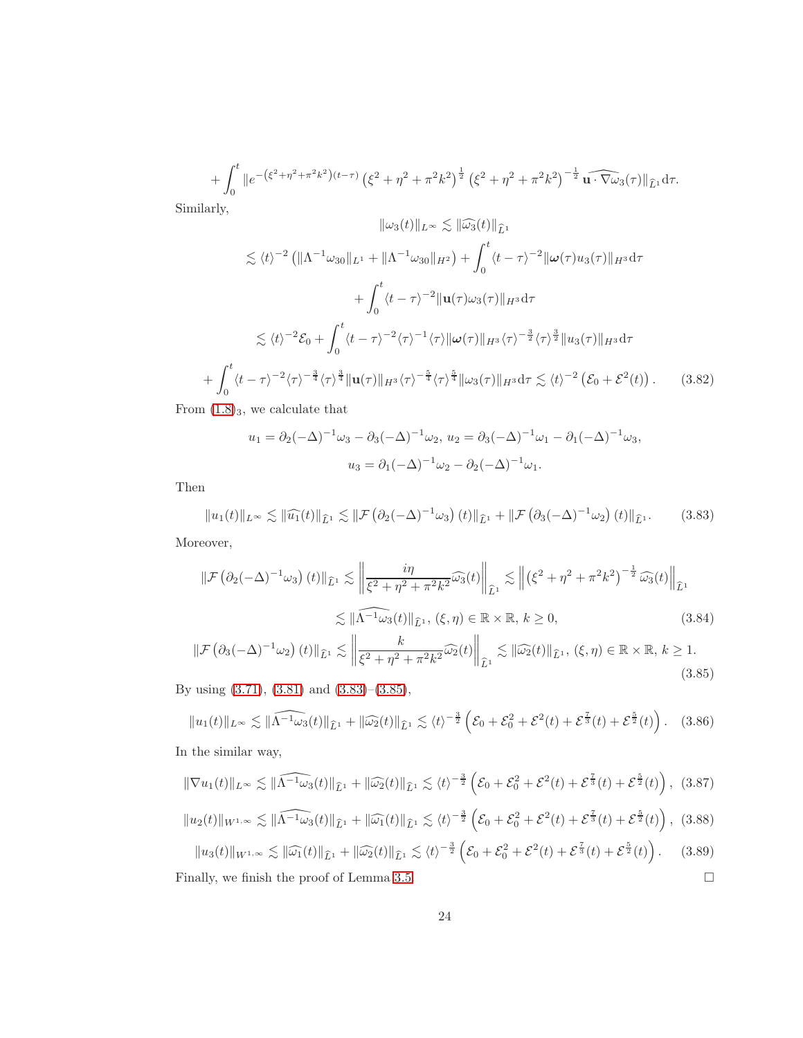$$+\int_0^t \|e^{-\left(\xi^2+\eta^2+\pi^2k^2\right)(t-\tau)}\left(\xi^2+\eta^2+\pi^2k^2\right)^{\frac{1}{2}}\left(\xi^2+\eta^2+\pi^2k^2\right)^{-\frac{1}{2}}\widehat{\mathbf{u}\cdot\nabla\omega_3}(\tau)\|_{\widehat{L}^1}\mathrm{d}\tau.$$

Similarly,

$$
\begin{aligned}
\|\omega_3(t)\|_{L^\infty} &\lesssim \|\widehat{\omega_3}(t)\|_{\widehat{L}^1} \\
&\lesssim \langle t\rangle^{-2}\left(\|\Lambda^{-1}\omega_{30}\|_{L^1}+\|\Lambda^{-1}\omega_{30}\|_{H^2}\right)+\int_0^t\langle t-\tau\rangle^{-2}\|\boldsymbol{\omega}(\tau)u_3(\tau)\|_{H^3}\mathrm{d}\tau \\
&\quad+\int_0^t\langle t-\tau\rangle^{-2}\|\mathbf{u}(\tau)\omega_3(\tau)\|_{H^3}\mathrm{d}\tau \\
&\lesssim \langle t\rangle^{-2}\mathcal{E}_0+\int_0^t\langle t-\tau\rangle^{-2}\langle\tau\rangle^{-1}\langle\tau\rangle\|\boldsymbol{\omega}(\tau)\|_{H^3}\langle\tau\rangle^{-\frac{3}{2}}\langle\tau\rangle^{\frac{3}{2}}\|u_3(\tau)\|_{H^3}\mathrm{d}\tau \\
&\quad+\int_0^t\langle t-\tau\rangle^{-2}\langle\tau\rangle^{-\frac{3}{4}}\langle\tau\rangle^{\frac{3}{4}}\|\mathbf{u}(\tau)\|_{H^3}\langle\tau\rangle^{-\frac{5}{4}}\langle\tau\rangle^{\frac{5}{4}}\|\omega_3(\tau)\|_{H^3}\mathrm{d}\tau\lesssim\langle t\rangle^{-2}\left(\mathcal{E}_0+\mathcal{E}^2(t)\right).
\end{aligned}
\tag{3.82}
$$

From (1.8)$_3$, we calculate that

$$u_1=\partial_2(-\Delta)^{-1}\omega_3-\partial_3(-\Delta)^{-1}\omega_2,\ u_2=\partial_3(-\Delta)^{-1}\omega_1-\partial_1(-\Delta)^{-1}\omega_3,$$
$$u_3=\partial_1(-\Delta)^{-1}\omega_2-\partial_2(-\Delta)^{-1}\omega_1.$$

Then

$$\|u_1(t)\|_{L^\infty}\lesssim\|\widehat{u_1}(t)\|_{\widehat{L}^1}\lesssim\|\mathcal{F}\left(\partial_2(-\Delta)^{-1}\omega_3\right)(t)\|_{\widehat{L}^1}+\|\mathcal{F}\left(\partial_3(-\Delta)^{-1}\omega_2\right)(t)\|_{\widehat{L}^1}. \tag{3.83}$$

Moreover,

$$
\begin{aligned}
\|\mathcal{F}\left(\partial_2(-\Delta)^{-1}\omega_3\right)(t)\|_{\widehat{L}^1}&\lesssim\left\|\frac{i\eta}{\xi^2+\eta^2+\pi^2k^2}\widehat{\omega_3}(t)\right\|_{\widehat{L}^1}\lesssim\left\|\left(\xi^2+\eta^2+\pi^2k^2\right)^{-\frac{1}{2}}\widehat{\omega_3}(t)\right\|_{\widehat{L}^1} \\
&\lesssim\|\widehat{\Lambda^{-1}\omega_3}(t)\|_{\widehat{L}^1},\ (\xi,\eta)\in\mathbb{R}\times\mathbb{R},\ k\geq 0,
\end{aligned}
\tag{3.84}
$$

$$\|\mathcal{F}\left(\partial_3(-\Delta)^{-1}\omega_2\right)(t)\|_{\widehat{L}^1}\lesssim\left\|\frac{k}{\xi^2+\eta^2+\pi^2k^2}\widehat{\omega_2}(t)\right\|_{\widehat{L}^1}\lesssim\|\widehat{\omega_2}(t)\|_{\widehat{L}^1},\ (\xi,\eta)\in\mathbb{R}\times\mathbb{R},\ k\geq 1. \tag{3.85}$$

By using (3.71), (3.81) and (3.83)–(3.85),

$$\|u_1(t)\|_{L^\infty}\lesssim\|\widehat{\Lambda^{-1}\omega_3}(t)\|_{\widehat{L}^1}+\|\widehat{\omega_2}(t)\|_{\widehat{L}^1}\lesssim\langle t\rangle^{-\frac{3}{2}}\left(\mathcal{E}_0+\mathcal{E}_0^2+\mathcal{E}^2(t)+\mathcal{E}^{\frac{7}{3}}(t)+\mathcal{E}^{\frac{5}{2}}(t)\right). \tag{3.86}$$

In the similar way,

$$\|\nabla u_1(t)\|_{L^\infty}\lesssim\|\widehat{\Lambda^{-1}\omega_3}(t)\|_{\widehat{L}^1}+\|\widehat{\omega_2}(t)\|_{\widehat{L}^1}\lesssim\langle t\rangle^{-\frac{3}{2}}\left(\mathcal{E}_0+\mathcal{E}_0^2+\mathcal{E}^2(t)+\mathcal{E}^{\frac{7}{3}}(t)+\mathcal{E}^{\frac{5}{2}}(t)\right), \tag{3.87}$$

$$\|u_2(t)\|_{W^{1,\infty}}\lesssim\|\widehat{\Lambda^{-1}\omega_3}(t)\|_{\widehat{L}^1}+\|\widehat{\omega_1}(t)\|_{\widehat{L}^1}\lesssim\langle t\rangle^{-\frac{3}{2}}\left(\mathcal{E}_0+\mathcal{E}_0^2+\mathcal{E}^2(t)+\mathcal{E}^{\frac{7}{3}}(t)+\mathcal{E}^{\frac{5}{2}}(t)\right), \tag{3.88}$$

$$\|u_3(t)\|_{W^{1,\infty}}\lesssim\|\widehat{\omega_1}(t)\|_{\widehat{L}^1}+\|\widehat{\omega_2}(t)\|_{\widehat{L}^1}\lesssim\langle t\rangle^{-\frac{3}{2}}\left(\mathcal{E}_0+\mathcal{E}_0^2+\mathcal{E}^2(t)+\mathcal{E}^{\frac{7}{3}}(t)+\mathcal{E}^{\frac{5}{2}}(t)\right). \tag{3.89}$$

Finally, we finish the proof of Lemma 3.5. □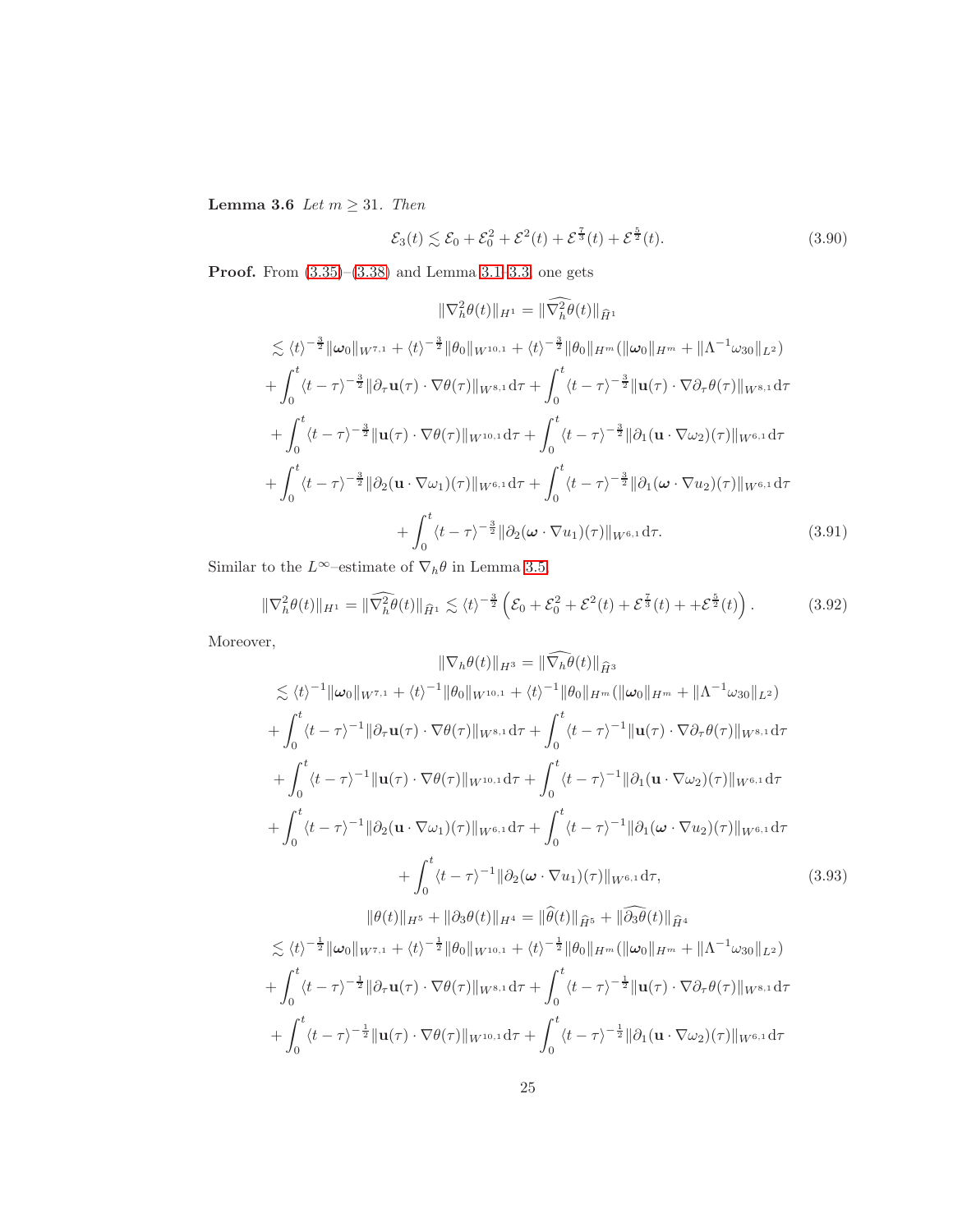**Lemma 3.6** *Let $m \geq 31$. Then*

$$\mathcal{E}_3(t) \lesssim \mathcal{E}_0 + \mathcal{E}_0^2 + \mathcal{E}^2(t) + \mathcal{E}^{\frac{7}{3}}(t) + \mathcal{E}^{\frac{5}{2}}(t). \tag{3.90}$$

**Proof.** From (3.35)–(3.38) and Lemma 3.1–3.3, one gets

$$\begin{aligned}
&\|\nabla_h^2\theta(t)\|_{H^1} = \|\widehat{\nabla_h^2\theta}(t)\|_{\widehat{H}^1} \\
&\lesssim \langle t\rangle^{-\frac{3}{2}}\|\boldsymbol{\omega}_0\|_{W^{7,1}} + \langle t\rangle^{-\frac{3}{2}}\|\theta_0\|_{W^{10,1}} + \langle t\rangle^{-\frac{3}{2}}\|\theta_0\|_{H^m}(\|\boldsymbol{\omega}_0\|_{H^m} + \|\Lambda^{-1}\omega_{30}\|_{L^2}) \\
&+ \int_0^t \langle t-\tau\rangle^{-\frac{3}{2}}\|\partial_\tau \mathbf{u}(\tau)\cdot\nabla\theta(\tau)\|_{W^{8,1}}\mathrm{d}\tau + \int_0^t \langle t-\tau\rangle^{-\frac{3}{2}}\|\mathbf{u}(\tau)\cdot\nabla\partial_\tau\theta(\tau)\|_{W^{8,1}}\mathrm{d}\tau \\
&+ \int_0^t \langle t-\tau\rangle^{-\frac{3}{2}}\|\mathbf{u}(\tau)\cdot\nabla\theta(\tau)\|_{W^{10,1}}\mathrm{d}\tau + \int_0^t \langle t-\tau\rangle^{-\frac{3}{2}}\|\partial_1(\mathbf{u}\cdot\nabla\omega_2)(\tau)\|_{W^{6,1}}\mathrm{d}\tau \\
&+ \int_0^t \langle t-\tau\rangle^{-\frac{3}{2}}\|\partial_2(\mathbf{u}\cdot\nabla\omega_1)(\tau)\|_{W^{6,1}}\mathrm{d}\tau + \int_0^t \langle t-\tau\rangle^{-\frac{3}{2}}\|\partial_1(\boldsymbol{\omega}\cdot\nabla u_2)(\tau)\|_{W^{6,1}}\mathrm{d}\tau \\
&+ \int_0^t \langle t-\tau\rangle^{-\frac{3}{2}}\|\partial_2(\boldsymbol{\omega}\cdot\nabla u_1)(\tau)\|_{W^{6,1}}\mathrm{d}\tau.
\end{aligned} \tag{3.91}$$

Similar to the $L^\infty$–estimate of $\nabla_h\theta$ in Lemma 3.5,

$$\|\nabla_h^2\theta(t)\|_{H^1} = \|\widehat{\nabla_h^2\theta}(t)\|_{\widehat{H}^1} \lesssim \langle t\rangle^{-\frac{3}{2}}\left(\mathcal{E}_0 + \mathcal{E}_0^2 + \mathcal{E}^2(t) + \mathcal{E}^{\frac{7}{3}}(t) + +\mathcal{E}^{\frac{5}{2}}(t)\right). \tag{3.92}$$

Moreover,

$$\begin{aligned}
&\|\nabla_h\theta(t)\|_{H^3} = \|\widehat{\nabla_h\theta}(t)\|_{\widehat{H}^3} \\
&\lesssim \langle t\rangle^{-1}\|\boldsymbol{\omega}_0\|_{W^{7,1}} + \langle t\rangle^{-1}\|\theta_0\|_{W^{10,1}} + \langle t\rangle^{-1}\|\theta_0\|_{H^m}(\|\boldsymbol{\omega}_0\|_{H^m} + \|\Lambda^{-1}\omega_{30}\|_{L^2}) \\
&+ \int_0^t \langle t-\tau\rangle^{-1}\|\partial_\tau \mathbf{u}(\tau)\cdot\nabla\theta(\tau)\|_{W^{8,1}}\mathrm{d}\tau + \int_0^t \langle t-\tau\rangle^{-1}\|\mathbf{u}(\tau)\cdot\nabla\partial_\tau\theta(\tau)\|_{W^{8,1}}\mathrm{d}\tau \\
&+ \int_0^t \langle t-\tau\rangle^{-1}\|\mathbf{u}(\tau)\cdot\nabla\theta(\tau)\|_{W^{10,1}}\mathrm{d}\tau + \int_0^t \langle t-\tau\rangle^{-1}\|\partial_1(\mathbf{u}\cdot\nabla\omega_2)(\tau)\|_{W^{6,1}}\mathrm{d}\tau \\
&+ \int_0^t \langle t-\tau\rangle^{-1}\|\partial_2(\mathbf{u}\cdot\nabla\omega_1)(\tau)\|_{W^{6,1}}\mathrm{d}\tau + \int_0^t \langle t-\tau\rangle^{-1}\|\partial_1(\boldsymbol{\omega}\cdot\nabla u_2)(\tau)\|_{W^{6,1}}\mathrm{d}\tau \\
&+ \int_0^t \langle t-\tau\rangle^{-1}\|\partial_2(\boldsymbol{\omega}\cdot\nabla u_1)(\tau)\|_{W^{6,1}}\mathrm{d}\tau,
\end{aligned} \tag{3.93}$$

$$\begin{aligned}
&\|\theta(t)\|_{H^5} + \|\partial_3\theta(t)\|_{H^4} = \|\widehat{\theta}(t)\|_{\widehat{H}^5} + \|\widehat{\partial_3\theta}(t)\|_{\widehat{H}^4} \\
&\lesssim \langle t\rangle^{-\frac{1}{2}}\|\boldsymbol{\omega}_0\|_{W^{7,1}} + \langle t\rangle^{-\frac{1}{2}}\|\theta_0\|_{W^{10,1}} + \langle t\rangle^{-\frac{1}{2}}\|\theta_0\|_{H^m}(\|\boldsymbol{\omega}_0\|_{H^m} + \|\Lambda^{-1}\omega_{30}\|_{L^2}) \\
&+ \int_0^t \langle t-\tau\rangle^{-\frac{1}{2}}\|\partial_\tau \mathbf{u}(\tau)\cdot\nabla\theta(\tau)\|_{W^{8,1}}\mathrm{d}\tau + \int_0^t \langle t-\tau\rangle^{-\frac{1}{2}}\|\mathbf{u}(\tau)\cdot\nabla\partial_\tau\theta(\tau)\|_{W^{8,1}}\mathrm{d}\tau \\
&+ \int_0^t \langle t-\tau\rangle^{-\frac{1}{2}}\|\mathbf{u}(\tau)\cdot\nabla\theta(\tau)\|_{W^{10,1}}\mathrm{d}\tau + \int_0^t \langle t-\tau\rangle^{-\frac{1}{2}}\|\partial_1(\mathbf{u}\cdot\nabla\omega_2)(\tau)\|_{W^{6,1}}\mathrm{d}\tau
\end{aligned}$$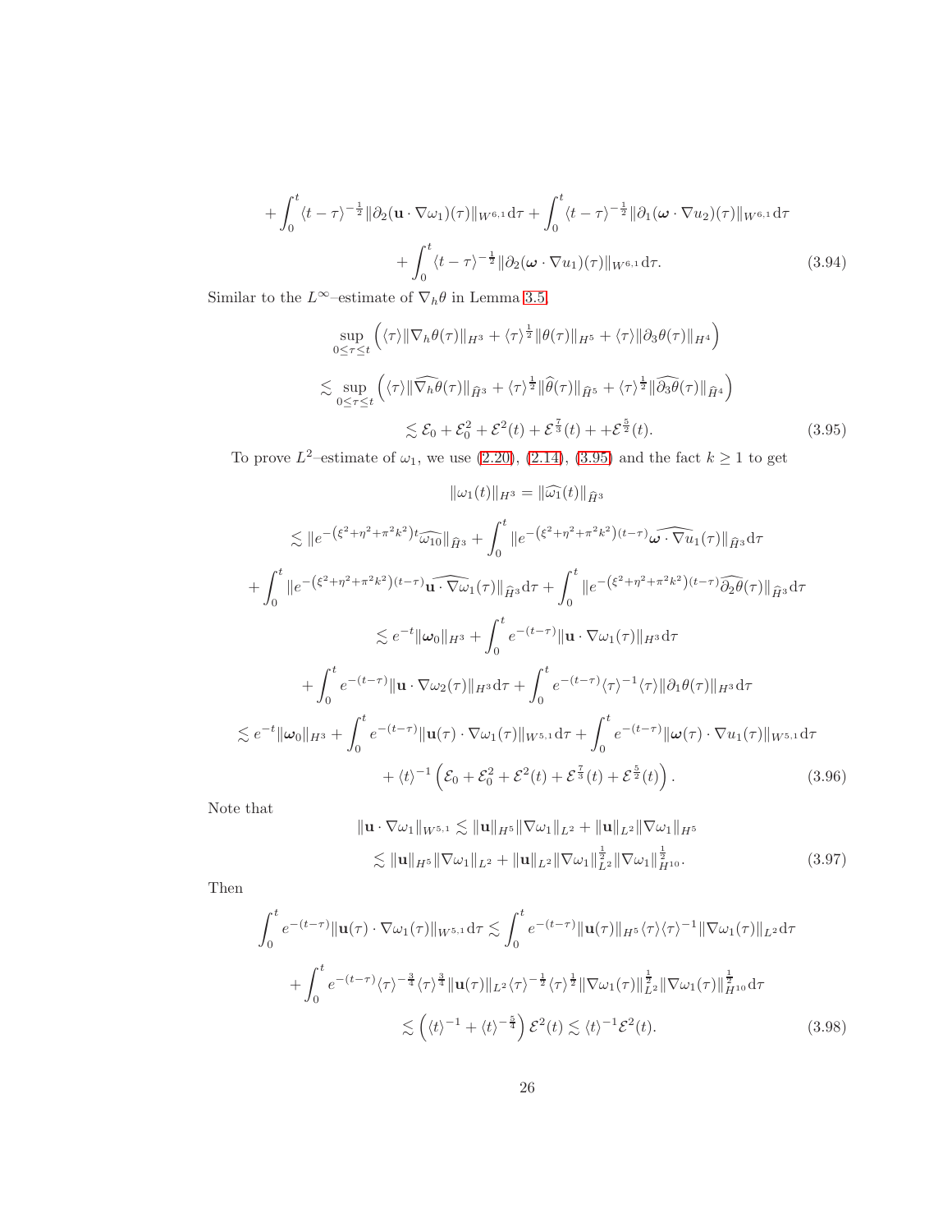$$
+\int_0^t \langle t-\tau\rangle^{-\frac{1}{2}}\|\partial_2(\mathbf{u}\cdot\nabla\omega_1)(\tau)\|_{W^{6,1}}\mathrm{d}\tau+\int_0^t \langle t-\tau\rangle^{-\frac{1}{2}}\|\partial_1(\boldsymbol{\omega}\cdot\nabla u_2)(\tau)\|_{W^{6,1}}\mathrm{d}\tau
$$

$$
+\int_0^t \langle t-\tau\rangle^{-\frac{1}{2}}\|\partial_2(\boldsymbol{\omega}\cdot\nabla u_1)(\tau)\|_{W^{6,1}}\mathrm{d}\tau. \tag{3.94}
$$

Similar to the $L^\infty$–estimate of $\nabla_h\theta$ in Lemma 3.5,

$$
\begin{aligned}
&\sup_{0\le\tau\le t}\Big(\langle\tau\rangle\|\nabla_h\theta(\tau)\|_{H^3}+\langle\tau\rangle^{\frac{1}{2}}\|\theta(\tau)\|_{H^5}+\langle\tau\rangle\|\partial_3\theta(\tau)\|_{H^4}\Big)\\
&\lesssim \sup_{0\le\tau\le t}\Big(\langle\tau\rangle\|\widehat{\nabla_h\theta}(\tau)\|_{\widehat{H}^3}+\langle\tau\rangle^{\frac{1}{2}}\|\widehat{\theta}(\tau)\|_{\widehat{H}^5}+\langle\tau\rangle^{\frac{1}{2}}\|\widehat{\partial_3\theta}(\tau)\|_{\widehat{H}^4}\Big)\\
&\lesssim \mathcal{E}_0+\mathcal{E}_0^2+\mathcal{E}^2(t)+\mathcal{E}^{\frac{7}{3}}(t)++\mathcal{E}^{\frac{5}{2}}(t).
\end{aligned} \tag{3.95}
$$

To prove $L^2$–estimate of $\omega_1$, we use (2.20), (2.14), (3.95) and the fact $k\ge 1$ to get

$$
\begin{aligned}
&\|\omega_1(t)\|_{H^3}=\|\widehat{\omega_1}(t)\|_{\widehat{H}^3}\\
&\lesssim \|e^{-(\xi^2+\eta^2+\pi^2k^2)t}\widehat{\omega_{10}}\|_{\widehat{H}^3}+\int_0^t\|e^{-(\xi^2+\eta^2+\pi^2k^2)(t-\tau)}\widehat{\boldsymbol{\omega}\cdot\nabla u_1}(\tau)\|_{\widehat{H}^3}\mathrm{d}\tau\\
&+\int_0^t\|e^{-(\xi^2+\eta^2+\pi^2k^2)(t-\tau)}\widehat{\mathbf{u}\cdot\nabla\omega_1}(\tau)\|_{\widehat{H}^3}\mathrm{d}\tau+\int_0^t\|e^{-(\xi^2+\eta^2+\pi^2k^2)(t-\tau)}\widehat{\partial_2\theta}(\tau)\|_{\widehat{H}^3}\mathrm{d}\tau\\
&\lesssim e^{-t}\|\boldsymbol{\omega}_0\|_{H^3}+\int_0^t e^{-(t-\tau)}\|\mathbf{u}\cdot\nabla\omega_1(\tau)\|_{H^3}\mathrm{d}\tau\\
&+\int_0^t e^{-(t-\tau)}\|\mathbf{u}\cdot\nabla\omega_2(\tau)\|_{H^3}\mathrm{d}\tau+\int_0^t e^{-(t-\tau)}\langle\tau\rangle^{-1}\langle\tau\rangle\|\partial_1\theta(\tau)\|_{H^3}\mathrm{d}\tau\\
&\lesssim e^{-t}\|\boldsymbol{\omega}_0\|_{H^3}+\int_0^t e^{-(t-\tau)}\|\mathbf{u}(\tau)\cdot\nabla\omega_1(\tau)\|_{W^{5,1}}\mathrm{d}\tau+\int_0^t e^{-(t-\tau)}\|\boldsymbol{\omega}(\tau)\cdot\nabla u_1(\tau)\|_{W^{5,1}}\mathrm{d}\tau\\
&+\langle t\rangle^{-1}\Big(\mathcal{E}_0+\mathcal{E}_0^2+\mathcal{E}^2(t)+\mathcal{E}^{\frac{7}{3}}(t)+\mathcal{E}^{\frac{5}{2}}(t)\Big).
\end{aligned} \tag{3.96}
$$

Note that

$$
\begin{aligned}
\|\mathbf{u}\cdot\nabla\omega_1\|_{W^{5,1}}&\lesssim\|\mathbf{u}\|_{H^5}\|\nabla\omega_1\|_{L^2}+\|\mathbf{u}\|_{L^2}\|\nabla\omega_1\|_{H^5}\\
&\lesssim\|\mathbf{u}\|_{H^5}\|\nabla\omega_1\|_{L^2}+\|\mathbf{u}\|_{L^2}\|\nabla\omega_1\|_{L^2}^{\frac{1}{2}}\|\nabla\omega_1\|_{H^{10}}^{\frac{1}{2}}.
\end{aligned} \tag{3.97}
$$

Then

$$
\begin{aligned}
\int_0^t e^{-(t-\tau)}\|\mathbf{u}(\tau)\cdot\nabla\omega_1(\tau)\|_{W^{5,1}}\mathrm{d}\tau&\lesssim\int_0^t e^{-(t-\tau)}\|\mathbf{u}(\tau)\|_{H^5}\langle\tau\rangle\langle\tau\rangle^{-1}\|\nabla\omega_1(\tau)\|_{L^2}\mathrm{d}\tau\\
&+\int_0^t e^{-(t-\tau)}\langle\tau\rangle^{-\frac{3}{4}}\langle\tau\rangle^{\frac{3}{4}}\|\mathbf{u}(\tau)\|_{L^2}\langle\tau\rangle^{-\frac{1}{2}}\langle\tau\rangle^{\frac{1}{2}}\|\nabla\omega_1(\tau)\|_{L^2}^{\frac{1}{2}}\|\nabla\omega_1(\tau)\|_{H^{10}}^{\frac{1}{2}}\mathrm{d}\tau\\
&\lesssim\Big(\langle t\rangle^{-1}+\langle t\rangle^{-\frac{5}{4}}\Big)\mathcal{E}^2(t)\lesssim\langle t\rangle^{-1}\mathcal{E}^2(t).
\end{aligned} \tag{3.98}
$$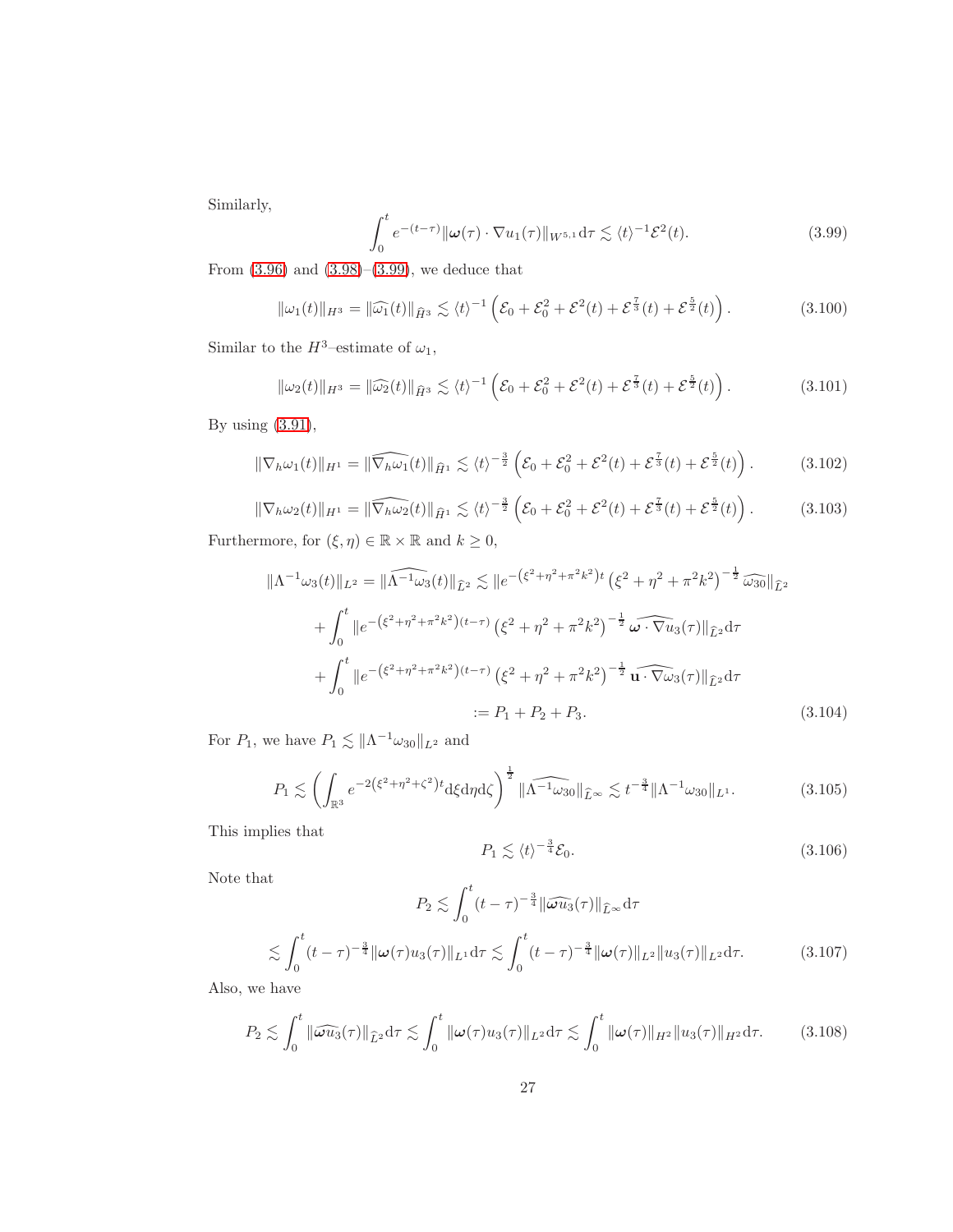Similarly,

$$\int_0^t e^{-(t-\tau)} \|\boldsymbol{\omega}(\tau)\cdot\nabla u_1(\tau)\|_{W^{5,1}} \mathrm{d}\tau \lesssim \langle t\rangle^{-1}\mathcal{E}^2(t). \tag{3.99}$$

From (3.96) and (3.98)–(3.99), we deduce that

$$\|\omega_1(t)\|_{H^3} = \|\widehat{\omega_1}(t)\|_{\widehat{H}^3} \lesssim \langle t\rangle^{-1}\left(\mathcal{E}_0 + \mathcal{E}_0^2 + \mathcal{E}^2(t) + \mathcal{E}^{\frac{7}{3}}(t) + \mathcal{E}^{\frac{5}{2}}(t)\right). \tag{3.100}$$

Similar to the $H^3$–estimate of $\omega_1$,

$$\|\omega_2(t)\|_{H^3} = \|\widehat{\omega_2}(t)\|_{\widehat{H}^3} \lesssim \langle t\rangle^{-1}\left(\mathcal{E}_0 + \mathcal{E}_0^2 + \mathcal{E}^2(t) + \mathcal{E}^{\frac{7}{3}}(t) + \mathcal{E}^{\frac{5}{2}}(t)\right). \tag{3.101}$$

By using (3.91),

$$\|\nabla_h\omega_1(t)\|_{H^1} = \|\widehat{\nabla_h\omega_1}(t)\|_{\widehat{H}^1} \lesssim \langle t\rangle^{-\frac{3}{2}}\left(\mathcal{E}_0 + \mathcal{E}_0^2 + \mathcal{E}^2(t) + \mathcal{E}^{\frac{7}{3}}(t) + \mathcal{E}^{\frac{5}{2}}(t)\right). \tag{3.102}$$

$$\|\nabla_h\omega_2(t)\|_{H^1} = \|\widehat{\nabla_h\omega_2}(t)\|_{\widehat{H}^1} \lesssim \langle t\rangle^{-\frac{3}{2}}\left(\mathcal{E}_0 + \mathcal{E}_0^2 + \mathcal{E}^2(t) + \mathcal{E}^{\frac{7}{3}}(t) + \mathcal{E}^{\frac{5}{2}}(t)\right). \tag{3.103}$$

Furthermore, for $(\xi,\eta)\in\mathbb{R}\times\mathbb{R}$ and $k\geq 0$,

$$\begin{aligned}
\|\Lambda^{-1}\omega_3(t)\|_{L^2} = \|\widehat{\Lambda^{-1}\omega_3}(t)\|_{\widehat{L}^2} &\lesssim \|e^{-\left(\xi^2+\eta^2+\pi^2k^2\right)t}\left(\xi^2+\eta^2+\pi^2k^2\right)^{-\frac{1}{2}}\widehat{\omega_{30}}\|_{\widehat{L}^2}\\
&+\int_0^t \|e^{-\left(\xi^2+\eta^2+\pi^2k^2\right)(t-\tau)}\left(\xi^2+\eta^2+\pi^2k^2\right)^{-\frac{1}{2}}\widehat{\boldsymbol{\omega}\cdot\nabla u_3}(\tau)\|_{\widehat{L}^2}\mathrm{d}\tau\\
&+\int_0^t \|e^{-\left(\xi^2+\eta^2+\pi^2k^2\right)(t-\tau)}\left(\xi^2+\eta^2+\pi^2k^2\right)^{-\frac{1}{2}}\widehat{\mathbf{u}\cdot\nabla\omega_3}(\tau)\|_{\widehat{L}^2}\mathrm{d}\tau\\
&:= P_1 + P_2 + P_3.
\end{aligned} \tag{3.104}$$

For $P_1$, we have $P_1 \lesssim \|\Lambda^{-1}\omega_{30}\|_{L^2}$ and

$$P_1 \lesssim \left(\int_{\mathbb{R}^3} e^{-2\left(\xi^2+\eta^2+\zeta^2\right)t}\mathrm{d}\xi\mathrm{d}\eta\mathrm{d}\zeta\right)^{\frac{1}{2}}\|\widehat{\Lambda^{-1}\omega_{30}}\|_{\widehat{L}^\infty} \lesssim t^{-\frac{3}{4}}\|\Lambda^{-1}\omega_{30}\|_{L^1}. \tag{3.105}$$

This implies that

$$P_1 \lesssim \langle t\rangle^{-\frac{3}{4}}\mathcal{E}_0. \tag{3.106}$$

Note that

$$\begin{aligned}
P_2 &\lesssim \int_0^t (t-\tau)^{-\frac{3}{4}}\|\widehat{\boldsymbol{\omega}u_3}(\tau)\|_{\widehat{L}^\infty}\mathrm{d}\tau\\
&\lesssim \int_0^t (t-\tau)^{-\frac{3}{4}}\|\boldsymbol{\omega}(\tau)u_3(\tau)\|_{L^1}\mathrm{d}\tau \lesssim \int_0^t (t-\tau)^{-\frac{3}{4}}\|\boldsymbol{\omega}(\tau)\|_{L^2}\|u_3(\tau)\|_{L^2}\mathrm{d}\tau.
\end{aligned} \tag{3.107}$$

Also, we have

$$P_2 \lesssim \int_0^t \|\widehat{\boldsymbol{\omega}u_3}(\tau)\|_{\widehat{L}^2}\mathrm{d}\tau \lesssim \int_0^t \|\boldsymbol{\omega}(\tau)u_3(\tau)\|_{L^2}\mathrm{d}\tau \lesssim \int_0^t \|\boldsymbol{\omega}(\tau)\|_{H^2}\|u_3(\tau)\|_{H^2}\mathrm{d}\tau. \tag{3.108}$$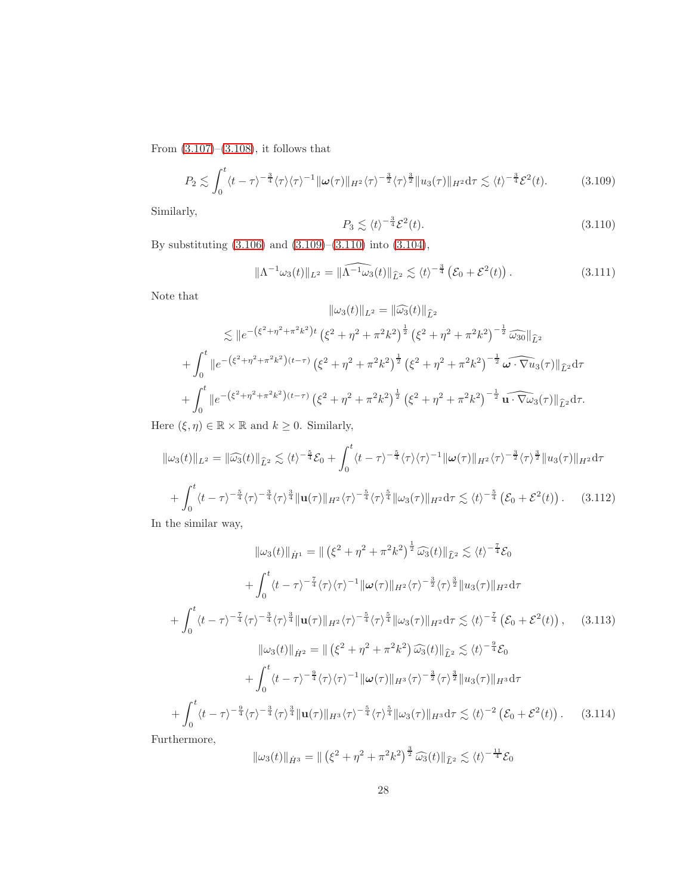From (3.107)–(3.108), it follows that

$$P_2 \lesssim \int_0^t \langle t-\tau\rangle^{-\frac{3}{4}} \langle \tau\rangle \langle \tau\rangle^{-1} \|\boldsymbol{\omega}(\tau)\|_{H^2} \langle \tau\rangle^{-\frac{3}{2}} \langle \tau\rangle^{\frac{3}{2}} \|u_3(\tau)\|_{H^2} \mathrm{d}\tau \lesssim \langle t\rangle^{-\frac{3}{4}} \mathcal{E}^2(t). \tag{3.109}$$

Similarly,

$$P_3 \lesssim \langle t\rangle^{-\frac{3}{4}} \mathcal{E}^2(t). \tag{3.110}$$

By substituting (3.106) and (3.109)–(3.110) into (3.104),

$$\|\Lambda^{-1}\omega_3(t)\|_{L^2} = \|\widehat{\Lambda^{-1}\omega_3}(t)\|_{\widehat{L}^2} \lesssim \langle t\rangle^{-\frac{3}{4}} \left(\mathcal{E}_0 + \mathcal{E}^2(t)\right). \tag{3.111}$$

Note that

$$\begin{aligned}
\|\omega_3(t)\|_{L^2} &= \|\widehat{\omega_3}(t)\|_{\widehat{L}^2} \\
&\lesssim \|e^{-\left(\xi^2+\eta^2+\pi^2 k^2\right)t} \left(\xi^2+\eta^2+\pi^2k^2\right)^{\frac{1}{2}} \left(\xi^2+\eta^2+\pi^2k^2\right)^{-\frac{1}{2}} \widehat{\omega_{30}}\|_{\widehat{L}^2} \\
&+ \int_0^t \|e^{-\left(\xi^2+\eta^2+\pi^2 k^2\right)(t-\tau)} \left(\xi^2+\eta^2+\pi^2k^2\right)^{\frac{1}{2}} \left(\xi^2+\eta^2+\pi^2k^2\right)^{-\frac{1}{2}} \widehat{\boldsymbol{\omega}\cdot\nabla u_3}(\tau)\|_{\widehat{L}^2} \mathrm{d}\tau \\
&+ \int_0^t \|e^{-\left(\xi^2+\eta^2+\pi^2 k^2\right)(t-\tau)} \left(\xi^2+\eta^2+\pi^2k^2\right)^{\frac{1}{2}} \left(\xi^2+\eta^2+\pi^2k^2\right)^{-\frac{1}{2}} \widehat{\mathbf{u}\cdot\nabla\omega_3}(\tau)\|_{\widehat{L}^2} \mathrm{d}\tau.
\end{aligned}$$

Here $(\xi, \eta) \in \mathbb{R}\times\mathbb{R}$ and $k \geq 0$. Similarly,

$$\begin{aligned}
\|\omega_3(t)\|_{L^2} = \|\widehat{\omega_3}(t)\|_{\widehat{L}^2} &\lesssim \langle t\rangle^{-\frac{5}{4}}\mathcal{E}_0 + \int_0^t \langle t-\tau\rangle^{-\frac{5}{4}} \langle \tau\rangle \langle \tau\rangle^{-1} \|\boldsymbol{\omega}(\tau)\|_{H^2} \langle \tau\rangle^{-\frac{3}{2}} \langle \tau\rangle^{\frac{3}{2}} \|u_3(\tau)\|_{H^2} \mathrm{d}\tau \\
&+ \int_0^t \langle t-\tau\rangle^{-\frac{5}{4}} \langle \tau\rangle^{-\frac{3}{4}} \langle \tau\rangle^{\frac{3}{4}} \|\mathbf{u}(\tau)\|_{H^2} \langle \tau\rangle^{-\frac{5}{4}} \langle \tau\rangle^{\frac{5}{4}} \|\omega_3(\tau)\|_{H^2} \mathrm{d}\tau \lesssim \langle t\rangle^{-\frac{5}{4}} \left(\mathcal{E}_0 + \mathcal{E}^2(t)\right).
\end{aligned} \tag{3.112}$$

In the similar way,

$$\begin{aligned}
\|\omega_3(t)\|_{\dot{H}^1} &= \|\left(\xi^2+\eta^2+\pi^2k^2\right)^{\frac{1}{2}} \widehat{\omega_3}(t)\|_{\widehat{L}^2} \lesssim \langle t\rangle^{-\frac{7}{4}}\mathcal{E}_0 \\
&+ \int_0^t \langle t-\tau\rangle^{-\frac{7}{4}} \langle \tau\rangle \langle \tau\rangle^{-1} \|\boldsymbol{\omega}(\tau)\|_{H^2} \langle \tau\rangle^{-\frac{3}{2}} \langle \tau\rangle^{\frac{3}{2}} \|u_3(\tau)\|_{H^2} \mathrm{d}\tau \\
&+ \int_0^t \langle t-\tau\rangle^{-\frac{7}{4}} \langle \tau\rangle^{-\frac{3}{4}} \langle \tau\rangle^{\frac{3}{4}} \|\mathbf{u}(\tau)\|_{H^2} \langle \tau\rangle^{-\frac{5}{4}} \langle \tau\rangle^{\frac{5}{4}} \|\omega_3(\tau)\|_{H^2} \mathrm{d}\tau \lesssim \langle t\rangle^{-\frac{7}{4}} \left(\mathcal{E}_0 + \mathcal{E}^2(t)\right),
\end{aligned} \tag{3.113}$$

$$\begin{aligned}
\|\omega_3(t)\|_{\dot{H}^2} &= \|\left(\xi^2+\eta^2+\pi^2k^2\right) \widehat{\omega_3}(t)\|_{\widehat{L}^2} \lesssim \langle t\rangle^{-\frac{9}{4}}\mathcal{E}_0 \\
&+ \int_0^t \langle t-\tau\rangle^{-\frac{9}{4}} \langle \tau\rangle \langle \tau\rangle^{-1} \|\boldsymbol{\omega}(\tau)\|_{H^3} \langle \tau\rangle^{-\frac{3}{2}} \langle \tau\rangle^{\frac{3}{2}} \|u_3(\tau)\|_{H^3} \mathrm{d}\tau \\
&+ \int_0^t \langle t-\tau\rangle^{-\frac{9}{4}} \langle \tau\rangle^{-\frac{3}{4}} \langle \tau\rangle^{\frac{3}{4}} \|\mathbf{u}(\tau)\|_{H^3} \langle \tau\rangle^{-\frac{5}{4}} \langle \tau\rangle^{\frac{5}{4}} \|\omega_3(\tau)\|_{H^3} \mathrm{d}\tau \lesssim \langle t\rangle^{-2} \left(\mathcal{E}_0 + \mathcal{E}^2(t)\right).
\end{aligned} \tag{3.114}$$

Furthermore,

$$\|\omega_3(t)\|_{\dot{H}^3} = \|\left(\xi^2+\eta^2+\pi^2k^2\right)^{\frac{3}{2}} \widehat{\omega_3}(t)\|_{\widehat{L}^2} \lesssim \langle t\rangle^{-\frac{11}{4}}\mathcal{E}_0$$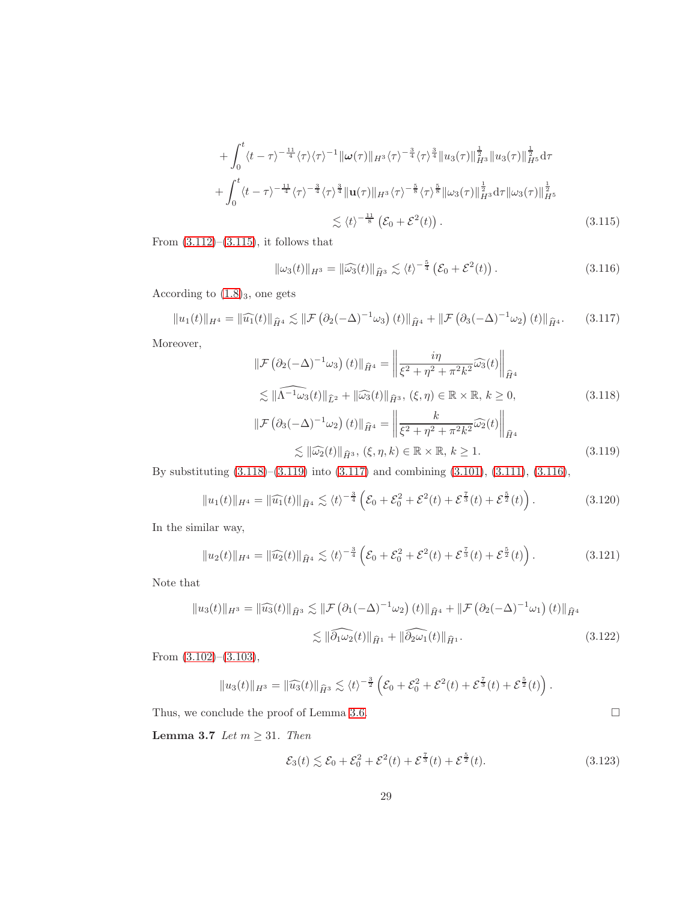$$
\begin{aligned}
&+\int_0^t \langle t-\tau\rangle^{-\frac{11}{4}}\langle\tau\rangle\langle\tau\rangle^{-1}\|\boldsymbol{\omega}(\tau)\|_{H^3}\langle\tau\rangle^{-\frac{3}{4}}\langle\tau\rangle^{\frac{3}{4}}\|u_3(\tau)\|_{H^3}^{\frac{1}{2}}\|u_3(\tau)\|_{H^5}^{\frac{1}{2}}\mathrm{d}\tau \\
&+\int_0^t \langle t-\tau\rangle^{-\frac{11}{4}}\langle\tau\rangle^{-\frac{3}{4}}\langle\tau\rangle^{\frac{3}{4}}\|\mathbf{u}(\tau)\|_{H^3}\langle\tau\rangle^{-\frac{5}{8}}\langle\tau\rangle^{\frac{5}{8}}\|\omega_3(\tau)\|_{H^3}^{\frac{1}{2}}\mathrm{d}\tau\|\omega_3(\tau)\|_{H^5}^{\frac{1}{2}} \\
&\lesssim \langle t\rangle^{-\frac{11}{8}}\left(\mathcal{E}_0+\mathcal{E}^2(t)\right).
\end{aligned}
\tag{3.115}
$$

From (3.112)–(3.115), it follows that

$$
\|\omega_3(t)\|_{H^3} = \|\widehat{\omega_3}(t)\|_{\widehat{H}^3} \lesssim \langle t\rangle^{-\frac{5}{4}}\left(\mathcal{E}_0+\mathcal{E}^2(t)\right). \tag{3.116}
$$

According to $(1.8)_3$, one gets

$$
\|u_1(t)\|_{H^4} = \|\widehat{u_1}(t)\|_{\widehat{H}^4} \lesssim \|\mathcal{F}\left(\partial_2(-\Delta)^{-1}\omega_3\right)(t)\|_{\widehat{H}^4} + \|\mathcal{F}\left(\partial_3(-\Delta)^{-1}\omega_2\right)(t)\|_{\widehat{H}^4}. \tag{3.117}
$$

Moreover,

$$
\begin{aligned}
\|\mathcal{F}\left(\partial_2(-\Delta)^{-1}\omega_3\right)(t)\|_{\widehat{H}^4} &= \left\|\frac{i\eta}{\xi^2+\eta^2+\pi^2k^2}\widehat{\omega_3}(t)\right\|_{\widehat{H}^4} \\
&\lesssim \|\widehat{\Lambda^{-1}\omega_3}(t)\|_{\widehat{L}^2} + \|\widehat{\omega_3}(t)\|_{\widehat{H}^3},\ (\xi,\eta)\in\mathbb{R}\times\mathbb{R},\ k\geq 0,
\end{aligned}
\tag{3.118}
$$

$$
\begin{aligned}
\|\mathcal{F}\left(\partial_3(-\Delta)^{-1}\omega_2\right)(t)\|_{\widehat{H}^4} &= \left\|\frac{k}{\xi^2+\eta^2+\pi^2k^2}\widehat{\omega_2}(t)\right\|_{\widehat{H}^4} \\
&\lesssim \|\widehat{\omega_2}(t)\|_{\widehat{H}^3},\ (\xi,\eta,k)\in\mathbb{R}\times\mathbb{R},\ k\geq 1.
\end{aligned}
\tag{3.119}
$$

By substituting (3.118)–(3.119) into (3.117) and combining (3.101), (3.111), (3.116),

$$
\|u_1(t)\|_{H^4} = \|\widehat{u_1}(t)\|_{\widehat{H}^4} \lesssim \langle t\rangle^{-\frac{3}{4}}\left(\mathcal{E}_0+\mathcal{E}_0^2+\mathcal{E}^2(t)+\mathcal{E}^{\frac{7}{3}}(t)+\mathcal{E}^{\frac{5}{2}}(t)\right). \tag{3.120}
$$

In the similar way,

$$
\|u_2(t)\|_{H^4} = \|\widehat{u_2}(t)\|_{\widehat{H}^4} \lesssim \langle t\rangle^{-\frac{3}{4}}\left(\mathcal{E}_0+\mathcal{E}_0^2+\mathcal{E}^2(t)+\mathcal{E}^{\frac{7}{3}}(t)+\mathcal{E}^{\frac{5}{2}}(t)\right). \tag{3.121}
$$

Note that

$$
\begin{aligned}
\|u_3(t)\|_{H^3} = \|\widehat{u_3}(t)\|_{\widehat{H}^3} &\lesssim \|\mathcal{F}\left(\partial_1(-\Delta)^{-1}\omega_2\right)(t)\|_{\widehat{H}^4} + \|\mathcal{F}\left(\partial_2(-\Delta)^{-1}\omega_1\right)(t)\|_{\widehat{H}^4} \\
&\lesssim \|\widehat{\partial_1\omega_2}(t)\|_{\widehat{H}^1} + \|\widehat{\partial_2\omega_1}(t)\|_{\widehat{H}^1}.
\end{aligned}
\tag{3.122}
$$

From (3.102)–(3.103),

$$
\|u_3(t)\|_{H^3} = \|\widehat{u_3}(t)\|_{\widehat{H}^3} \lesssim \langle t\rangle^{-\frac{3}{2}}\left(\mathcal{E}_0+\mathcal{E}_0^2+\mathcal{E}^2(t)+\mathcal{E}^{\frac{7}{3}}(t)+\mathcal{E}^{\frac{5}{2}}(t)\right).
$$

Thus, we conclude the proof of Lemma 3.6. □

**Lemma 3.7** *Let $m \geq 31$. Then*

$$
\mathcal{E}_3(t) \lesssim \mathcal{E}_0+\mathcal{E}_0^2+\mathcal{E}^2(t)+\mathcal{E}^{\frac{7}{3}}(t)+\mathcal{E}^{\frac{5}{2}}(t). \tag{3.123}
$$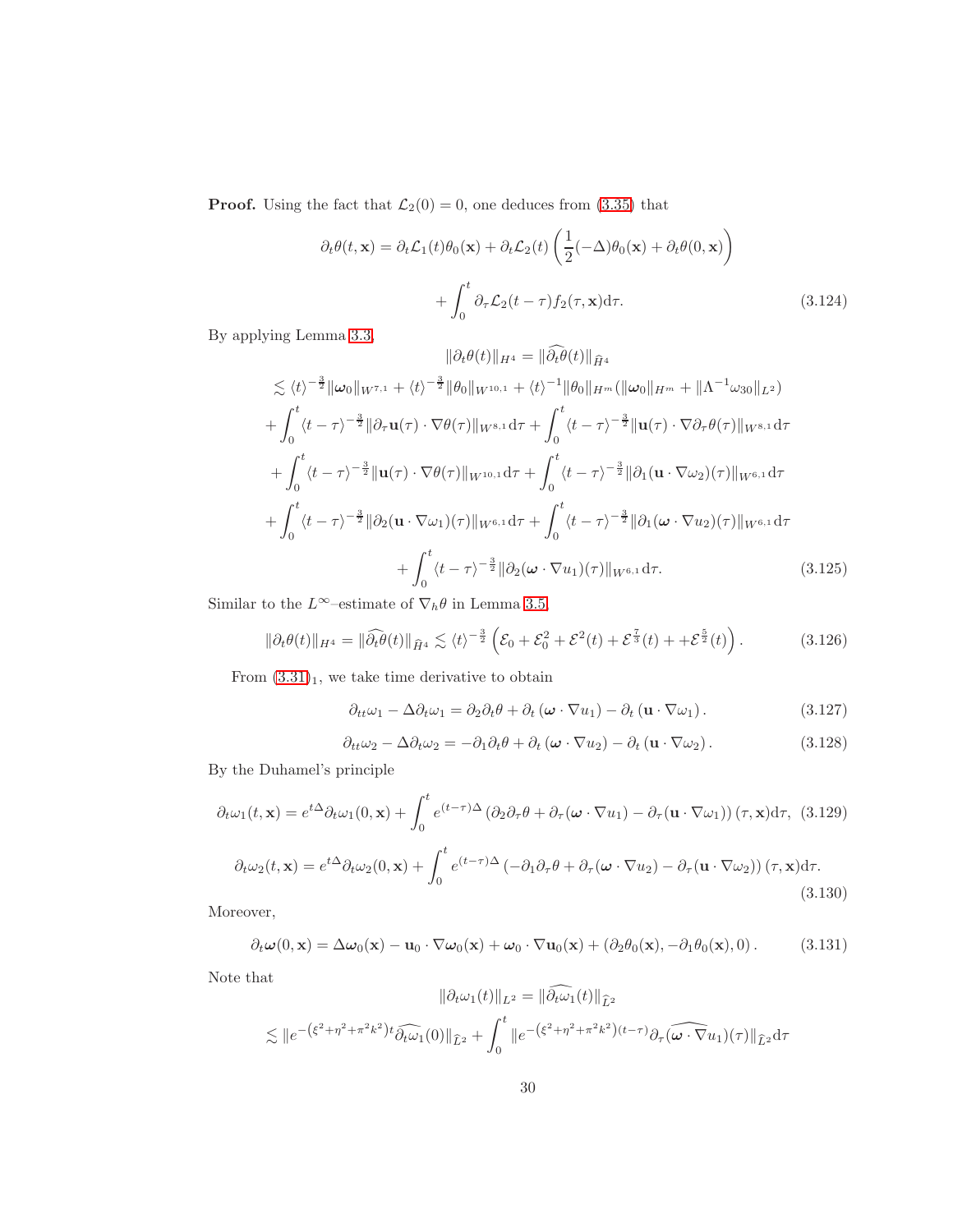**Proof.** Using the fact that $\mathcal{L}_2(0) = 0$, one deduces from (3.35) that

$$\partial_t\theta(t,\mathbf{x}) = \partial_t\mathcal{L}_1(t)\theta_0(\mathbf{x}) + \partial_t\mathcal{L}_2(t)\left(\frac{1}{2}(-\Delta)\theta_0(\mathbf{x}) + \partial_t\theta(0,\mathbf{x})\right) + \int_0^t \partial_\tau\mathcal{L}_2(t-\tau)f_2(\tau,\mathbf{x})\mathrm{d}\tau. \tag{3.124}$$

By applying Lemma 3.3,

$$\begin{aligned}
\|\partial_t\theta(t)\|_{H^4} &= \|\widehat{\partial_t\theta}(t)\|_{\widehat{H}^4} \\
&\lesssim \langle t\rangle^{-\frac{3}{2}}\|\boldsymbol{\omega}_0\|_{W^{7,1}} + \langle t\rangle^{-\frac{3}{2}}\|\theta_0\|_{W^{10,1}} + \langle t\rangle^{-1}\|\theta_0\|_{H^m}(\|\boldsymbol{\omega}_0\|_{H^m} + \|\Lambda^{-1}\omega_{30}\|_{L^2}) \\
&\quad + \int_0^t \langle t-\tau\rangle^{-\frac{3}{2}}\|\partial_\tau\mathbf{u}(\tau)\cdot\nabla\theta(\tau)\|_{W^{8,1}}\mathrm{d}\tau + \int_0^t \langle t-\tau\rangle^{-\frac{3}{2}}\|\mathbf{u}(\tau)\cdot\nabla\partial_\tau\theta(\tau)\|_{W^{8,1}}\mathrm{d}\tau \\
&\quad + \int_0^t \langle t-\tau\rangle^{-\frac{3}{2}}\|\mathbf{u}(\tau)\cdot\nabla\theta(\tau)\|_{W^{10,1}}\mathrm{d}\tau + \int_0^t \langle t-\tau\rangle^{-\frac{3}{2}}\|\partial_1(\mathbf{u}\cdot\nabla\omega_2)(\tau)\|_{W^{6,1}}\mathrm{d}\tau \\
&\quad + \int_0^t \langle t-\tau\rangle^{-\frac{3}{2}}\|\partial_2(\mathbf{u}\cdot\nabla\omega_1)(\tau)\|_{W^{6,1}}\mathrm{d}\tau + \int_0^t \langle t-\tau\rangle^{-\frac{3}{2}}\|\partial_1(\boldsymbol{\omega}\cdot\nabla u_2)(\tau)\|_{W^{6,1}}\mathrm{d}\tau \\
&\quad + \int_0^t \langle t-\tau\rangle^{-\frac{3}{2}}\|\partial_2(\boldsymbol{\omega}\cdot\nabla u_1)(\tau)\|_{W^{6,1}}\mathrm{d}\tau.
\end{aligned} \tag{3.125}$$

Similar to the $L^\infty$–estimate of $\nabla_h\theta$ in Lemma 3.5,

$$\|\partial_t\theta(t)\|_{H^4} = \|\widehat{\partial_t\theta}(t)\|_{\widehat{H}^4} \lesssim \langle t\rangle^{-\frac{3}{2}}\left(\mathcal{E}_0 + \mathcal{E}_0^2 + \mathcal{E}^2(t) + \mathcal{E}^{\frac{7}{3}}(t) + +\mathcal{E}^{\frac{5}{2}}(t)\right). \tag{3.126}$$

From $(3.31)_1$, we take time derivative to obtain

$$\partial_{tt}\omega_1 - \Delta\partial_t\omega_1 = \partial_2\partial_t\theta + \partial_t(\boldsymbol{\omega}\cdot\nabla u_1) - \partial_t(\mathbf{u}\cdot\nabla\omega_1). \tag{3.127}$$

$$\partial_{tt}\omega_2 - \Delta\partial_t\omega_2 = -\partial_1\partial_t\theta + \partial_t(\boldsymbol{\omega}\cdot\nabla u_2) - \partial_t(\mathbf{u}\cdot\nabla\omega_2). \tag{3.128}$$

By the Duhamel's principle

$$\partial_t\omega_1(t,\mathbf{x}) = e^{t\Delta}\partial_t\omega_1(0,\mathbf{x}) + \int_0^t e^{(t-\tau)\Delta}\left(\partial_2\partial_\tau\theta + \partial_\tau(\boldsymbol{\omega}\cdot\nabla u_1) - \partial_\tau(\mathbf{u}\cdot\nabla\omega_1)\right)(\tau,\mathbf{x})\mathrm{d}\tau, \tag{3.129}$$

$$\partial_t\omega_2(t,\mathbf{x}) = e^{t\Delta}\partial_t\omega_2(0,\mathbf{x}) + \int_0^t e^{(t-\tau)\Delta}\left(-\partial_1\partial_\tau\theta + \partial_\tau(\boldsymbol{\omega}\cdot\nabla u_2) - \partial_\tau(\mathbf{u}\cdot\nabla\omega_2)\right)(\tau,\mathbf{x})\mathrm{d}\tau. \tag{3.130}$$

Moreover,

$$\partial_t\boldsymbol{\omega}(0,\mathbf{x}) = \Delta\boldsymbol{\omega}_0(\mathbf{x}) - \mathbf{u}_0\cdot\nabla\boldsymbol{\omega}_0(\mathbf{x}) + \boldsymbol{\omega}_0\cdot\nabla\mathbf{u}_0(\mathbf{x}) + (\partial_2\theta_0(\mathbf{x}), -\partial_1\theta_0(\mathbf{x}), 0). \tag{3.131}$$

Note that

$$\begin{aligned}
\|\partial_t\omega_1(t)\|_{L^2} &= \|\widehat{\partial_t\omega_1}(t)\|_{\widehat{L}^2} \\
&\lesssim \|e^{-(\xi^2+\eta^2+\pi^2k^2)t}\widehat{\partial_t\omega_1}(0)\|_{\widehat{L}^2} + \int_0^t \|e^{-(\xi^2+\eta^2+\pi^2k^2)(t-\tau)}\partial_\tau\widehat{(\boldsymbol{\omega}\cdot\nabla u_1)}(\tau)\|_{\widehat{L}^2}\mathrm{d}\tau
\end{aligned}$$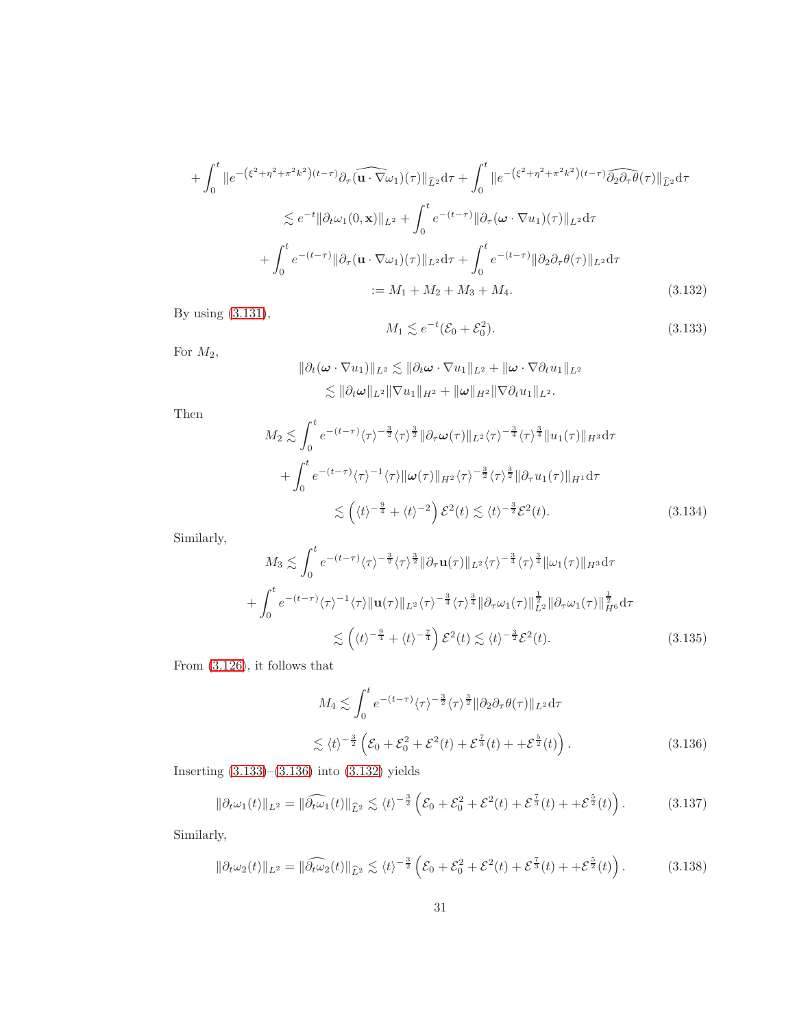$$
\begin{aligned}
&+\int_0^t \|e^{-\left(\xi^2+\eta^2+\pi^2 k^2\right)(t-\tau)}\partial_\tau\widehat{(\mathbf{u}\cdot\nabla\omega_1)}(\tau)\|_{\widehat{L}^2}\mathrm{d}\tau+\int_0^t \|e^{-\left(\xi^2+\eta^2+\pi^2 k^2\right)(t-\tau)}\widehat{\partial_2\partial_\tau\theta}(\tau)\|_{\widehat{L}^2}\mathrm{d}\tau\\
&\lesssim e^{-t}\|\partial_t\omega_1(0,\mathbf{x})\|_{L^2}+\int_0^t e^{-(t-\tau)}\|\partial_\tau(\boldsymbol{\omega}\cdot\nabla u_1)(\tau)\|_{L^2}\mathrm{d}\tau\\
&+\int_0^t e^{-(t-\tau)}\|\partial_\tau(\mathbf{u}\cdot\nabla\omega_1)(\tau)\|_{L^2}\mathrm{d}\tau+\int_0^t e^{-(t-\tau)}\|\partial_2\partial_\tau\theta(\tau)\|_{L^2}\mathrm{d}\tau\\
&:=M_1+M_2+M_3+M_4.
\end{aligned}
\tag{3.132}
$$

By using (3.131),

$$
M_1\lesssim e^{-t}(\mathcal{E}_0+\mathcal{E}_0^2). \tag{3.133}
$$

For $M_2$,

$$
\begin{aligned}
\|\partial_t(\boldsymbol{\omega}\cdot\nabla u_1)\|_{L^2}&\lesssim\|\partial_t\boldsymbol{\omega}\cdot\nabla u_1\|_{L^2}+\|\boldsymbol{\omega}\cdot\nabla\partial_t u_1\|_{L^2}\\
&\lesssim\|\partial_t\boldsymbol{\omega}\|_{L^2}\|\nabla u_1\|_{H^2}+\|\boldsymbol{\omega}\|_{H^2}\|\nabla\partial_t u_1\|_{L^2}.
\end{aligned}
$$

Then

$$
\begin{aligned}
M_2&\lesssim\int_0^t e^{-(t-\tau)}\langle\tau\rangle^{-\frac{3}{2}}\langle\tau\rangle^{\frac{3}{2}}\|\partial_\tau\boldsymbol{\omega}(\tau)\|_{L^2}\langle\tau\rangle^{-\frac{3}{4}}\langle\tau\rangle^{\frac{3}{4}}\|u_1(\tau)\|_{H^3}\mathrm{d}\tau\\
&+\int_0^t e^{-(t-\tau)}\langle\tau\rangle^{-1}\langle\tau\rangle\|\boldsymbol{\omega}(\tau)\|_{H^2}\langle\tau\rangle^{-\frac{3}{2}}\langle\tau\rangle^{\frac{3}{2}}\|\partial_\tau u_1(\tau)\|_{H^1}\mathrm{d}\tau\\
&\lesssim\left(\langle t\rangle^{-\frac{9}{4}}+\langle t\rangle^{-2}\right)\mathcal{E}^2(t)\lesssim\langle t\rangle^{-\frac{3}{2}}\mathcal{E}^2(t).
\end{aligned}
\tag{3.134}
$$

Similarly,

$$
\begin{aligned}
M_3&\lesssim\int_0^t e^{-(t-\tau)}\langle\tau\rangle^{-\frac{3}{2}}\langle\tau\rangle^{\frac{3}{2}}\|\partial_\tau\mathbf{u}(\tau)\|_{L^2}\langle\tau\rangle^{-\frac{3}{4}}\langle\tau\rangle^{\frac{3}{4}}\|\omega_1(\tau)\|_{H^3}\mathrm{d}\tau\\
&+\int_0^t e^{-(t-\tau)}\langle\tau\rangle^{-1}\langle\tau\rangle\|\mathbf{u}(\tau)\|_{L^2}\langle\tau\rangle^{-\frac{3}{4}}\langle\tau\rangle^{\frac{3}{4}}\|\partial_\tau\omega_1(\tau)\|_{L^2}^{\frac{1}{2}}\|\partial_\tau\omega_1(\tau)\|_{H^6}^{\frac{1}{2}}\mathrm{d}\tau\\
&\lesssim\left(\langle t\rangle^{-\frac{9}{4}}+\langle t\rangle^{-\frac{7}{4}}\right)\mathcal{E}^2(t)\lesssim\langle t\rangle^{-\frac{3}{2}}\mathcal{E}^2(t).
\end{aligned}
\tag{3.135}
$$

From (3.126), it follows that

$$
\begin{aligned}
M_4&\lesssim\int_0^t e^{-(t-\tau)}\langle\tau\rangle^{-\frac{3}{2}}\langle\tau\rangle^{\frac{3}{2}}\|\partial_2\partial_\tau\theta(\tau)\|_{L^2}\mathrm{d}\tau\\
&\lesssim\langle t\rangle^{-\frac{3}{2}}\left(\mathcal{E}_0+\mathcal{E}_0^2+\mathcal{E}^2(t)+\mathcal{E}^{\frac{7}{3}}(t)++\mathcal{E}^{\frac{5}{2}}(t)\right).
\end{aligned}
\tag{3.136}
$$

Inserting (3.133)–(3.136) into (3.132) yields

$$
\|\partial_t\omega_1(t)\|_{L^2}=\|\widehat{\partial_t\omega_1}(t)\|_{\widehat{L}^2}\lesssim\langle t\rangle^{-\frac{3}{2}}\left(\mathcal{E}_0+\mathcal{E}_0^2+\mathcal{E}^2(t)+\mathcal{E}^{\frac{7}{3}}(t)++\mathcal{E}^{\frac{5}{2}}(t)\right). \tag{3.137}
$$

Similarly,

$$
\|\partial_t\omega_2(t)\|_{L^2}=\|\widehat{\partial_t\omega_2}(t)\|_{\widehat{L}^2}\lesssim\langle t\rangle^{-\frac{3}{2}}\left(\mathcal{E}_0+\mathcal{E}_0^2+\mathcal{E}^2(t)+\mathcal{E}^{\frac{7}{3}}(t)++\mathcal{E}^{\frac{5}{2}}(t)\right). \tag{3.138}
$$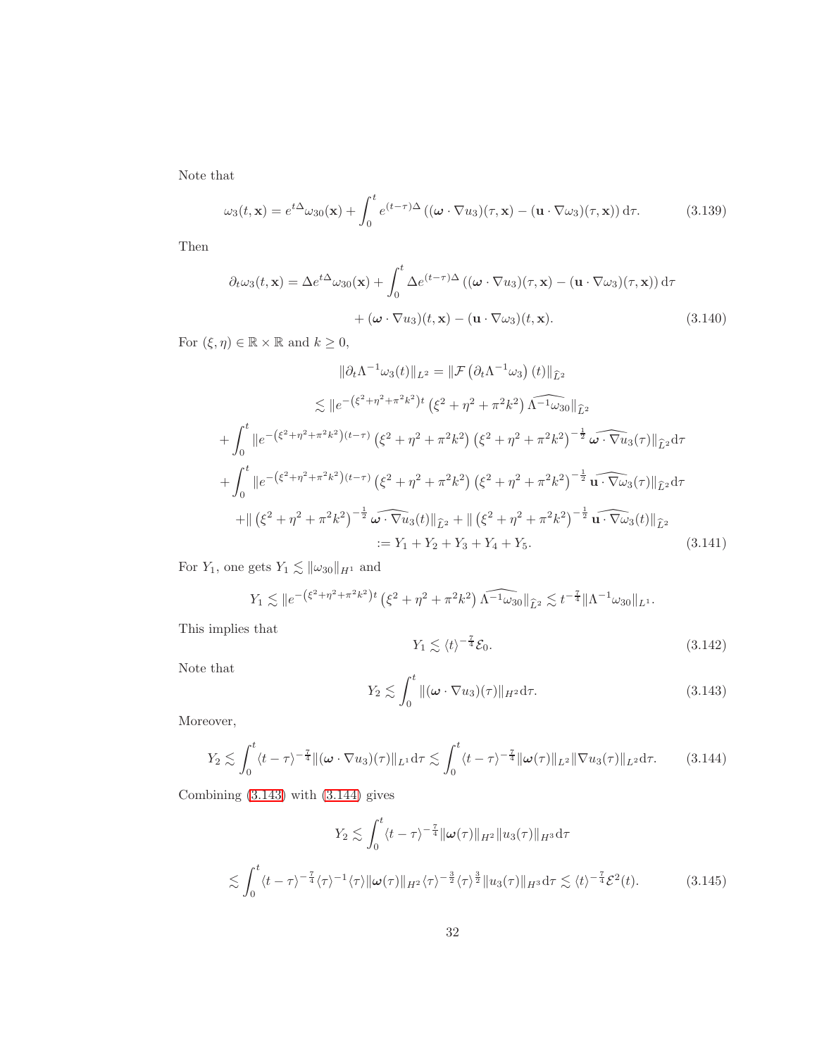Note that

$$
\omega_3(t,\mathbf{x}) = e^{t\Delta}\omega_{30}(\mathbf{x}) + \int_0^t e^{(t-\tau)\Delta}\left((\boldsymbol{\omega}\cdot\nabla u_3)(\tau,\mathbf{x}) - (\mathbf{u}\cdot\nabla\omega_3)(\tau,\mathbf{x})\right)\mathrm{d}\tau. \tag{3.139}
$$

Then

$$
\begin{aligned}
\partial_t\omega_3(t,\mathbf{x}) = \Delta e^{t\Delta}\omega_{30}(\mathbf{x}) &+ \int_0^t \Delta e^{(t-\tau)\Delta}\left((\boldsymbol{\omega}\cdot\nabla u_3)(\tau,\mathbf{x}) - (\mathbf{u}\cdot\nabla\omega_3)(\tau,\mathbf{x})\right)\mathrm{d}\tau \\
&+ (\boldsymbol{\omega}\cdot\nabla u_3)(t,\mathbf{x}) - (\mathbf{u}\cdot\nabla\omega_3)(t,\mathbf{x}).
\end{aligned} \tag{3.140}
$$

For $(\xi,\eta)\in\mathbb{R}\times\mathbb{R}$ and $k\geq 0$,

$$
\begin{aligned}
\|\partial_t\Lambda^{-1}\omega_3(t)\|_{L^2} &= \|\mathcal{F}\left(\partial_t\Lambda^{-1}\omega_3\right)(t)\|_{\widehat{L}^2} \\
&\lesssim \|e^{-\left(\xi^2+\eta^2+\pi^2k^2\right)t}\left(\xi^2+\eta^2+\pi^2k^2\right)\widehat{\Lambda^{-1}\omega_{30}}\|_{\widehat{L}^2} \\
&+ \int_0^t \|e^{-\left(\xi^2+\eta^2+\pi^2k^2\right)(t-\tau)}\left(\xi^2+\eta^2+\pi^2k^2\right)\left(\xi^2+\eta^2+\pi^2k^2\right)^{-\frac{1}{2}}\widehat{\boldsymbol{\omega}\cdot\nabla u_3}(\tau)\|_{\widehat{L}^2}\mathrm{d}\tau \\
&+ \int_0^t \|e^{-\left(\xi^2+\eta^2+\pi^2k^2\right)(t-\tau)}\left(\xi^2+\eta^2+\pi^2k^2\right)\left(\xi^2+\eta^2+\pi^2k^2\right)^{-\frac{1}{2}}\widehat{\mathbf{u}\cdot\nabla\omega_3}(\tau)\|_{\widehat{L}^2}\mathrm{d}\tau \\
&+ \|\left(\xi^2+\eta^2+\pi^2k^2\right)^{-\frac{1}{2}}\widehat{\boldsymbol{\omega}\cdot\nabla u_3}(t)\|_{\widehat{L}^2} + \|\left(\xi^2+\eta^2+\pi^2k^2\right)^{-\frac{1}{2}}\widehat{\mathbf{u}\cdot\nabla\omega_3}(t)\|_{\widehat{L}^2} \\
&:= Y_1 + Y_2 + Y_3 + Y_4 + Y_5.
\end{aligned} \tag{3.141}
$$

For $Y_1$, one gets $Y_1 \lesssim \|\omega_{30}\|_{H^1}$ and

$$
Y_1 \lesssim \|e^{-\left(\xi^2+\eta^2+\pi^2k^2\right)t}\left(\xi^2+\eta^2+\pi^2k^2\right)\widehat{\Lambda^{-1}\omega_{30}}\|_{\widehat{L}^2} \lesssim t^{-\frac{7}{4}}\|\Lambda^{-1}\omega_{30}\|_{L^1}.
$$

This implies that

$$
Y_1 \lesssim \langle t\rangle^{-\frac{7}{4}}\mathcal{E}_0. \tag{3.142}
$$

Note that

$$
Y_2 \lesssim \int_0^t \|(\boldsymbol{\omega}\cdot\nabla u_3)(\tau)\|_{H^2}\mathrm{d}\tau. \tag{3.143}
$$

Moreover,

$$
Y_2 \lesssim \int_0^t \langle t-\tau\rangle^{-\frac{7}{4}}\|(\boldsymbol{\omega}\cdot\nabla u_3)(\tau)\|_{L^1}\mathrm{d}\tau \lesssim \int_0^t \langle t-\tau\rangle^{-\frac{7}{4}}\|\boldsymbol{\omega}(\tau)\|_{L^2}\|\nabla u_3(\tau)\|_{L^2}\mathrm{d}\tau. \tag{3.144}
$$

Combining (3.143) with (3.144) gives

$$
\begin{aligned}
Y_2 &\lesssim \int_0^t \langle t-\tau\rangle^{-\frac{7}{4}}\|\boldsymbol{\omega}(\tau)\|_{H^2}\|u_3(\tau)\|_{H^3}\mathrm{d}\tau \\
&\lesssim \int_0^t \langle t-\tau\rangle^{-\frac{7}{4}}\langle\tau\rangle^{-1}\langle\tau\rangle\|\boldsymbol{\omega}(\tau)\|_{H^2}\langle\tau\rangle^{-\frac{3}{2}}\langle\tau\rangle^{\frac{3}{2}}\|u_3(\tau)\|_{H^3}\mathrm{d}\tau \lesssim \langle t\rangle^{-\frac{7}{4}}\mathcal{E}^2(t).
\end{aligned} \tag{3.145}
$$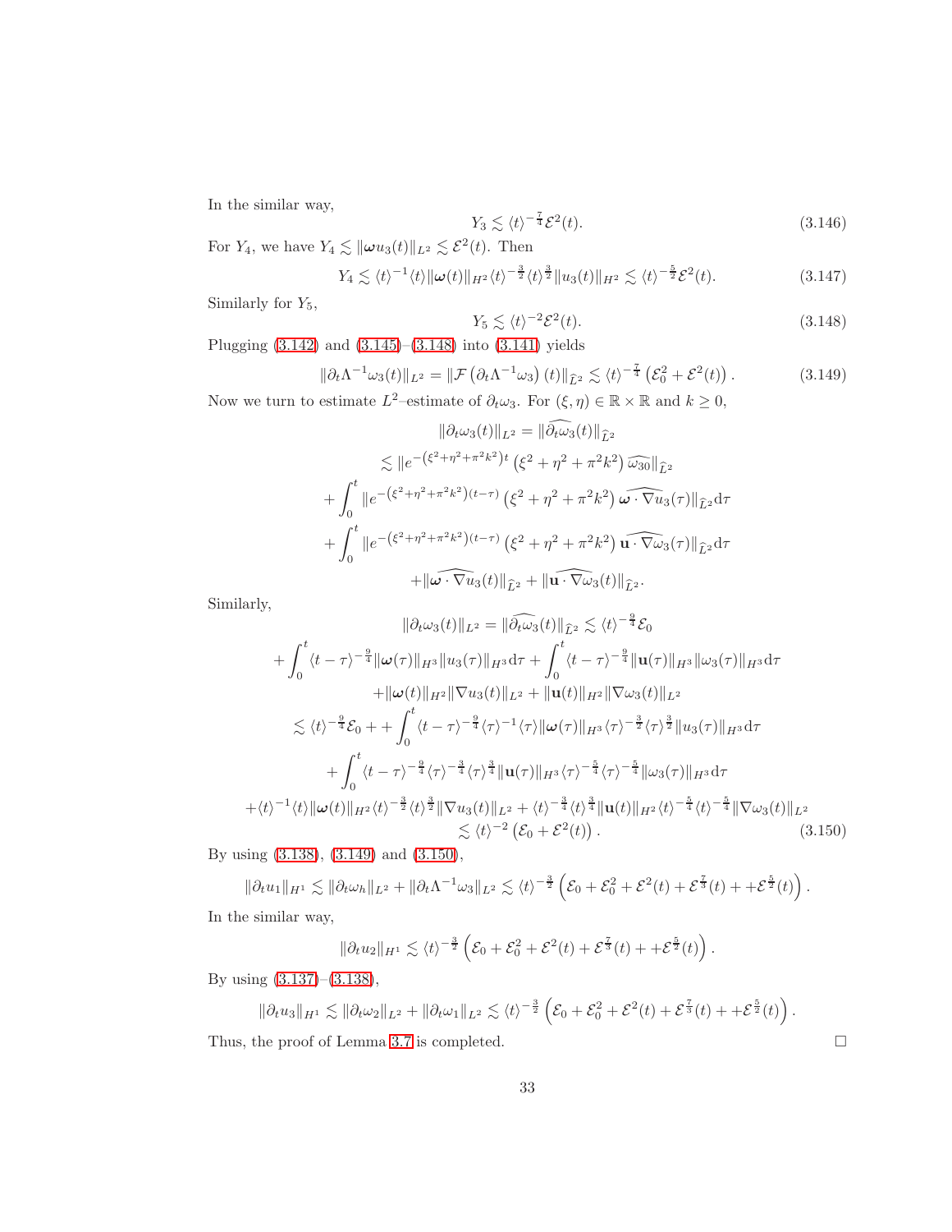In the similar way,

$$Y_3 \lesssim \langle t\rangle^{-\frac{7}{4}}\mathcal{E}^2(t). \tag{3.146}$$

For $Y_4$, we have $Y_4 \lesssim \|\boldsymbol{\omega} u_3(t)\|_{L^2} \lesssim \mathcal{E}^2(t)$. Then

$$Y_4 \lesssim \langle t\rangle^{-1}\langle t\rangle\|\boldsymbol{\omega}(t)\|_{H^2}\langle t\rangle^{-\frac{3}{2}}\langle t\rangle^{\frac{3}{2}}\|u_3(t)\|_{H^2} \lesssim \langle t\rangle^{-\frac{5}{2}}\mathcal{E}^2(t). \tag{3.147}$$

Similarly for $Y_5$,

$$Y_5 \lesssim \langle t\rangle^{-2}\mathcal{E}^2(t). \tag{3.148}$$

Plugging (3.142) and (3.145)–(3.148) into (3.141) yields

$$\|\partial_t\Lambda^{-1}\omega_3(t)\|_{L^2} = \|\mathcal{F}\left(\partial_t\Lambda^{-1}\omega_3\right)(t)\|_{\widehat{L}^2} \lesssim \langle t\rangle^{-\frac{7}{4}}\left(\mathcal{E}_0^2 + \mathcal{E}^2(t)\right). \tag{3.149}$$

Now we turn to estimate $L^2$–estimate of $\partial_t\omega_3$. For $(\xi,\eta)\in\mathbb{R}\times\mathbb{R}$ and $k\geq 0$,

$$\begin{aligned}
\|\partial_t\omega_3(t)\|_{L^2} &= \|\widehat{\partial_t\omega_3}(t)\|_{\widehat{L}^2}\\
&\lesssim \|e^{-\left(\xi^2+\eta^2+\pi^2k^2\right)t}\left(\xi^2+\eta^2+\pi^2k^2\right)\widehat{\omega_{30}}\|_{\widehat{L}^2}\\
&+\int_0^t \|e^{-\left(\xi^2+\eta^2+\pi^2k^2\right)(t-\tau)}\left(\xi^2+\eta^2+\pi^2k^2\right)\widehat{\boldsymbol{\omega}\cdot\nabla u_3}(\tau)\|_{\widehat{L}^2}\mathrm{d}\tau\\
&+\int_0^t \|e^{-\left(\xi^2+\eta^2+\pi^2k^2\right)(t-\tau)}\left(\xi^2+\eta^2+\pi^2k^2\right)\widehat{\mathbf{u}\cdot\nabla\omega_3}(\tau)\|_{\widehat{L}^2}\mathrm{d}\tau\\
&+\|\widehat{\boldsymbol{\omega}\cdot\nabla u_3}(t)\|_{\widehat{L}^2} + \|\widehat{\mathbf{u}\cdot\nabla\omega_3}(t)\|_{\widehat{L}^2}.
\end{aligned}$$

Similarly,

$$\begin{aligned}
\|\partial_t\omega_3(t)\|_{L^2} &= \|\widehat{\partial_t\omega_3}(t)\|_{\widehat{L}^2} \lesssim \langle t\rangle^{-\frac{9}{4}}\mathcal{E}_0\\
&+\int_0^t\langle t-\tau\rangle^{-\frac{9}{4}}\|\boldsymbol{\omega}(\tau)\|_{H^3}\|u_3(\tau)\|_{H^3}\mathrm{d}\tau + \int_0^t\langle t-\tau\rangle^{-\frac{9}{4}}\|\mathbf{u}(\tau)\|_{H^3}\|\omega_3(\tau)\|_{H^3}\mathrm{d}\tau\\
&+\|\boldsymbol{\omega}(t)\|_{H^2}\|\nabla u_3(t)\|_{L^2} + \|\mathbf{u}(t)\|_{H^2}\|\nabla\omega_3(t)\|_{L^2}\\
&\lesssim \langle t\rangle^{-\frac{9}{4}}\mathcal{E}_0 + +\int_0^t\langle t-\tau\rangle^{-\frac{9}{4}}\langle\tau\rangle^{-1}\langle\tau\rangle\|\boldsymbol{\omega}(\tau)\|_{H^3}\langle\tau\rangle^{-\frac{3}{2}}\langle\tau\rangle^{\frac{3}{2}}\|u_3(\tau)\|_{H^3}\mathrm{d}\tau\\
&+\int_0^t\langle t-\tau\rangle^{-\frac{9}{4}}\langle\tau\rangle^{-\frac{3}{4}}\langle\tau\rangle^{\frac{3}{4}}\|\mathbf{u}(\tau)\|_{H^3}\langle\tau\rangle^{-\frac{5}{4}}\langle\tau\rangle^{-\frac{5}{4}}\|\omega_3(\tau)\|_{H^3}\mathrm{d}\tau\\
&+\langle t\rangle^{-1}\langle t\rangle\|\boldsymbol{\omega}(t)\|_{H^2}\langle t\rangle^{-\frac{3}{2}}\langle t\rangle^{\frac{3}{2}}\|\nabla u_3(t)\|_{L^2} + \langle t\rangle^{-\frac{3}{4}}\langle t\rangle^{\frac{3}{4}}\|\mathbf{u}(t)\|_{H^2}\langle t\rangle^{-\frac{5}{4}}\langle t\rangle^{-\frac{5}{4}}\|\nabla\omega_3(t)\|_{L^2}\\
&\lesssim \langle t\rangle^{-2}\left(\mathcal{E}_0 + \mathcal{E}^2(t)\right).
\end{aligned} \tag{3.150}$$

By using (3.138), (3.149) and (3.150),

$$\|\partial_t u_1\|_{H^1} \lesssim \|\partial_t\omega_h\|_{L^2} + \|\partial_t\Lambda^{-1}\omega_3\|_{L^2} \lesssim \langle t\rangle^{-\frac{3}{2}}\left(\mathcal{E}_0 + \mathcal{E}_0^2 + \mathcal{E}^2(t) + \mathcal{E}^{\frac{7}{3}}(t) + +\mathcal{E}^{\frac{5}{2}}(t)\right).$$

In the similar way,

$$\|\partial_t u_2\|_{H^1} \lesssim \langle t\rangle^{-\frac{3}{2}}\left(\mathcal{E}_0 + \mathcal{E}_0^2 + \mathcal{E}^2(t) + \mathcal{E}^{\frac{7}{3}}(t) + +\mathcal{E}^{\frac{5}{2}}(t)\right).$$

By using (3.137)–(3.138),

$$\|\partial_t u_3\|_{H^1} \lesssim \|\partial_t\omega_2\|_{L^2} + \|\partial_t\omega_1\|_{L^2} \lesssim \langle t\rangle^{-\frac{3}{2}}\left(\mathcal{E}_0 + \mathcal{E}_0^2 + \mathcal{E}^2(t) + \mathcal{E}^{\frac{7}{3}}(t) + +\mathcal{E}^{\frac{5}{2}}(t)\right).$$

Thus, the proof of Lemma 3.7 is completed. □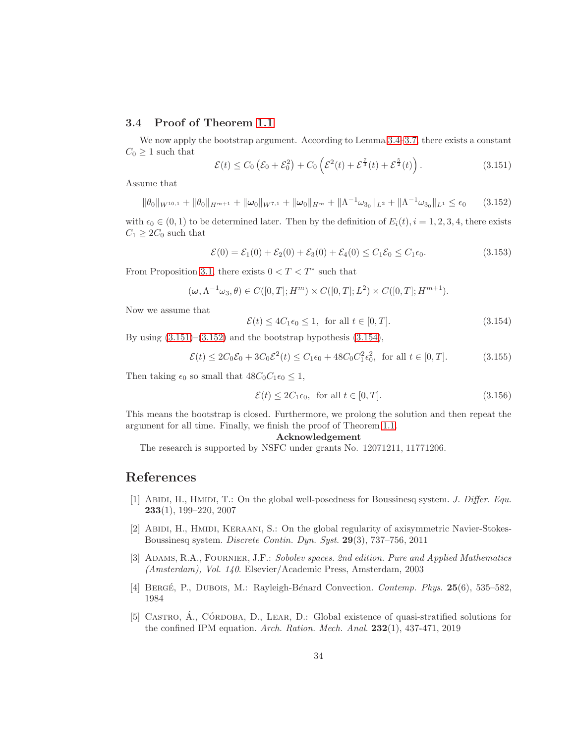### 3.4 Proof of Theorem 1.1

We now apply the bootstrap argument. According to Lemma 3.4–3.7, there exists a constant $C_0 \geq 1$ such that

$$\mathcal{E}(t) \leq C_0 \left(\mathcal{E}_0 + \mathcal{E}_0^2\right) + C_0 \left(\mathcal{E}^2(t) + \mathcal{E}^{\frac{7}{3}}(t) + \mathcal{E}^{\frac{5}{2}}(t)\right). \tag{3.151}$$

Assume that

$$\|\theta_0\|_{W^{10,1}} + \|\theta_0\|_{H^{m+1}} + \|\boldsymbol{\omega}_0\|_{W^{7,1}} + \|\boldsymbol{\omega}_0\|_{H^m} + \|\Lambda^{-1}\omega_{3_0}\|_{L^2} + \|\Lambda^{-1}\omega_{3_0}\|_{L^1} \leq \epsilon_0 \tag{3.152}$$

with $\epsilon_0 \in (0,1)$ to be determined later. Then by the definition of $E_i(t), i = 1,2,3,4$, there exists $C_1 \geq 2C_0$ such that

$$\mathcal{E}(0) = \mathcal{E}_1(0) + \mathcal{E}_2(0) + \mathcal{E}_3(0) + \mathcal{E}_4(0) \leq C_1\mathcal{E}_0 \leq C_1\epsilon_0. \tag{3.153}$$

From Proposition 3.1, there exists $0 < T < T^*$ such that

$$(\boldsymbol{\omega}, \Lambda^{-1}\omega_3, \theta) \in C([0,T]; H^m) \times C([0,T]; L^2) \times C([0,T]; H^{m+1}).$$

Now we assume that

$$\mathcal{E}(t) \leq 4C_1\epsilon_0 \leq 1, \ \text{ for all } t \in [0,T]. \tag{3.154}$$

By using (3.151)–(3.152) and the bootstrap hypothesis (3.154),

$$\mathcal{E}(t) \leq 2C_0\mathcal{E}_0 + 3C_0\mathcal{E}^2(t) \leq C_1\epsilon_0 + 48C_0C_1^2\epsilon_0^2, \ \text{ for all } t \in [0,T]. \tag{3.155}$$

Then taking $\epsilon_0$ so small that $48C_0C_1\epsilon_0 \leq 1$,

$$\mathcal{E}(t) \leq 2C_1\epsilon_0, \ \text{ for all } t \in [0,T]. \tag{3.156}$$

This means the bootstrap is closed. Furthermore, we prolong the solution and then repeat the argument for all time. Finally, we finish the proof of Theorem 1.1.

**Acknowledgement**

The research is supported by NSFC under grants No. 12071211, 11771206.

## References

[1] Abidi, H., Hmidi, T.: On the global well-posedness for Boussinesq system. *J. Differ. Equ.* **233**(1), 199–220, 2007

[2] Abidi, H., Hmidi, Keraani, S.: On the global regularity of axisymmetric Navier-Stokes-Boussinesq system. *Discrete Contin. Dyn. Syst.* **29**(3), 737–756, 2011

[3] Adams, R.A., Fournier, J.F.: *Sobolev spaces. 2nd edition. Pure and Applied Mathematics (Amsterdam), Vol. 140*. Elsevier/Academic Press, Amsterdam, 2003

[4] Bergé, P., Dubois, M.: Rayleigh-Bénard Convection. *Contemp. Phys.* **25**(6), 535–582, 1984

[5] Castro, Á., Córdoba, D., Lear, D.: Global existence of quasi-stratified solutions for the confined IPM equation. *Arch. Ration. Mech. Anal.* **232**(1), 437-471, 2019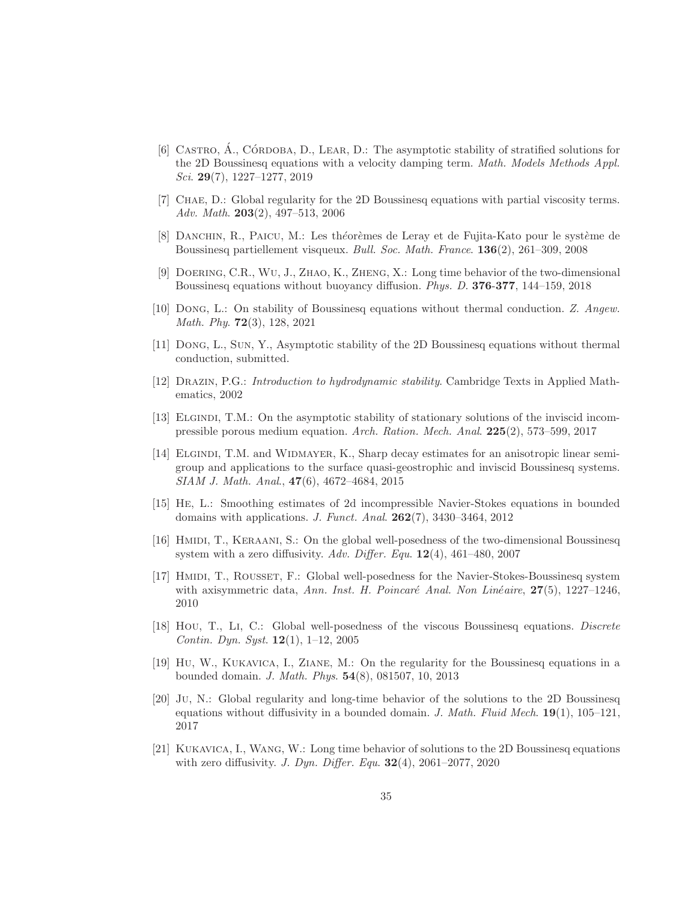[6] Castro, Á., Córdoba, D., Lear, D.: The asymptotic stability of stratified solutions for the 2D Boussinesq equations with a velocity damping term. *Math. Models Methods Appl. Sci.* **29**(7), 1227–1277, 2019

[7] Chae, D.: Global regularity for the 2D Boussinesq equations with partial viscosity terms. *Adv. Math.* **203**(2), 497–513, 2006

[8] Danchin, R., Paicu, M.: Les théorèmes de Leray et de Fujita-Kato pour le système de Boussinesq partiellement visqueux. *Bull. Soc. Math. France*. **136**(2), 261–309, 2008

[9] Doering, C.R., Wu, J., Zhao, K., Zheng, X.: Long time behavior of the two-dimensional Boussinesq equations without buoyancy diffusion. *Phys. D*. **376-377**, 144–159, 2018

[10] Dong, L.: On stability of Boussinesq equations without thermal conduction. *Z. Angew. Math. Phy.* **72**(3), 128, 2021

[11] Dong, L., Sun, Y., Asymptotic stability of the 2D Boussinesq equations without thermal conduction, submitted.

[12] Drazin, P.G.: *Introduction to hydrodynamic stability*. Cambridge Texts in Applied Mathematics, 2002

[13] Elgindi, T.M.: On the asymptotic stability of stationary solutions of the inviscid incompressible porous medium equation. *Arch. Ration. Mech. Anal.* **225**(2), 573–599, 2017

[14] Elgindi, T.M. and Widmayer, K., Sharp decay estimates for an anisotropic linear semigroup and applications to the surface quasi-geostrophic and inviscid Boussinesq systems. *SIAM J. Math. Anal.*, **47**(6), 4672–4684, 2015

[15] He, L.: Smoothing estimates of 2d incompressible Navier-Stokes equations in bounded domains with applications. *J. Funct. Anal.* **262**(7), 3430–3464, 2012

[16] Hmidi, T., Keraani, S.: On the global well-posedness of the two-dimensional Boussinesq system with a zero diffusivity. *Adv. Differ. Equ.* **12**(4), 461–480, 2007

[17] Hmidi, T., Rousset, F.: Global well-posedness for the Navier-Stokes-Boussinesq system with axisymmetric data, *Ann. Inst. H. Poincaré Anal. Non Linéaire*, **27**(5), 1227–1246, 2010

[18] Hou, T., Li, C.: Global well-posedness of the viscous Boussinesq equations. *Discrete Contin. Dyn. Syst.* **12**(1), 1–12, 2005

[19] Hu, W., Kukavica, I., Ziane, M.: On the regularity for the Boussinesq equations in a bounded domain. *J. Math. Phys.* **54**(8), 081507, 10, 2013

[20] Ju, N.: Global regularity and long-time behavior of the solutions to the 2D Boussinesq equations without diffusivity in a bounded domain. *J. Math. Fluid Mech.* **19**(1), 105–121, 2017

[21] Kukavica, I., Wang, W.: Long time behavior of solutions to the 2D Boussinesq equations with zero diffusivity. *J. Dyn. Differ. Equ.* **32**(4), 2061–2077, 2020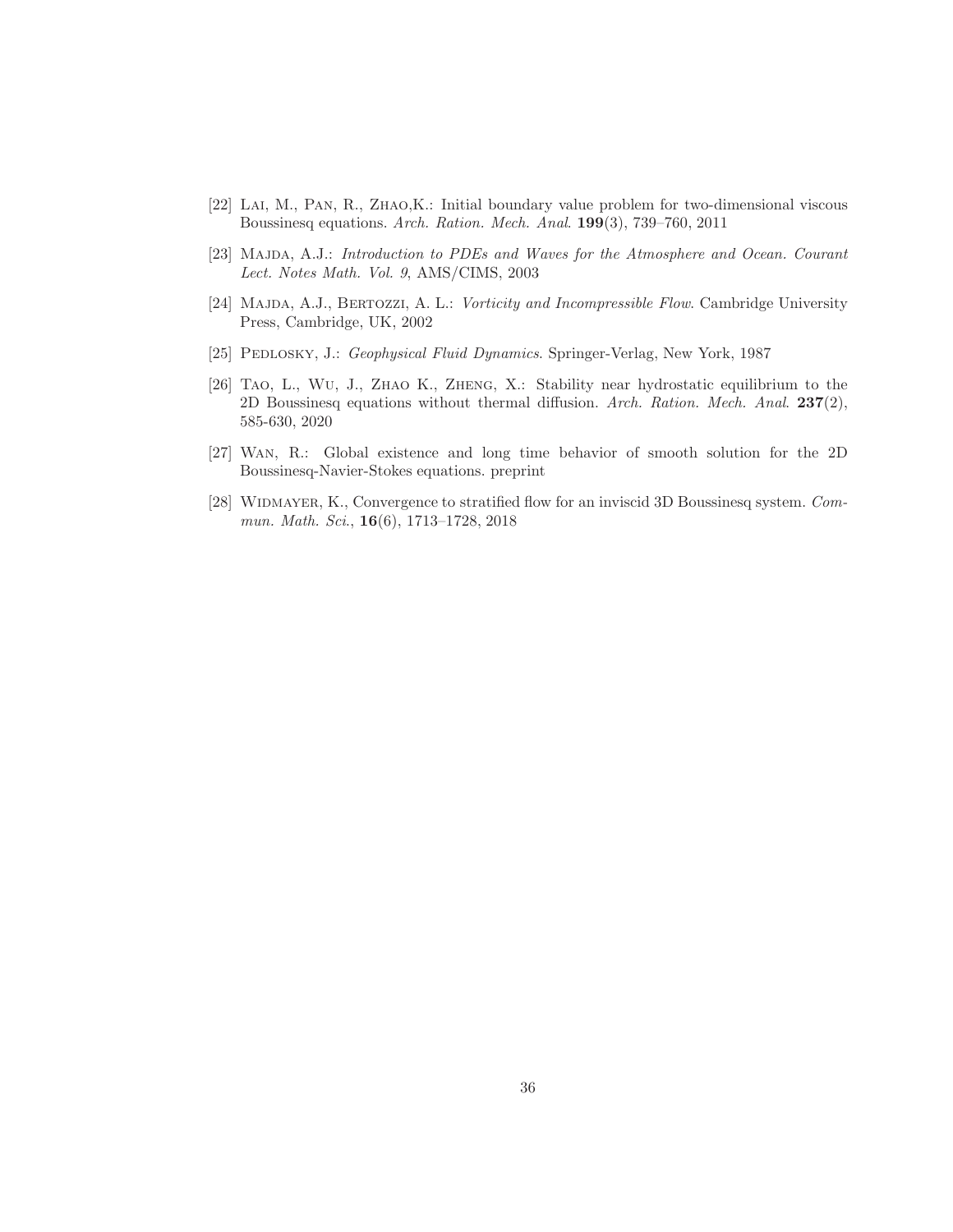[22] Lai, M., Pan, R., Zhao,K.: Initial boundary value problem for two-dimensional viscous Boussinesq equations. *Arch. Ration. Mech. Anal*. **199**(3), 739–760, 2011

[23] Majda, A.J.: *Introduction to PDEs and Waves for the Atmosphere and Ocean. Courant Lect. Notes Math. Vol. 9*, AMS/CIMS, 2003

[24] Majda, A.J., Bertozzi, A. L.: *Vorticity and Incompressible Flow*. Cambridge University Press, Cambridge, UK, 2002

[25] Pedlosky, J.: *Geophysical Fluid Dynamics*. Springer-Verlag, New York, 1987

[26] Tao, L., Wu, J., Zhao K., Zheng, X.: Stability near hydrostatic equilibrium to the 2D Boussinesq equations without thermal diffusion. *Arch. Ration. Mech. Anal*. **237**(2), 585-630, 2020

[27] Wan, R.: Global existence and long time behavior of smooth solution for the 2D Boussinesq-Navier-Stokes equations. preprint

[28] Widmayer, K., Convergence to stratified flow for an inviscid 3D Boussinesq system. *Commun. Math. Sci.*, **16**(6), 1713–1728, 2018